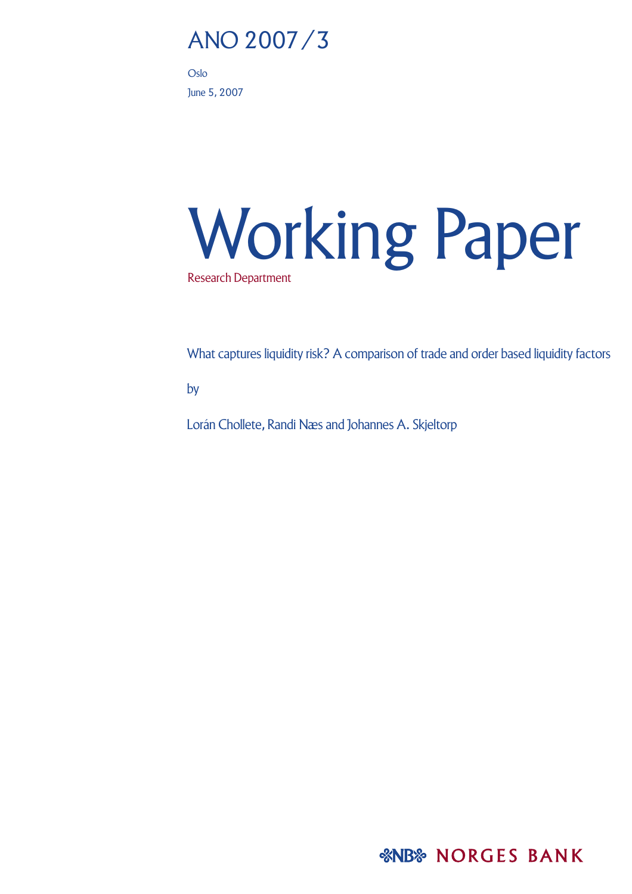ANO 2007/3

Oslo

June 5, 2007

# Working Paper

Research Department

What captures liquidity risk? A comparison of trade and order based liquidity factors

by

Lorán Chollete, Randi Næs and Johannes A. Skjeltorp

NORGES BANK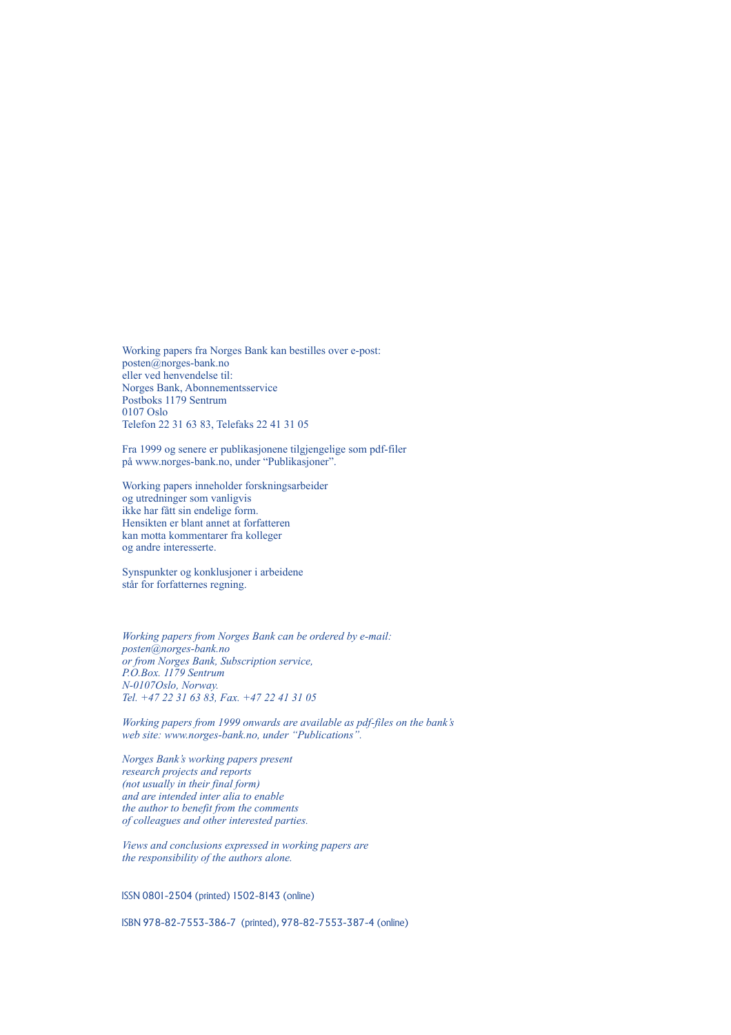Working papers fra Norges Bank kan bestilles over e-post:
posten@norges-bank.no
eller ved henvendelse til:
Norges Bank, Abonnementsservice
Postboks 1179 Sentrum
0107 Oslo
Telefon 22 31 63 83, Telefaks 22 41 31 05

Fra 1999 og senere er publikasjonene tilgjengelige som pdf-filer
på www.norges-bank.no, under "Publikasjoner".

Working papers inneholder forskningsarbeider
og utredninger som vanligvis
ikke har fått sin endelige form.
Hensikten er blant annet at forfatteren
kan motta kommentarer fra kolleger
og andre interesserte.

Synspunkter og konklusjoner i arbeidene
står for forfatternes regning.

*Working papers from Norges Bank can be ordered by e-mail:*
*posten@norges-bank.no*
*or from Norges Bank, Subscription service,*
*P.O.Box. 1179 Sentrum*
*N-0107Oslo, Norway.*
*Tel. +47 22 31 63 83, Fax. +47 22 41 31 05*

*Working papers from 1999 onwards are available as pdf-files on the bank's*
*web site: www.norges-bank.no, under "Publications".*

*Norges Bank's working papers present*
*research projects and reports*
*(not usually in their final form)*
*and are intended inter alia to enable*
*the author to benefit from the comments*
*of colleagues and other interested parties.*

*Views and conclusions expressed in working papers are*
*the responsibility of the authors alone.*

ISSN 0801-2504 (printed) 1502-8143 (online)

ISBN 978-82-7553-386-7 (printed), 978-82-7553-387-4 (online)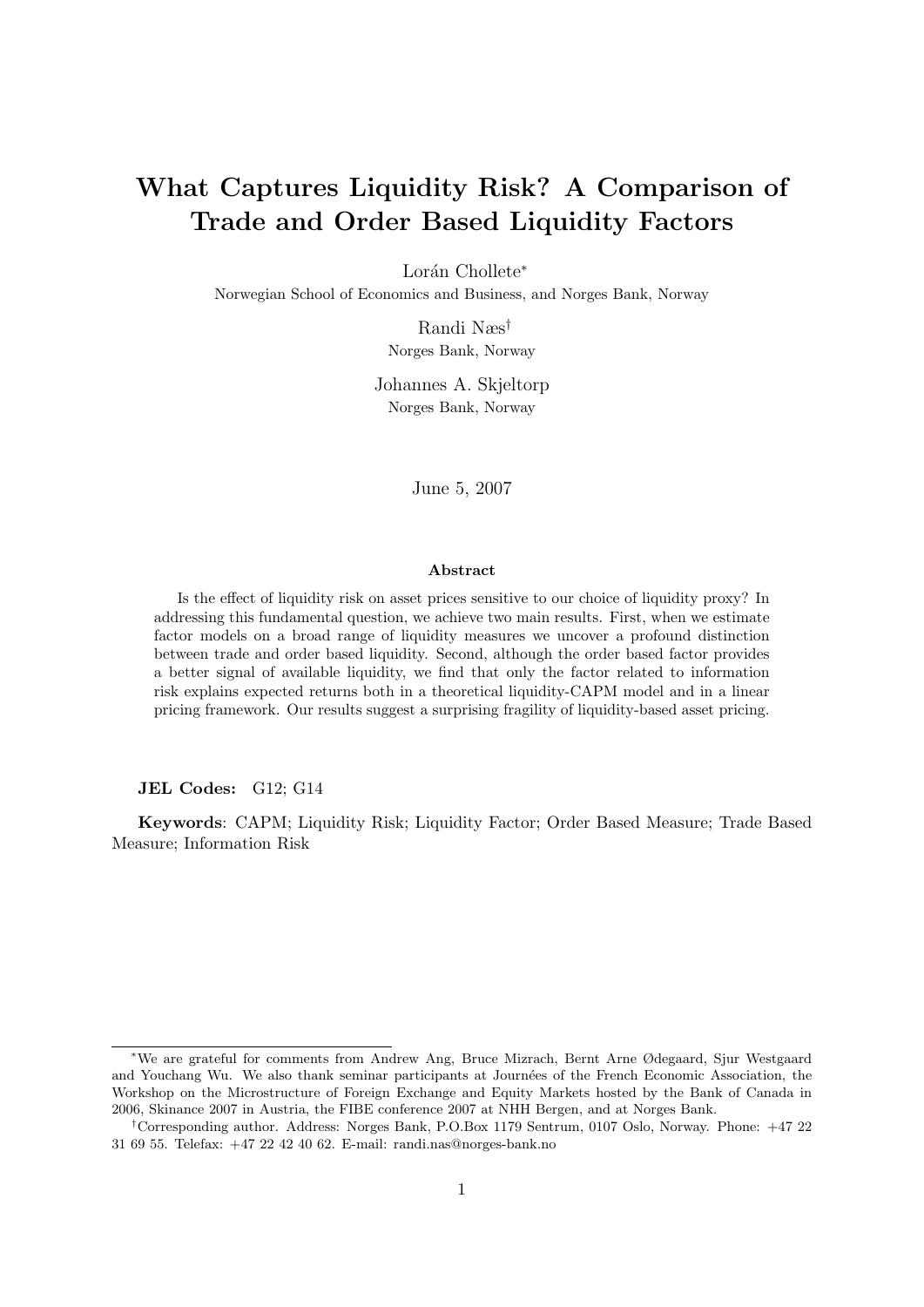# What Captures Liquidity Risk? A Comparison of Trade and Order Based Liquidity Factors

Lorán Chollete*
Norwegian School of Economics and Business, and Norges Bank, Norway

Randi Næs†
Norges Bank, Norway

Johannes A. Skjeltorp
Norges Bank, Norway

June 5, 2007

**Abstract**

Is the effect of liquidity risk on asset prices sensitive to our choice of liquidity proxy? In addressing this fundamental question, we achieve two main results. First, when we estimate factor models on a broad range of liquidity measures we uncover a profound distinction between trade and order based liquidity. Second, although the order based factor provides a better signal of available liquidity, we find that only the factor related to information risk explains expected returns both in a theoretical liquidity-CAPM model and in a linear pricing framework. Our results suggest a surprising fragility of liquidity-based asset pricing.

**JEL Codes:** G12; G14

**Keywords**: CAPM; Liquidity Risk; Liquidity Factor; Order Based Measure; Trade Based Measure; Information Risk

---

*We are grateful for comments from Andrew Ang, Bruce Mizrach, Bernt Arne Ødegaard, Sjur Westgaard and Youchang Wu. We also thank seminar participants at Journées of the French Economic Association, the Workshop on the Microstructure of Foreign Exchange and Equity Markets hosted by the Bank of Canada in 2006, Skinance 2007 in Austria, the FIBE conference 2007 at NHH Bergen, and at Norges Bank.

†Corresponding author. Address: Norges Bank, P.O.Box 1179 Sentrum, 0107 Oslo, Norway. Phone: +47 22 31 69 55. Telefax: +47 22 42 40 62. E-mail: randi.nas@norges-bank.no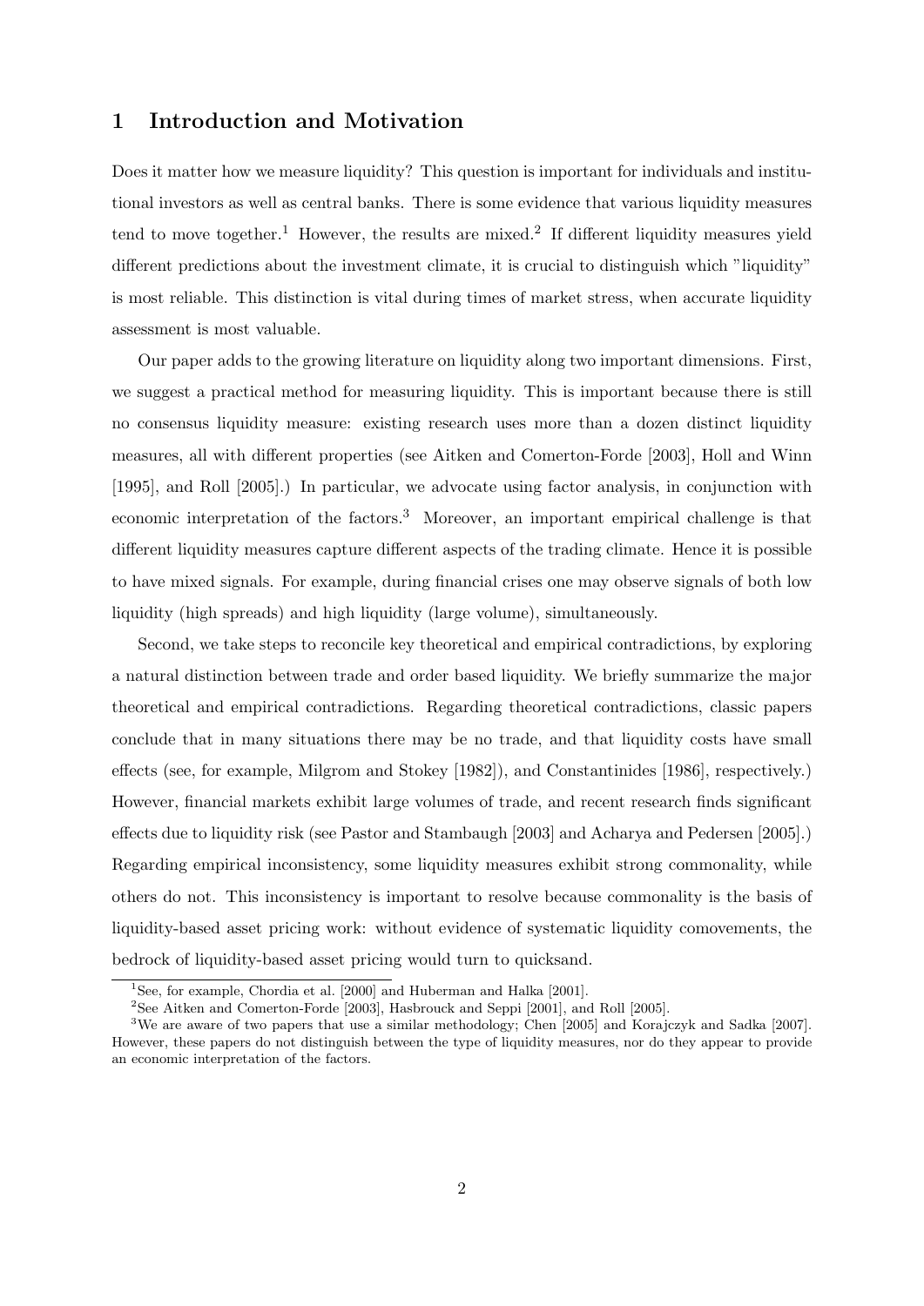# 1 Introduction and Motivation

Does it matter how we measure liquidity? This question is important for individuals and institutional investors as well as central banks. There is some evidence that various liquidity measures tend to move together.[1] However, the results are mixed.[2] If different liquidity measures yield different predictions about the investment climate, it is crucial to distinguish which "liquidity" is most reliable. This distinction is vital during times of market stress, when accurate liquidity assessment is most valuable.

Our paper adds to the growing literature on liquidity along two important dimensions. First, we suggest a practical method for measuring liquidity. This is important because there is still no consensus liquidity measure: existing research uses more than a dozen distinct liquidity measures, all with different properties (see Aitken and Comerton-Forde [2003], Holl and Winn [1995], and Roll [2005].) In particular, we advocate using factor analysis, in conjunction with economic interpretation of the factors.[3] Moreover, an important empirical challenge is that different liquidity measures capture different aspects of the trading climate. Hence it is possible to have mixed signals. For example, during financial crises one may observe signals of both low liquidity (high spreads) and high liquidity (large volume), simultaneously.

Second, we take steps to reconcile key theoretical and empirical contradictions, by exploring a natural distinction between trade and order based liquidity. We briefly summarize the major theoretical and empirical contradictions. Regarding theoretical contradictions, classic papers conclude that in many situations there may be no trade, and that liquidity costs have small effects (see, for example, Milgrom and Stokey [1982]), and Constantinides [1986], respectively.) However, financial markets exhibit large volumes of trade, and recent research finds significant effects due to liquidity risk (see Pastor and Stambaugh [2003] and Acharya and Pedersen [2005].) Regarding empirical inconsistency, some liquidity measures exhibit strong commonality, while others do not. This inconsistency is important to resolve because commonality is the basis of liquidity-based asset pricing work: without evidence of systematic liquidity comovements, the bedrock of liquidity-based asset pricing would turn to quicksand.

---

[1] See, for example, Chordia et al. [2000] and Huberman and Halka [2001].

[2] See Aitken and Comerton-Forde [2003], Hasbrouck and Seppi [2001], and Roll [2005].

[3] We are aware of two papers that use a similar methodology; Chen [2005] and Korajczyk and Sadka [2007]. However, these papers do not distinguish between the type of liquidity measures, nor do they appear to provide an economic interpretation of the factors.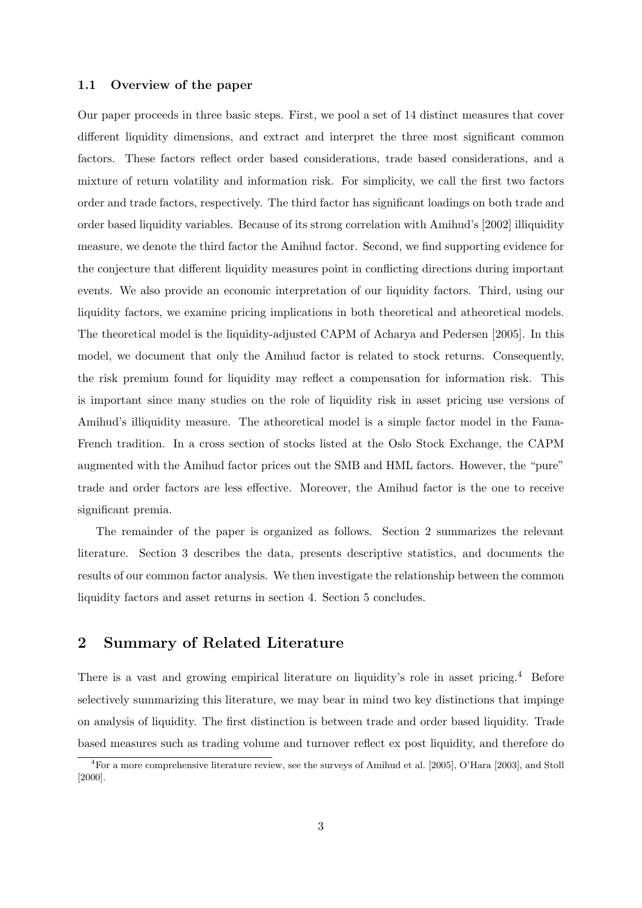### 1.1 Overview of the paper

Our paper proceeds in three basic steps. First, we pool a set of 14 distinct measures that cover different liquidity dimensions, and extract and interpret the three most significant common factors. These factors reflect order based considerations, trade based considerations, and a mixture of return volatility and information risk. For simplicity, we call the first two factors order and trade factors, respectively. The third factor has significant loadings on both trade and order based liquidity variables. Because of its strong correlation with Amihud's [2002] illiquidity measure, we denote the third factor the Amihud factor. Second, we find supporting evidence for the conjecture that different liquidity measures point in conflicting directions during important events. We also provide an economic interpretation of our liquidity factors. Third, using our liquidity factors, we examine pricing implications in both theoretical and atheoretical models. The theoretical model is the liquidity-adjusted CAPM of Acharya and Pedersen [2005]. In this model, we document that only the Amihud factor is related to stock returns. Consequently, the risk premium found for liquidity may reflect a compensation for information risk. This is important since many studies on the role of liquidity risk in asset pricing use versions of Amihud's illiquidity measure. The atheoretical model is a simple factor model in the Fama-French tradition. In a cross section of stocks listed at the Oslo Stock Exchange, the CAPM augmented with the Amihud factor prices out the SMB and HML factors. However, the "pure" trade and order factors are less effective. Moreover, the Amihud factor is the one to receive significant premia.

The remainder of the paper is organized as follows. Section 2 summarizes the relevant literature. Section 3 describes the data, presents descriptive statistics, and documents the results of our common factor analysis. We then investigate the relationship between the common liquidity factors and asset returns in section 4. Section 5 concludes.

## 2 Summary of Related Literature

There is a vast and growing empirical literature on liquidity's role in asset pricing.[4] Before selectively summarizing this literature, we may bear in mind two key distinctions that impinge on analysis of liquidity. The first distinction is between trade and order based liquidity. Trade based measures such as trading volume and turnover reflect ex post liquidity, and therefore do

[4] For a more comprehensive literature review, see the surveys of Amihud et al. [2005], O'Hara [2003], and Stoll [2000].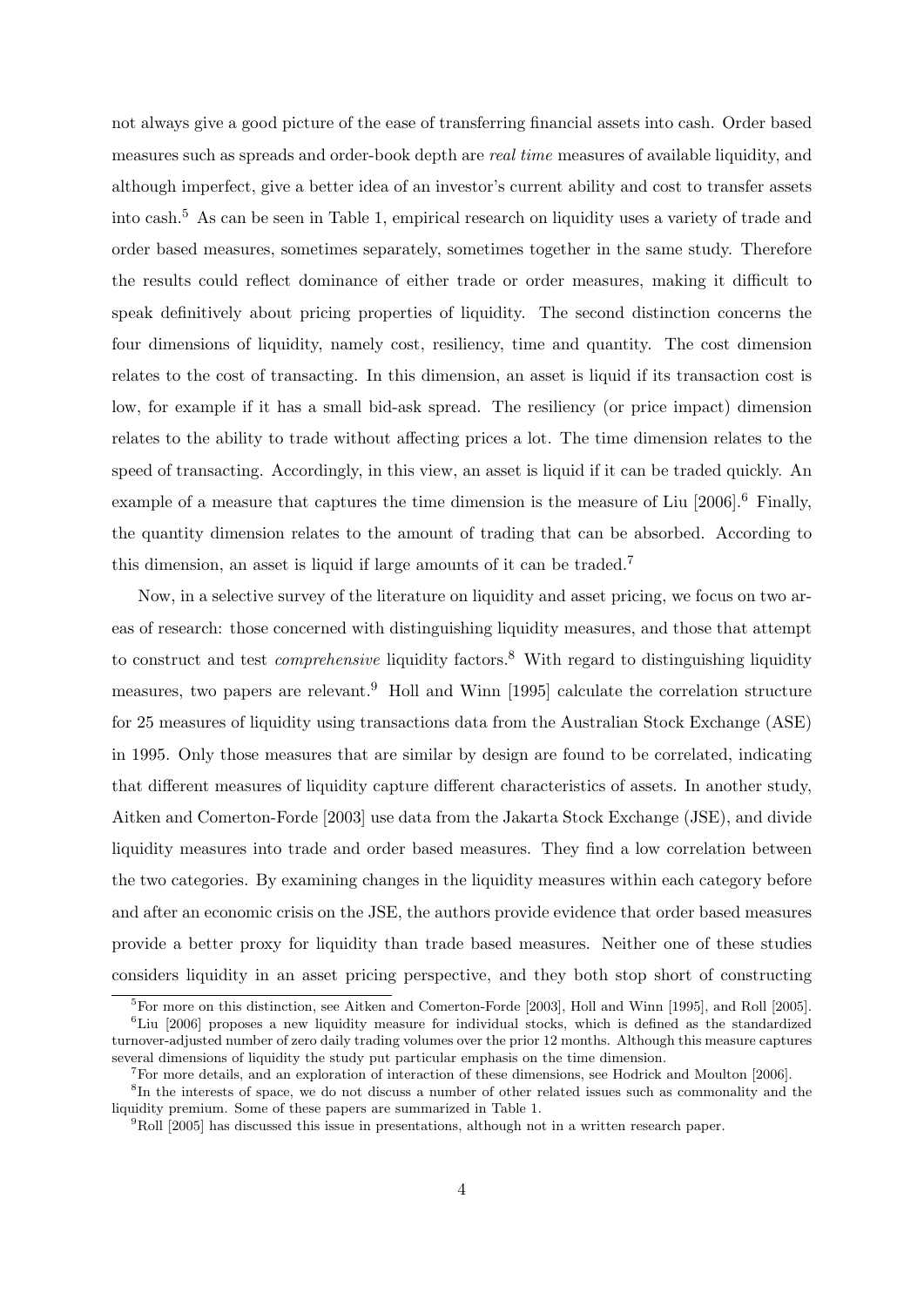not always give a good picture of the ease of transferring financial assets into cash. Order based measures such as spreads and order-book depth are *real time* measures of available liquidity, and although imperfect, give a better idea of an investor's current ability and cost to transfer assets into cash.[5] As can be seen in Table 1, empirical research on liquidity uses a variety of trade and order based measures, sometimes separately, sometimes together in the same study. Therefore the results could reflect dominance of either trade or order measures, making it difficult to speak definitively about pricing properties of liquidity. The second distinction concerns the four dimensions of liquidity, namely cost, resiliency, time and quantity. The cost dimension relates to the cost of transacting. In this dimension, an asset is liquid if its transaction cost is low, for example if it has a small bid-ask spread. The resiliency (or price impact) dimension relates to the ability to trade without affecting prices a lot. The time dimension relates to the speed of transacting. Accordingly, in this view, an asset is liquid if it can be traded quickly. An example of a measure that captures the time dimension is the measure of Liu [2006].[6] Finally, the quantity dimension relates to the amount of trading that can be absorbed. According to this dimension, an asset is liquid if large amounts of it can be traded.[7]

Now, in a selective survey of the literature on liquidity and asset pricing, we focus on two areas of research: those concerned with distinguishing liquidity measures, and those that attempt to construct and test *comprehensive* liquidity factors.[8] With regard to distinguishing liquidity measures, two papers are relevant.[9] Holl and Winn [1995] calculate the correlation structure for 25 measures of liquidity using transactions data from the Australian Stock Exchange (ASE) in 1995. Only those measures that are similar by design are found to be correlated, indicating that different measures of liquidity capture different characteristics of assets. In another study, Aitken and Comerton-Forde [2003] use data from the Jakarta Stock Exchange (JSE), and divide liquidity measures into trade and order based measures. They find a low correlation between the two categories. By examining changes in the liquidity measures within each category before and after an economic crisis on the JSE, the authors provide evidence that order based measures provide a better proxy for liquidity than trade based measures. Neither one of these studies considers liquidity in an asset pricing perspective, and they both stop short of constructing

[5] For more on this distinction, see Aitken and Comerton-Forde [2003], Holl and Winn [1995], and Roll [2005].

[6] Liu [2006] proposes a new liquidity measure for individual stocks, which is defined as the standardized turnover-adjusted number of zero daily trading volumes over the prior 12 months. Although this measure captures several dimensions of liquidity the study put particular emphasis on the time dimension.

[7] For more details, and an exploration of interaction of these dimensions, see Hodrick and Moulton [2006].

[8] In the interests of space, we do not discuss a number of other related issues such as commonality and the liquidity premium. Some of these papers are summarized in Table 1.

[9] Roll [2005] has discussed this issue in presentations, although not in a written research paper.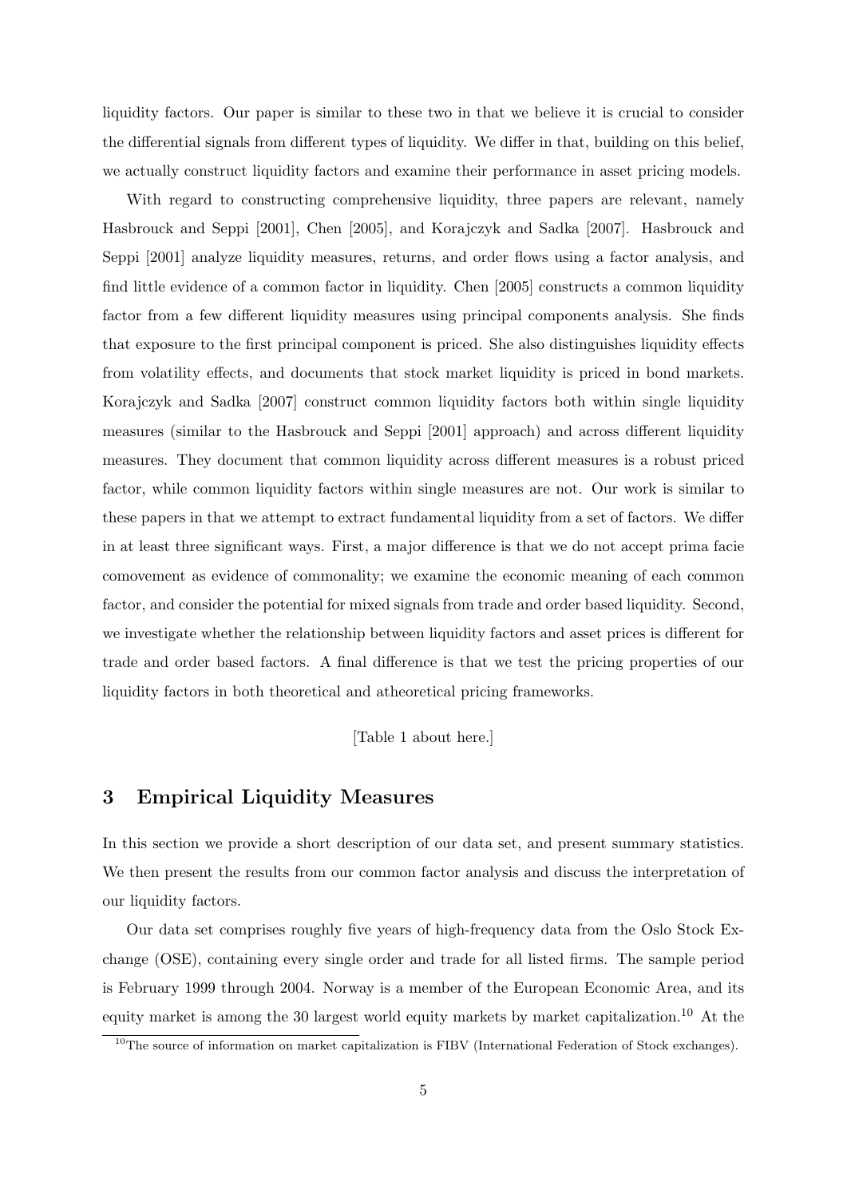liquidity factors. Our paper is similar to these two in that we believe it is crucial to consider the differential signals from different types of liquidity. We differ in that, building on this belief, we actually construct liquidity factors and examine their performance in asset pricing models.

With regard to constructing comprehensive liquidity, three papers are relevant, namely Hasbrouck and Seppi [2001], Chen [2005], and Korajczyk and Sadka [2007]. Hasbrouck and Seppi [2001] analyze liquidity measures, returns, and order flows using a factor analysis, and find little evidence of a common factor in liquidity. Chen [2005] constructs a common liquidity factor from a few different liquidity measures using principal components analysis. She finds that exposure to the first principal component is priced. She also distinguishes liquidity effects from volatility effects, and documents that stock market liquidity is priced in bond markets. Korajczyk and Sadka [2007] construct common liquidity factors both within single liquidity measures (similar to the Hasbrouck and Seppi [2001] approach) and across different liquidity measures. They document that common liquidity across different measures is a robust priced factor, while common liquidity factors within single measures are not. Our work is similar to these papers in that we attempt to extract fundamental liquidity from a set of factors. We differ in at least three significant ways. First, a major difference is that we do not accept prima facie comovement as evidence of commonality; we examine the economic meaning of each common factor, and consider the potential for mixed signals from trade and order based liquidity. Second, we investigate whether the relationship between liquidity factors and asset prices is different for trade and order based factors. A final difference is that we test the pricing properties of our liquidity factors in both theoretical and atheoretical pricing frameworks.

[Table 1 about here.]

# 3 Empirical Liquidity Measures

In this section we provide a short description of our data set, and present summary statistics. We then present the results from our common factor analysis and discuss the interpretation of our liquidity factors.

Our data set comprises roughly five years of high-frequency data from the Oslo Stock Exchange (OSE), containing every single order and trade for all listed firms. The sample period is February 1999 through 2004. Norway is a member of the European Economic Area, and its equity market is among the 30 largest world equity markets by market capitalization.[10] At the

[10] The source of information on market capitalization is FIBV (International Federation of Stock exchanges).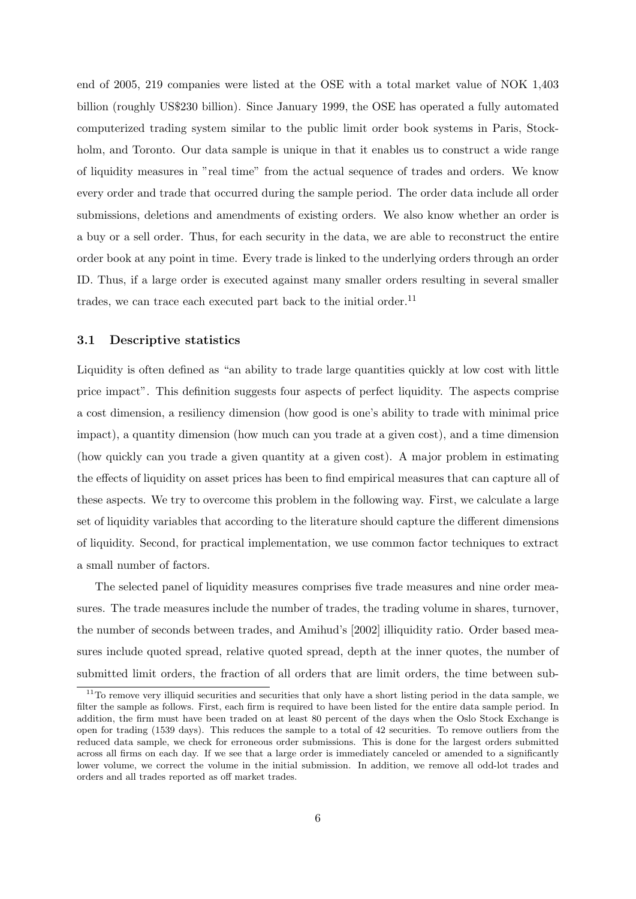end of 2005, 219 companies were listed at the OSE with a total market value of NOK 1,403 billion (roughly US$230 billion). Since January 1999, the OSE has operated a fully automated computerized trading system similar to the public limit order book systems in Paris, Stockholm, and Toronto. Our data sample is unique in that it enables us to construct a wide range of liquidity measures in "real time" from the actual sequence of trades and orders. We know every order and trade that occurred during the sample period. The order data include all order submissions, deletions and amendments of existing orders. We also know whether an order is a buy or a sell order. Thus, for each security in the data, we are able to reconstruct the entire order book at any point in time. Every trade is linked to the underlying orders through an order ID. Thus, if a large order is executed against many smaller orders resulting in several smaller trades, we can trace each executed part back to the initial order.[11]

### 3.1 Descriptive statistics

Liquidity is often defined as "an ability to trade large quantities quickly at low cost with little price impact". This definition suggests four aspects of perfect liquidity. The aspects comprise a cost dimension, a resiliency dimension (how good is one's ability to trade with minimal price impact), a quantity dimension (how much can you trade at a given cost), and a time dimension (how quickly can you trade a given quantity at a given cost). A major problem in estimating the effects of liquidity on asset prices has been to find empirical measures that can capture all of these aspects. We try to overcome this problem in the following way. First, we calculate a large set of liquidity variables that according to the literature should capture the different dimensions of liquidity. Second, for practical implementation, we use common factor techniques to extract a small number of factors.

The selected panel of liquidity measures comprises five trade measures and nine order measures. The trade measures include the number of trades, the trading volume in shares, turnover, the number of seconds between trades, and Amihud's [2002] illiquidity ratio. Order based measures include quoted spread, relative quoted spread, depth at the inner quotes, the number of submitted limit orders, the fraction of all orders that are limit orders, the time between sub-

---

[11] To remove very illiquid securities and securities that only have a short listing period in the data sample, we filter the sample as follows. First, each firm is required to have been listed for the entire data sample period. In addition, the firm must have been traded on at least 80 percent of the days when the Oslo Stock Exchange is open for trading (1539 days). This reduces the sample to a total of 42 securities. To remove outliers from the reduced data sample, we check for erroneous order submissions. This is done for the largest orders submitted across all firms on each day. If we see that a large order is immediately canceled or amended to a significantly lower volume, we correct the volume in the initial submission. In addition, we remove all odd-lot trades and orders and all trades reported as off market trades.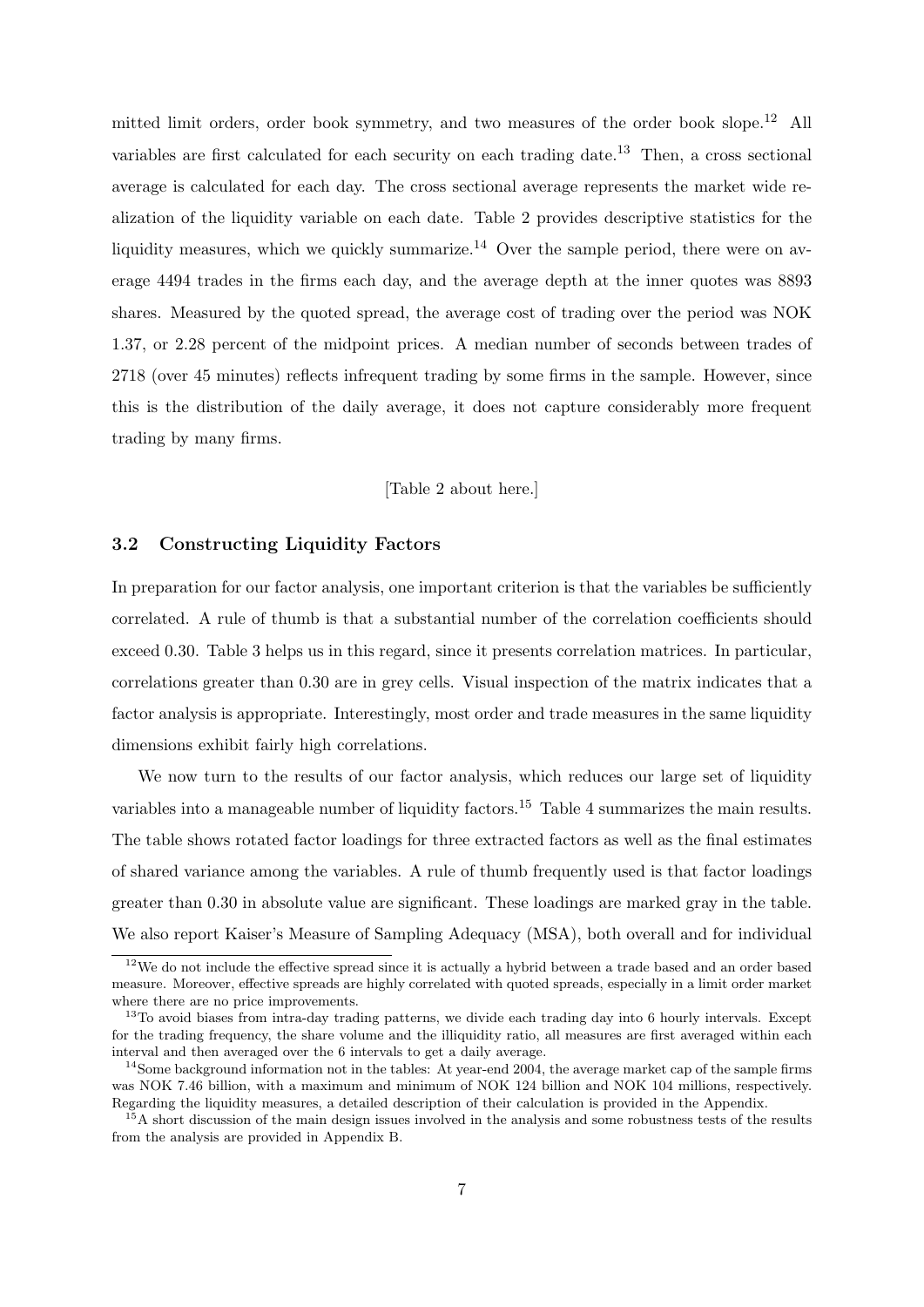mitted limit orders, order book symmetry, and two measures of the order book slope.[12] All variables are first calculated for each security on each trading date.[13] Then, a cross sectional average is calculated for each day. The cross sectional average represents the market wide realization of the liquidity variable on each date. Table 2 provides descriptive statistics for the liquidity measures, which we quickly summarize.[14] Over the sample period, there were on average 4494 trades in the firms each day, and the average depth at the inner quotes was 8893 shares. Measured by the quoted spread, the average cost of trading over the period was NOK 1.37, or 2.28 percent of the midpoint prices. A median number of seconds between trades of 2718 (over 45 minutes) reflects infrequent trading by some firms in the sample. However, since this is the distribution of the daily average, it does not capture considerably more frequent trading by many firms.

[Table 2 about here.]

### 3.2 Constructing Liquidity Factors

In preparation for our factor analysis, one important criterion is that the variables be sufficiently correlated. A rule of thumb is that a substantial number of the correlation coefficients should exceed 0.30. Table 3 helps us in this regard, since it presents correlation matrices. In particular, correlations greater than 0.30 are in grey cells. Visual inspection of the matrix indicates that a factor analysis is appropriate. Interestingly, most order and trade measures in the same liquidity dimensions exhibit fairly high correlations.

We now turn to the results of our factor analysis, which reduces our large set of liquidity variables into a manageable number of liquidity factors.[15] Table 4 summarizes the main results. The table shows rotated factor loadings for three extracted factors as well as the final estimates of shared variance among the variables. A rule of thumb frequently used is that factor loadings greater than 0.30 in absolute value are significant. These loadings are marked gray in the table. We also report Kaiser's Measure of Sampling Adequacy (MSA), both overall and for individual

---

[12] We do not include the effective spread since it is actually a hybrid between a trade based and an order based measure. Moreover, effective spreads are highly correlated with quoted spreads, especially in a limit order market where there are no price improvements.

[13] To avoid biases from intra-day trading patterns, we divide each trading day into 6 hourly intervals. Except for the trading frequency, the share volume and the illiquidity ratio, all measures are first averaged within each interval and then averaged over the 6 intervals to get a daily average.

[14] Some background information not in the tables: At year-end 2004, the average market cap of the sample firms was NOK 7.46 billion, with a maximum and minimum of NOK 124 billion and NOK 104 millions, respectively. Regarding the liquidity measures, a detailed description of their calculation is provided in the Appendix.

[15] A short discussion of the main design issues involved in the analysis and some robustness tests of the results from the analysis are provided in Appendix B.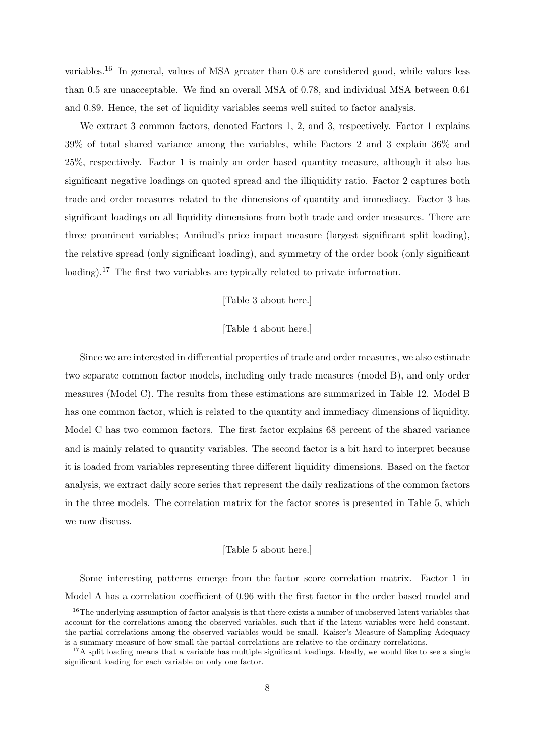variables.[16] In general, values of MSA greater than 0.8 are considered good, while values less than 0.5 are unacceptable. We find an overall MSA of 0.78, and individual MSA between 0.61 and 0.89. Hence, the set of liquidity variables seems well suited to factor analysis.

We extract 3 common factors, denoted Factors 1, 2, and 3, respectively. Factor 1 explains 39% of total shared variance among the variables, while Factors 2 and 3 explain 36% and 25%, respectively. Factor 1 is mainly an order based quantity measure, although it also has significant negative loadings on quoted spread and the illiquidity ratio. Factor 2 captures both trade and order measures related to the dimensions of quantity and immediacy. Factor 3 has significant loadings on all liquidity dimensions from both trade and order measures. There are three prominent variables; Amihud's price impact measure (largest significant split loading), the relative spread (only significant loading), and symmetry of the order book (only significant loading).[17] The first two variables are typically related to private information.

[Table 3 about here.]

[Table 4 about here.]

Since we are interested in differential properties of trade and order measures, we also estimate two separate common factor models, including only trade measures (model B), and only order measures (Model C). The results from these estimations are summarized in Table 12. Model B has one common factor, which is related to the quantity and immediacy dimensions of liquidity. Model C has two common factors. The first factor explains 68 percent of the shared variance and is mainly related to quantity variables. The second factor is a bit hard to interpret because it is loaded from variables representing three different liquidity dimensions. Based on the factor analysis, we extract daily score series that represent the daily realizations of the common factors in the three models. The correlation matrix for the factor scores is presented in Table 5, which we now discuss.

[Table 5 about here.]

Some interesting patterns emerge from the factor score correlation matrix. Factor 1 in Model A has a correlation coefficient of 0.96 with the first factor in the order based model and

[16] The underlying assumption of factor analysis is that there exists a number of unobserved latent variables that account for the correlations among the observed variables, such that if the latent variables were held constant, the partial correlations among the observed variables would be small. Kaiser's Measure of Sampling Adequacy is a summary measure of how small the partial correlations are relative to the ordinary correlations.

[17] A split loading means that a variable has multiple significant loadings. Ideally, we would like to see a single significant loading for each variable on only one factor.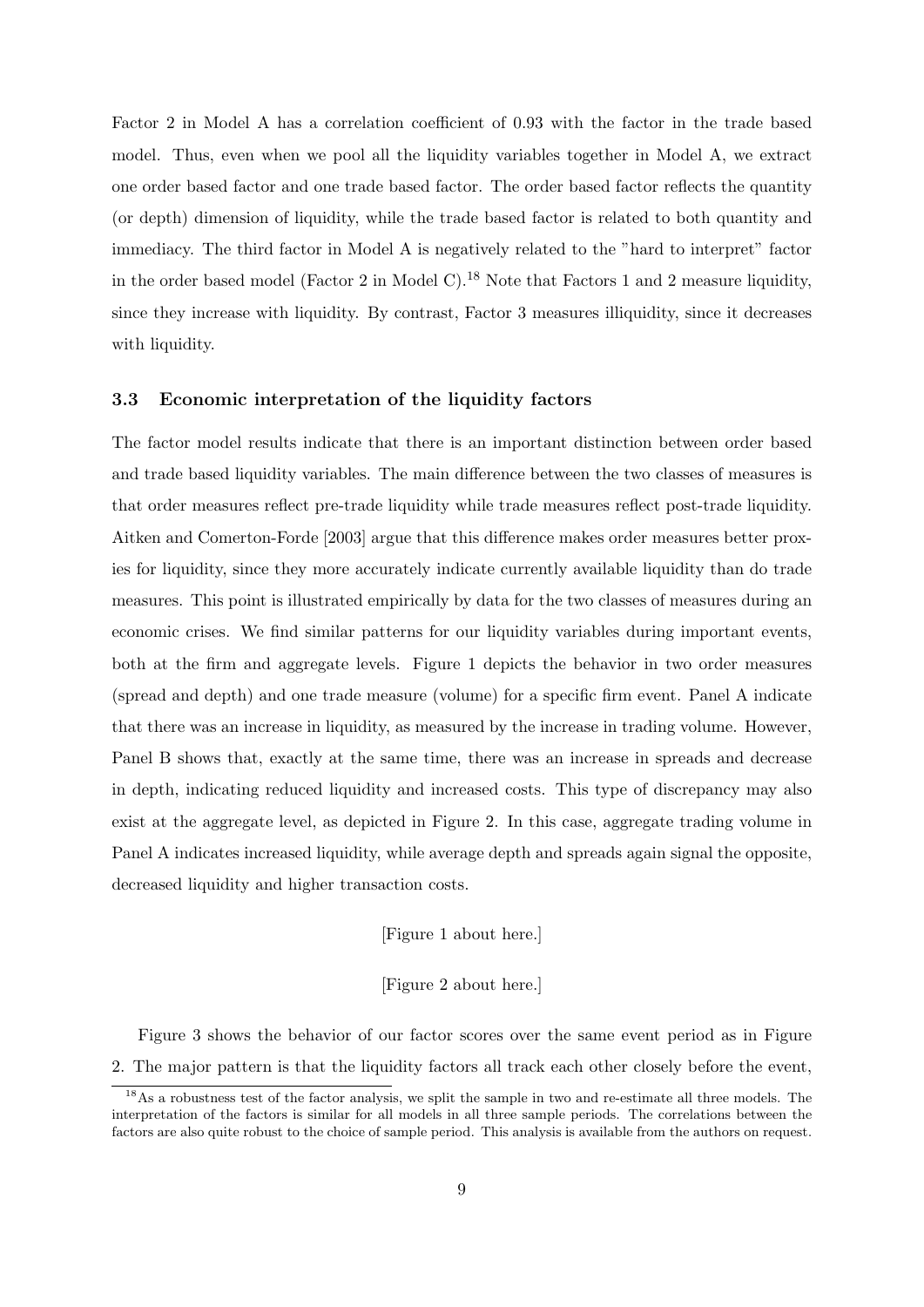Factor 2 in Model A has a correlation coefficient of 0.93 with the factor in the trade based model. Thus, even when we pool all the liquidity variables together in Model A, we extract one order based factor and one trade based factor. The order based factor reflects the quantity (or depth) dimension of liquidity, while the trade based factor is related to both quantity and immediacy. The third factor in Model A is negatively related to the "hard to interpret" factor in the order based model (Factor 2 in Model C).[18] Note that Factors 1 and 2 measure liquidity, since they increase with liquidity. By contrast, Factor 3 measures illiquidity, since it decreases with liquidity.

### 3.3 Economic interpretation of the liquidity factors

The factor model results indicate that there is an important distinction between order based and trade based liquidity variables. The main difference between the two classes of measures is that order measures reflect pre-trade liquidity while trade measures reflect post-trade liquidity. Aitken and Comerton-Forde [2003] argue that this difference makes order measures better proxies for liquidity, since they more accurately indicate currently available liquidity than do trade measures. This point is illustrated empirically by data for the two classes of measures during an economic crises. We find similar patterns for our liquidity variables during important events, both at the firm and aggregate levels. Figure 1 depicts the behavior in two order measures (spread and depth) and one trade measure (volume) for a specific firm event. Panel A indicate that there was an increase in liquidity, as measured by the increase in trading volume. However, Panel B shows that, exactly at the same time, there was an increase in spreads and decrease in depth, indicating reduced liquidity and increased costs. This type of discrepancy may also exist at the aggregate level, as depicted in Figure 2. In this case, aggregate trading volume in Panel A indicates increased liquidity, while average depth and spreads again signal the opposite, decreased liquidity and higher transaction costs.

[Figure 1 about here.]

[Figure 2 about here.]

Figure 3 shows the behavior of our factor scores over the same event period as in Figure 2. The major pattern is that the liquidity factors all track each other closely before the event,

[18] As a robustness test of the factor analysis, we split the sample in two and re-estimate all three models. The interpretation of the factors is similar for all models in all three sample periods. The correlations between the factors are also quite robust to the choice of sample period. This analysis is available from the authors on request.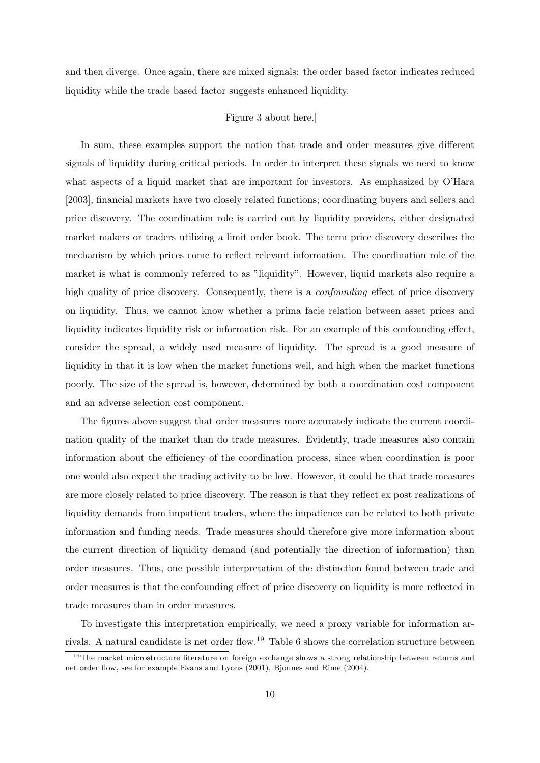and then diverge. Once again, there are mixed signals: the order based factor indicates reduced liquidity while the trade based factor suggests enhanced liquidity.

[Figure 3 about here.]

In sum, these examples support the notion that trade and order measures give different signals of liquidity during critical periods. In order to interpret these signals we need to know what aspects of a liquid market that are important for investors. As emphasized by O'Hara [2003], financial markets have two closely related functions; coordinating buyers and sellers and price discovery. The coordination role is carried out by liquidity providers, either designated market makers or traders utilizing a limit order book. The term price discovery describes the mechanism by which prices come to reflect relevant information. The coordination role of the market is what is commonly referred to as "liquidity". However, liquid markets also require a high quality of price discovery. Consequently, there is a *confounding* effect of price discovery on liquidity. Thus, we cannot know whether a prima facie relation between asset prices and liquidity indicates liquidity risk or information risk. For an example of this confounding effect, consider the spread, a widely used measure of liquidity. The spread is a good measure of liquidity in that it is low when the market functions well, and high when the market functions poorly. The size of the spread is, however, determined by both a coordination cost component and an adverse selection cost component.

The figures above suggest that order measures more accurately indicate the current coordination quality of the market than do trade measures. Evidently, trade measures also contain information about the efficiency of the coordination process, since when coordination is poor one would also expect the trading activity to be low. However, it could be that trade measures are more closely related to price discovery. The reason is that they reflect ex post realizations of liquidity demands from impatient traders, where the impatience can be related to both private information and funding needs. Trade measures should therefore give more information about the current direction of liquidity demand (and potentially the direction of information) than order measures. Thus, one possible interpretation of the distinction found between trade and order measures is that the confounding effect of price discovery on liquidity is more reflected in trade measures than in order measures.

To investigate this interpretation empirically, we need a proxy variable for information arrivals. A natural candidate is net order flow.[19] Table 6 shows the correlation structure between

[19] The market microstructure literature on foreign exchange shows a strong relationship between returns and net order flow, see for example Evans and Lyons (2001), Bjonnes and Rime (2004).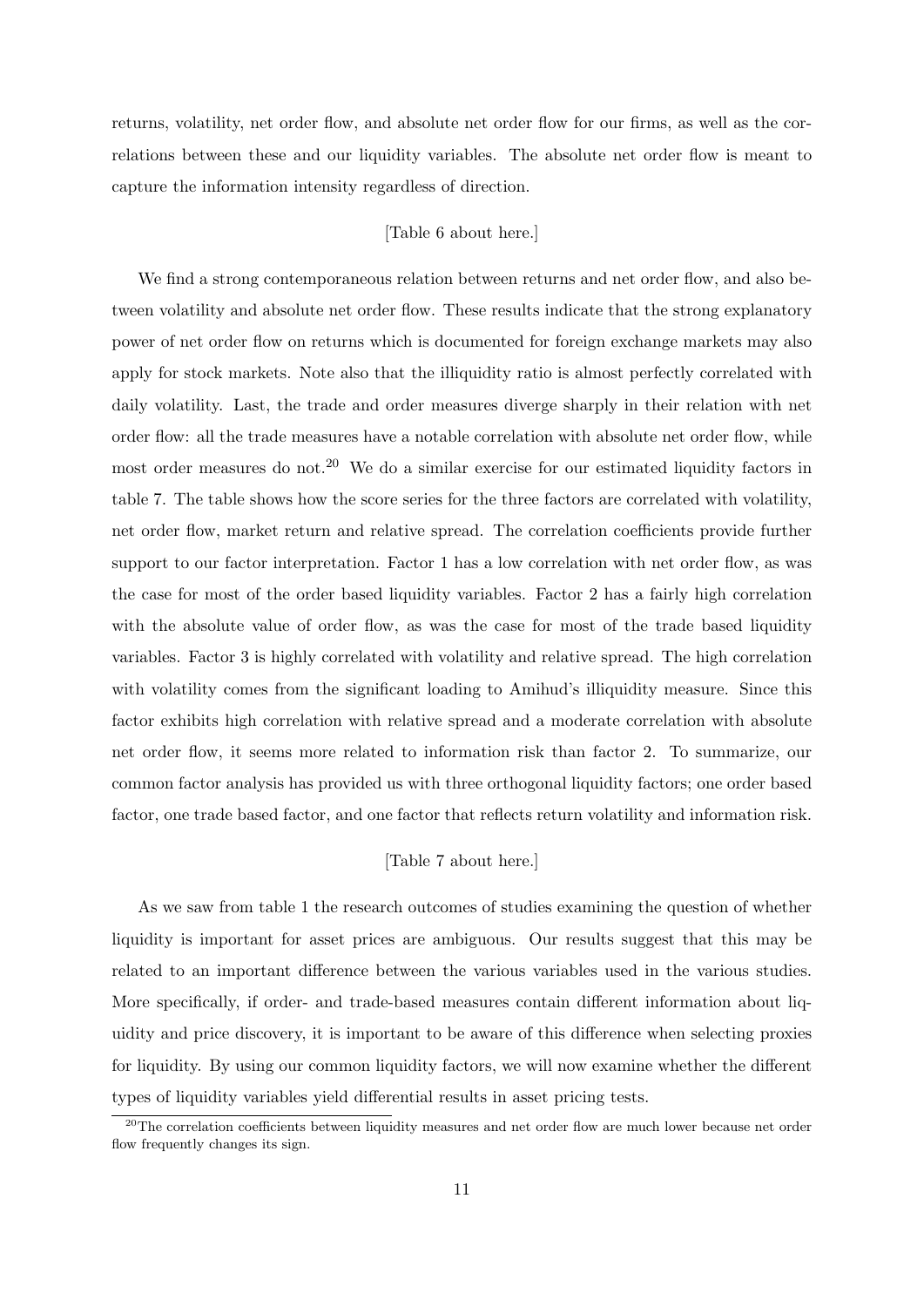returns, volatility, net order flow, and absolute net order flow for our firms, as well as the correlations between these and our liquidity variables. The absolute net order flow is meant to capture the information intensity regardless of direction.

[Table 6 about here.]

We find a strong contemporaneous relation between returns and net order flow, and also between volatility and absolute net order flow. These results indicate that the strong explanatory power of net order flow on returns which is documented for foreign exchange markets may also apply for stock markets. Note also that the illiquidity ratio is almost perfectly correlated with daily volatility. Last, the trade and order measures diverge sharply in their relation with net order flow: all the trade measures have a notable correlation with absolute net order flow, while most order measures do not.[20] We do a similar exercise for our estimated liquidity factors in table 7. The table shows how the score series for the three factors are correlated with volatility, net order flow, market return and relative spread. The correlation coefficients provide further support to our factor interpretation. Factor 1 has a low correlation with net order flow, as was the case for most of the order based liquidity variables. Factor 2 has a fairly high correlation with the absolute value of order flow, as was the case for most of the trade based liquidity variables. Factor 3 is highly correlated with volatility and relative spread. The high correlation with volatility comes from the significant loading to Amihud's illiquidity measure. Since this factor exhibits high correlation with relative spread and a moderate correlation with absolute net order flow, it seems more related to information risk than factor 2. To summarize, our common factor analysis has provided us with three orthogonal liquidity factors; one order based factor, one trade based factor, and one factor that reflects return volatility and information risk.

[Table 7 about here.]

As we saw from table 1 the research outcomes of studies examining the question of whether liquidity is important for asset prices are ambiguous. Our results suggest that this may be related to an important difference between the various variables used in the various studies. More specifically, if order- and trade-based measures contain different information about liquidity and price discovery, it is important to be aware of this difference when selecting proxies for liquidity. By using our common liquidity factors, we will now examine whether the different types of liquidity variables yield differential results in asset pricing tests.

[20] The correlation coefficients between liquidity measures and net order flow are much lower because net order flow frequently changes its sign.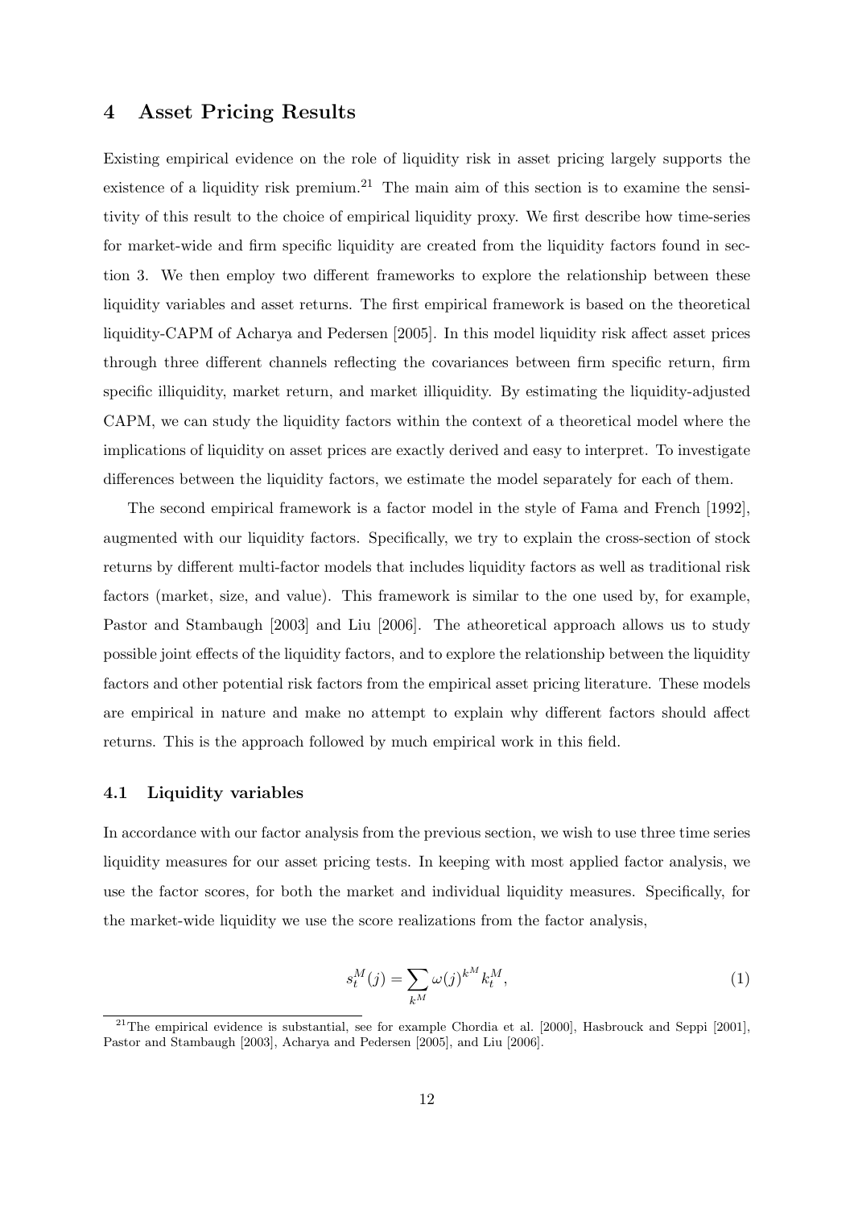# 4 Asset Pricing Results

Existing empirical evidence on the role of liquidity risk in asset pricing largely supports the existence of a liquidity risk premium.[21] The main aim of this section is to examine the sensitivity of this result to the choice of empirical liquidity proxy. We first describe how time-series for market-wide and firm specific liquidity are created from the liquidity factors found in section 3. We then employ two different frameworks to explore the relationship between these liquidity variables and asset returns. The first empirical framework is based on the theoretical liquidity-CAPM of Acharya and Pedersen [2005]. In this model liquidity risk affect asset prices through three different channels reflecting the covariances between firm specific return, firm specific illiquidity, market return, and market illiquidity. By estimating the liquidity-adjusted CAPM, we can study the liquidity factors within the context of a theoretical model where the implications of liquidity on asset prices are exactly derived and easy to interpret. To investigate differences between the liquidity factors, we estimate the model separately for each of them.

The second empirical framework is a factor model in the style of Fama and French [1992], augmented with our liquidity factors. Specifically, we try to explain the cross-section of stock returns by different multi-factor models that includes liquidity factors as well as traditional risk factors (market, size, and value). This framework is similar to the one used by, for example, Pastor and Stambaugh [2003] and Liu [2006]. The atheoretical approach allows us to study possible joint effects of the liquidity factors, and to explore the relationship between the liquidity factors and other potential risk factors from the empirical asset pricing literature. These models are empirical in nature and make no attempt to explain why different factors should affect returns. This is the approach followed by much empirical work in this field.

## 4.1 Liquidity variables

In accordance with our factor analysis from the previous section, we wish to use three time series liquidity measures for our asset pricing tests. In keeping with most applied factor analysis, we use the factor scores, for both the market and individual liquidity measures. Specifically, for the market-wide liquidity we use the score realizations from the factor analysis,

$$s_t^M(j) = \sum_{k^M} \omega(j)^{k^M} k_t^M, \tag{1}$$

[21] The empirical evidence is substantial, see for example Chordia et al. [2000], Hasbrouck and Seppi [2001], Pastor and Stambaugh [2003], Acharya and Pedersen [2005], and Liu [2006].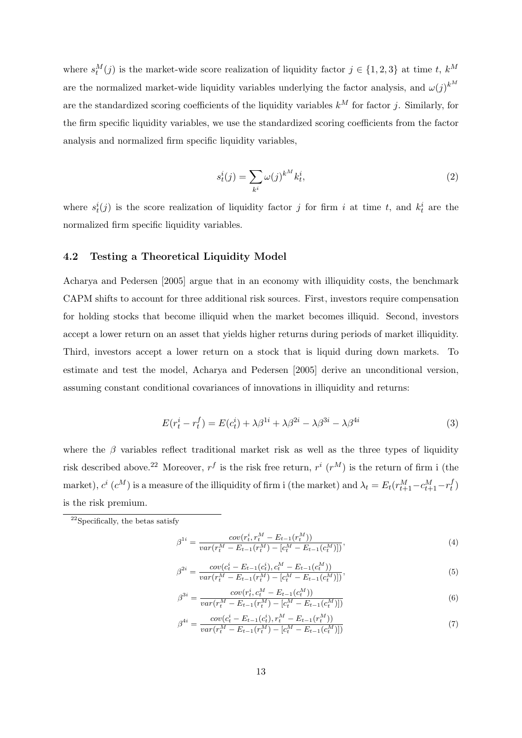where $s_t^M(j)$ is the market-wide score realization of liquidity factor $j \in \{1, 2, 3\}$ at time $t$, $k^M$ are the normalized market-wide liquidity variables underlying the factor analysis, and $\omega(j)^{k^M}$ are the standardized scoring coefficients of the liquidity variables $k^M$ for factor $j$. Similarly, for the firm specific liquidity variables, we use the standardized scoring coefficients from the factor analysis and normalized firm specific liquidity variables,

$$s_t^i(j) = \sum_{k^i} \omega(j)^{k^M} k_t^i, \tag{2}$$

where $s_t^i(j)$ is the score realization of liquidity factor $j$ for firm $i$ at time $t$, and $k_t^i$ are the normalized firm specific liquidity variables.

### 4.2 Testing a Theoretical Liquidity Model

Acharya and Pedersen [2005] argue that in an economy with illiquidity costs, the benchmark CAPM shifts to account for three additional risk sources. First, investors require compensation for holding stocks that become illiquid when the market becomes illiquid. Second, investors accept a lower return on an asset that yields higher returns during periods of market illiquidity. Third, investors accept a lower return on a stock that is liquid during down markets. To estimate and test the model, Acharya and Pedersen [2005] derive an unconditional version, assuming constant conditional covariances of innovations in illiquidity and returns:

$$E(r_t^i - r_t^f) = E(c_t^i) + \lambda\beta^{1i} + \lambda\beta^{2i} - \lambda\beta^{3i} - \lambda\beta^{4i} \tag{3}$$

where the $\beta$ variables reflect traditional market risk as well as the three types of liquidity risk described above.[22] Moreover, $r^f$ is the risk free return, $r^i$ ($r^M$) is the return of firm i (the market), $c^i$ ($c^M$) is a measure of the illiquidity of firm i (the market) and $\lambda_t = E_t(r_{t+1}^M - c_{t+1}^M - r_t^f)$ is the risk premium.

[22] Specifically, the betas satisfy

$$\beta^{1i} = \frac{cov(r_t^i, r_t^M - E_{t-1}(r_t^M))}{var(r_t^M - E_{t-1}(r_t^M) - [c_t^M - E_{t-1}(c_t^M)])}, \tag{4}$$

$$\beta^{2i} = \frac{cov(c_t^i - E_{t-1}(c_t^i), c_t^M - E_{t-1}(c_t^M))}{var(r_t^M - E_{t-1}(r_t^M) - [c_t^M - E_{t-1}(c_t^M)])}, \tag{5}$$

$$\beta^{3i} = \frac{cov(r_t^i, c_t^M - E_{t-1}(c_t^M))}{var(r_t^M - E_{t-1}(r_t^M) - [c_t^M - E_{t-1}(c_t^M)])} \tag{6}$$

$$\beta^{4i} = \frac{cov(c_t^i - E_{t-1}(c_t^i), r_t^M - E_{t-1}(r_t^M))}{var(r_t^M - E_{t-1}(r_t^M) - [c_t^M - E_{t-1}(c_t^M)])} \tag{7}$$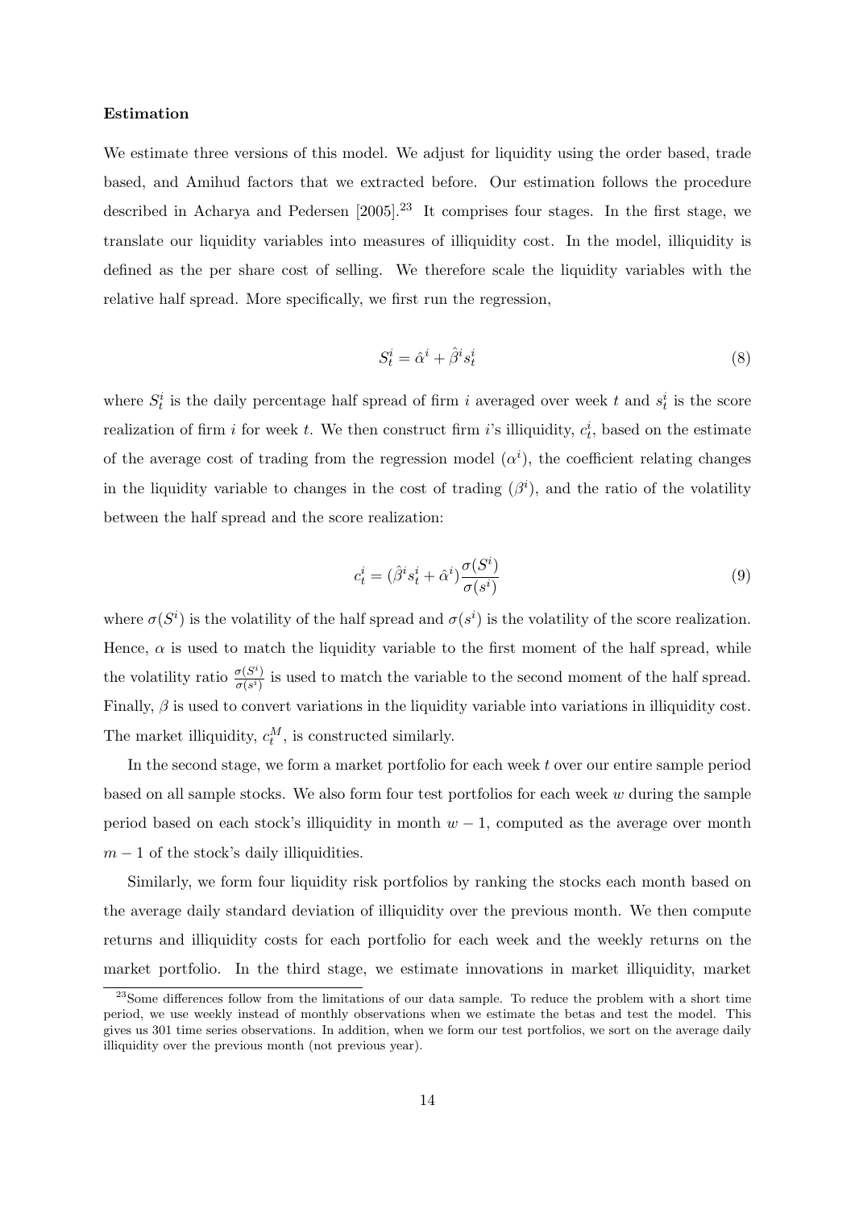**Estimation**

We estimate three versions of this model. We adjust for liquidity using the order based, trade based, and Amihud factors that we extracted before. Our estimation follows the procedure described in Acharya and Pedersen [2005].[23] It comprises four stages. In the first stage, we translate our liquidity variables into measures of illiquidity cost. In the model, illiquidity is defined as the per share cost of selling. We therefore scale the liquidity variables with the relative half spread. More specifically, we first run the regression,

$$S_t^i = \hat{\alpha}^i + \hat{\beta}^i s_t^i \tag{8}$$

where $S_t^i$ is the daily percentage half spread of firm $i$ averaged over week $t$ and $s_t^i$ is the score realization of firm $i$ for week $t$. We then construct firm $i$'s illiquidity, $c_t^i$, based on the estimate of the average cost of trading from the regression model ($\alpha^i$), the coefficient relating changes in the liquidity variable to changes in the cost of trading ($\beta^i$), and the ratio of the volatility between the half spread and the score realization:

$$c_t^i = (\hat{\beta}^i s_t^i + \hat{\alpha}^i)\frac{\sigma(S^i)}{\sigma(s^i)} \tag{9}$$

where $\sigma(S^i)$ is the volatility of the half spread and $\sigma(s^i)$ is the volatility of the score realization. Hence, $\alpha$ is used to match the liquidity variable to the first moment of the half spread, while the volatility ratio $\frac{\sigma(S^i)}{\sigma(s^i)}$ is used to match the variable to the second moment of the half spread. Finally, $\beta$ is used to convert variations in the liquidity variable into variations in illiquidity cost. The market illiquidity, $c_t^M$, is constructed similarly.

In the second stage, we form a market portfolio for each week $t$ over our entire sample period based on all sample stocks. We also form four test portfolios for each week $w$ during the sample period based on each stock's illiquidity in month $w-1$, computed as the average over month $m-1$ of the stock's daily illiquidities.

Similarly, we form four liquidity risk portfolios by ranking the stocks each month based on the average daily standard deviation of illiquidity over the previous month. We then compute returns and illiquidity costs for each portfolio for each week and the weekly returns on the market portfolio. In the third stage, we estimate innovations in market illiquidity, market

[23]Some differences follow from the limitations of our data sample. To reduce the problem with a short time period, we use weekly instead of monthly observations when we estimate the betas and test the model. This gives us 301 time series observations. In addition, when we form our test portfolios, we sort on the average daily illiquidity over the previous month (not previous year).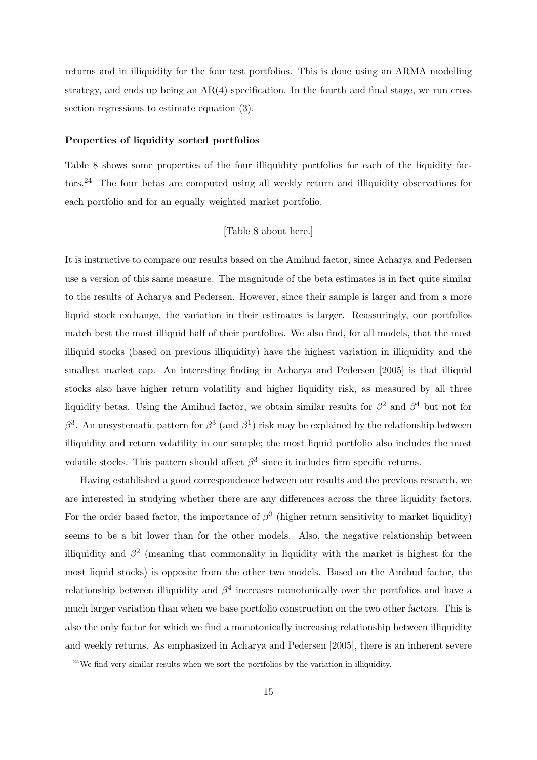returns and in illiquidity for the four test portfolios. This is done using an ARMA modelling strategy, and ends up being an AR(4) specification. In the fourth and final stage, we run cross section regressions to estimate equation (3).

**Properties of liquidity sorted portfolios**

Table 8 shows some properties of the four illiquidity portfolios for each of the liquidity factors.[24] The four betas are computed using all weekly return and illiquidity observations for each portfolio and for an equally weighted market portfolio.

[Table 8 about here.]

It is instructive to compare our results based on the Amihud factor, since Acharya and Pedersen use a version of this same measure. The magnitude of the beta estimates is in fact quite similar to the results of Acharya and Pedersen. However, since their sample is larger and from a more liquid stock exchange, the variation in their estimates is larger. Reassuringly, our portfolios match best the most illiquid half of their portfolios. We also find, for all models, that the most illiquid stocks (based on previous illiquidity) have the highest variation in illiquidity and the smallest market cap. An interesting finding in Acharya and Pedersen [2005] is that illiquid stocks also have higher return volatility and higher liquidity risk, as measured by all three liquidity betas. Using the Amihud factor, we obtain similar results for $\beta^2$ and $\beta^4$ but not for $\beta^3$. An unsystematic pattern for $\beta^3$ (and $\beta^1$) risk may be explained by the relationship between illiquidity and return volatility in our sample; the most liquid portfolio also includes the most volatile stocks. This pattern should affect $\beta^3$ since it includes firm specific returns.

Having established a good correspondence between our results and the previous research, we are interested in studying whether there are any differences across the three liquidity factors. For the order based factor, the importance of $\beta^3$ (higher return sensitivity to market liquidity) seems to be a bit lower than for the other models. Also, the negative relationship between illiquidity and $\beta^2$ (meaning that commonality in liquidity with the market is highest for the most liquid stocks) is opposite from the other two models. Based on the Amihud factor, the relationship between illiquidity and $\beta^4$ increases monotonically over the portfolios and have a much larger variation than when we base portfolio construction on the two other factors. This is also the only factor for which we find a monotonically increasing relationship between illiquidity and weekly returns. As emphasized in Acharya and Pedersen [2005], there is an inherent severe

[24] We find very similar results when we sort the portfolios by the variation in illiquidity.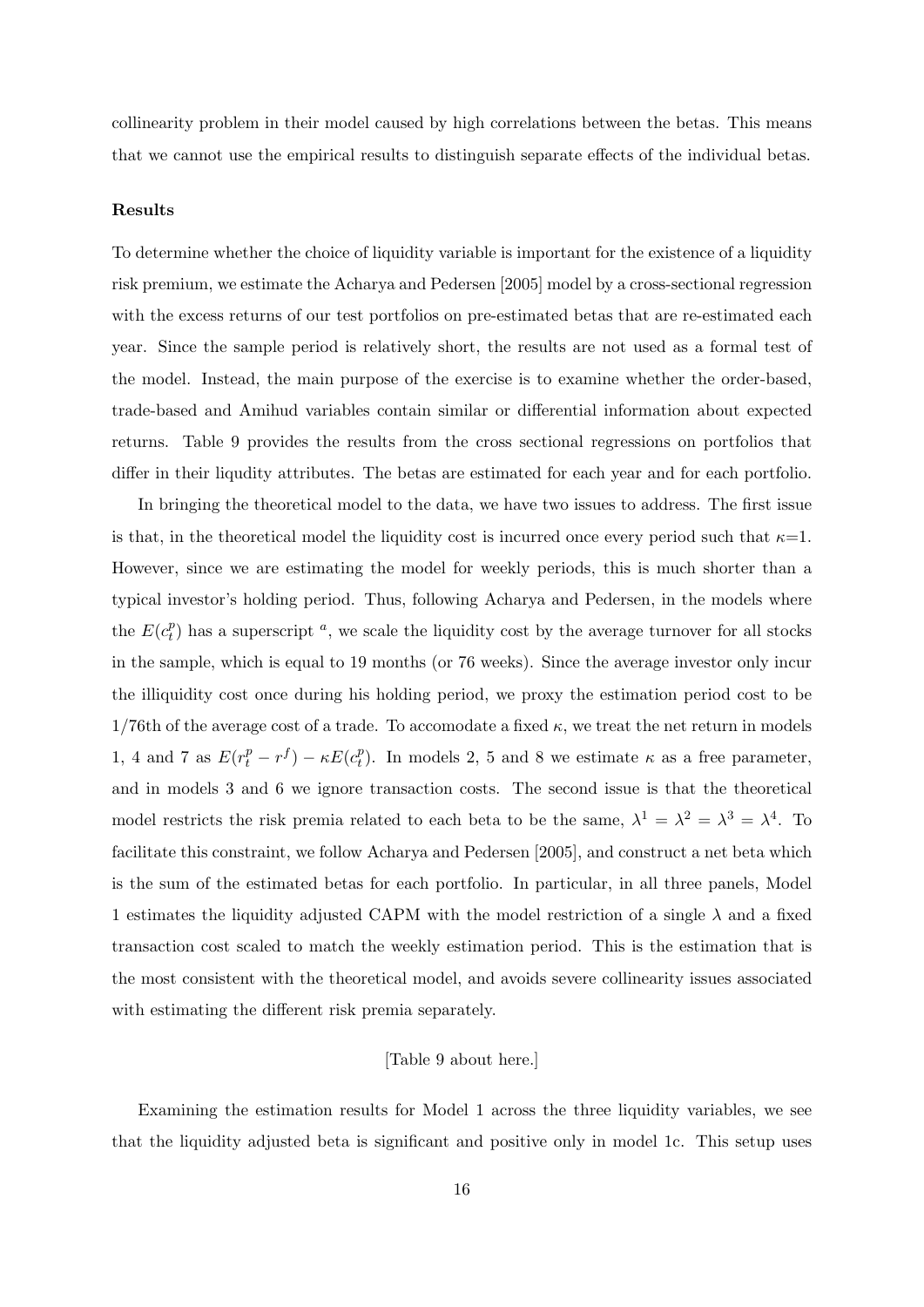collinearity problem in their model caused by high correlations between the betas. This means that we cannot use the empirical results to distinguish separate effects of the individual betas.

**Results**

To determine whether the choice of liquidity variable is important for the existence of a liquidity risk premium, we estimate the Acharya and Pedersen [2005] model by a cross-sectional regression with the excess returns of our test portfolios on pre-estimated betas that are re-estimated each year. Since the sample period is relatively short, the results are not used as a formal test of the model. Instead, the main purpose of the exercise is to examine whether the order-based, trade-based and Amihud variables contain similar or differential information about expected returns. Table 9 provides the results from the cross sectional regressions on portfolios that differ in their liqudity attributes. The betas are estimated for each year and for each portfolio.

In bringing the theoretical model to the data, we have two issues to address. The first issue is that, in the theoretical model the liquidity cost is incurred once every period such that $\kappa$=1. However, since we are estimating the model for weekly periods, this is much shorter than a typical investor's holding period. Thus, following Acharya and Pedersen, in the models where the $E(c_t^p)$ has a superscript $^a$, we scale the liquidity cost by the average turnover for all stocks in the sample, which is equal to 19 months (or 76 weeks). Since the average investor only incur the illiquidity cost once during his holding period, we proxy the estimation period cost to be 1/76th of the average cost of a trade. To accomodate a fixed $\kappa$, we treat the net return in models 1, 4 and 7 as $E(r_t^p - r^f) - \kappa E(c_t^p)$. In models 2, 5 and 8 we estimate $\kappa$ as a free parameter, and in models 3 and 6 we ignore transaction costs. The second issue is that the theoretical model restricts the risk premia related to each beta to be the same, $\lambda^1 = \lambda^2 = \lambda^3 = \lambda^4$. To facilitate this constraint, we follow Acharya and Pedersen [2005], and construct a net beta which is the sum of the estimated betas for each portfolio. In particular, in all three panels, Model 1 estimates the liquidity adjusted CAPM with the model restriction of a single $\lambda$ and a fixed transaction cost scaled to match the weekly estimation period. This is the estimation that is the most consistent with the theoretical model, and avoids severe collinearity issues associated with estimating the different risk premia separately.

[Table 9 about here.]

Examining the estimation results for Model 1 across the three liquidity variables, we see that the liquidity adjusted beta is significant and positive only in model 1c. This setup uses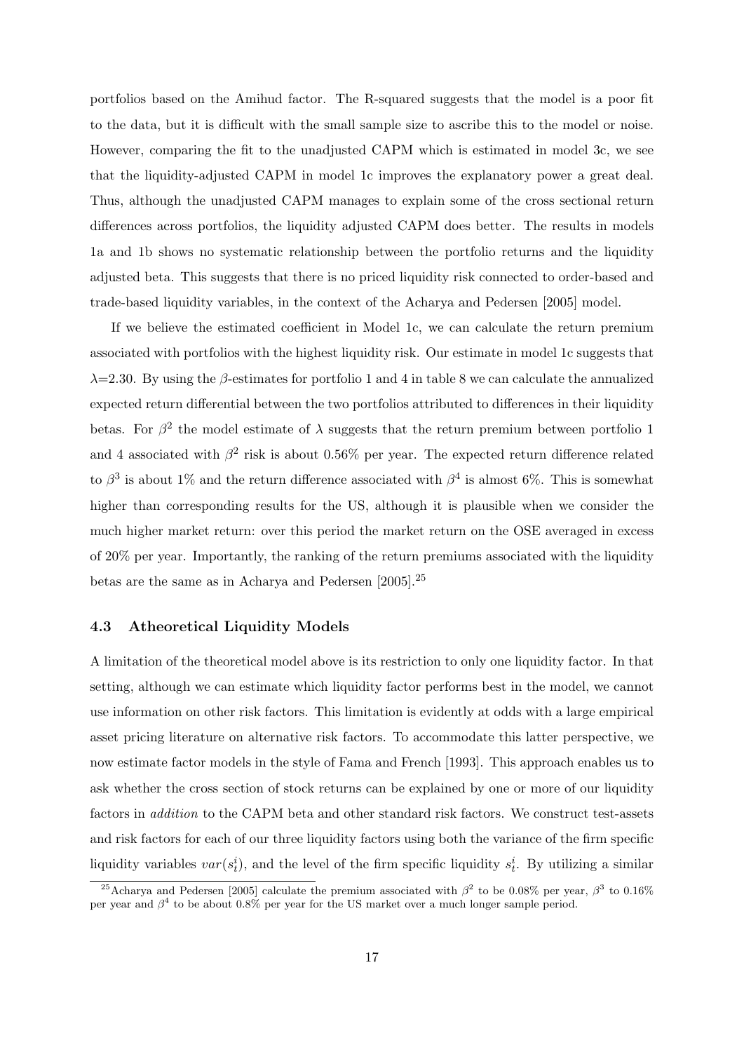portfolios based on the Amihud factor. The R-squared suggests that the model is a poor fit to the data, but it is difficult with the small sample size to ascribe this to the model or noise. However, comparing the fit to the unadjusted CAPM which is estimated in model 3c, we see that the liquidity-adjusted CAPM in model 1c improves the explanatory power a great deal. Thus, although the unadjusted CAPM manages to explain some of the cross sectional return differences across portfolios, the liquidity adjusted CAPM does better. The results in models 1a and 1b shows no systematic relationship between the portfolio returns and the liquidity adjusted beta. This suggests that there is no priced liquidity risk connected to order-based and trade-based liquidity variables, in the context of the Acharya and Pedersen [2005] model.

If we believe the estimated coefficient in Model 1c, we can calculate the return premium associated with portfolios with the highest liquidity risk. Our estimate in model 1c suggests that $\lambda$=2.30. By using the $\beta$-estimates for portfolio 1 and 4 in table 8 we can calculate the annualized expected return differential between the two portfolios attributed to differences in their liquidity betas. For $\beta^2$ the model estimate of $\lambda$ suggests that the return premium between portfolio 1 and 4 associated with $\beta^2$ risk is about 0.56% per year. The expected return difference related to $\beta^3$ is about 1% and the return difference associated with $\beta^4$ is almost 6%. This is somewhat higher than corresponding results for the US, although it is plausible when we consider the much higher market return: over this period the market return on the OSE averaged in excess of 20% per year. Importantly, the ranking of the return premiums associated with the liquidity betas are the same as in Acharya and Pedersen [2005].[25]

### 4.3 Atheoretical Liquidity Models

A limitation of the theoretical model above is its restriction to only one liquidity factor. In that setting, although we can estimate which liquidity factor performs best in the model, we cannot use information on other risk factors. This limitation is evidently at odds with a large empirical asset pricing literature on alternative risk factors. To accommodate this latter perspective, we now estimate factor models in the style of Fama and French [1993]. This approach enables us to ask whether the cross section of stock returns can be explained by one or more of our liquidity factors in *addition* to the CAPM beta and other standard risk factors. We construct test-assets and risk factors for each of our three liquidity factors using both the variance of the firm specific liquidity variables $var(s_t^i)$, and the level of the firm specific liquidity $s_t^i$. By utilizing a similar

[25] Acharya and Pedersen [2005] calculate the premium associated with $\beta^2$ to be 0.08% per year, $\beta^3$ to 0.16% per year and $\beta^4$ to be about 0.8% per year for the US market over a much longer sample period.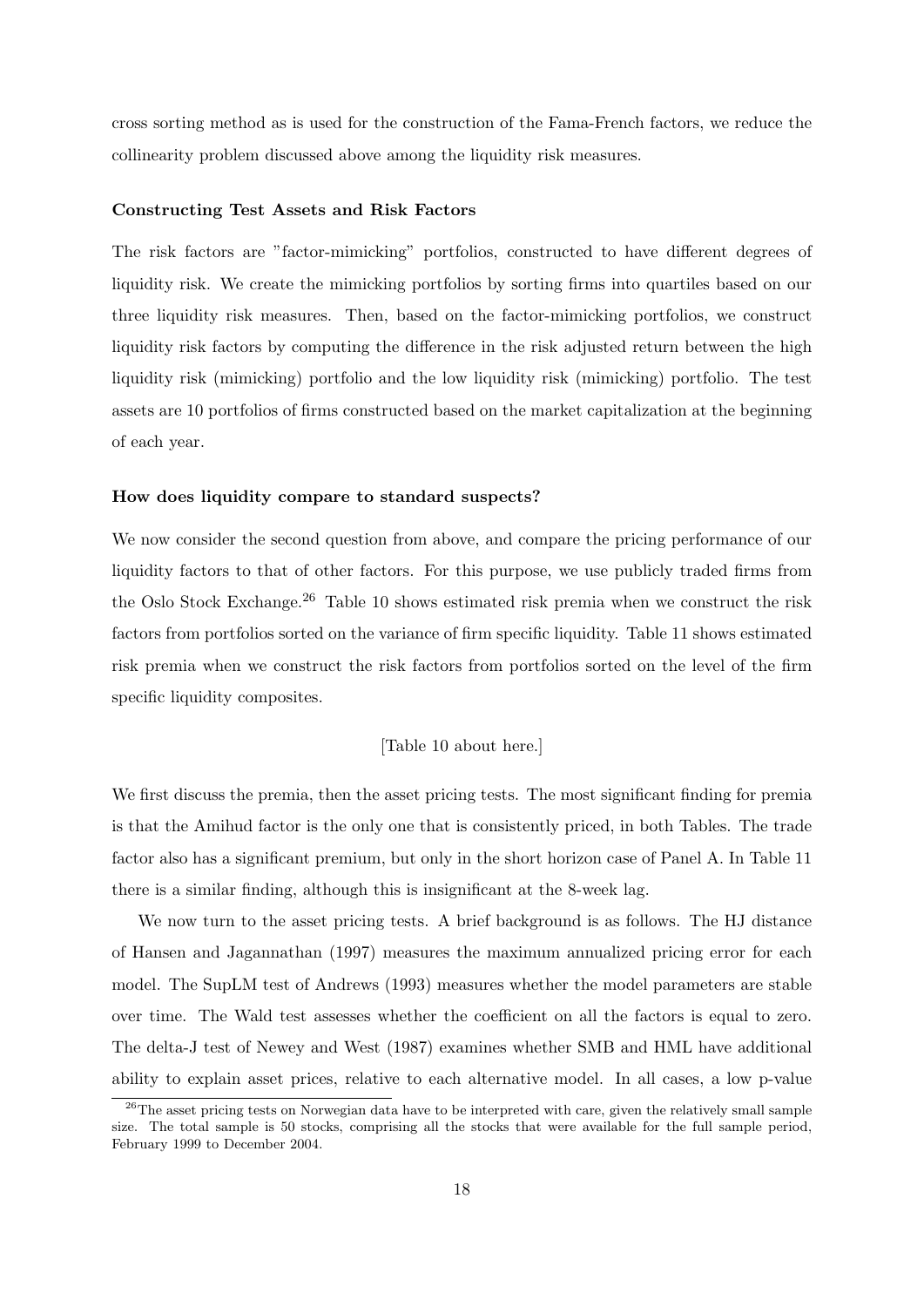cross sorting method as is used for the construction of the Fama-French factors, we reduce the collinearity problem discussed above among the liquidity risk measures.

#### Constructing Test Assets and Risk Factors

The risk factors are "factor-mimicking" portfolios, constructed to have different degrees of liquidity risk. We create the mimicking portfolios by sorting firms into quartiles based on our three liquidity risk measures. Then, based on the factor-mimicking portfolios, we construct liquidity risk factors by computing the difference in the risk adjusted return between the high liquidity risk (mimicking) portfolio and the low liquidity risk (mimicking) portfolio. The test assets are 10 portfolios of firms constructed based on the market capitalization at the beginning of each year.

#### How does liquidity compare to standard suspects?

We now consider the second question from above, and compare the pricing performance of our liquidity factors to that of other factors. For this purpose, we use publicly traded firms from the Oslo Stock Exchange.[26] Table 10 shows estimated risk premia when we construct the risk factors from portfolios sorted on the variance of firm specific liquidity. Table 11 shows estimated risk premia when we construct the risk factors from portfolios sorted on the level of the firm specific liquidity composites.

[Table 10 about here.]

We first discuss the premia, then the asset pricing tests. The most significant finding for premia is that the Amihud factor is the only one that is consistently priced, in both Tables. The trade factor also has a significant premium, but only in the short horizon case of Panel A. In Table 11 there is a similar finding, although this is insignificant at the 8-week lag.

We now turn to the asset pricing tests. A brief background is as follows. The HJ distance of Hansen and Jagannathan (1997) measures the maximum annualized pricing error for each model. The SupLM test of Andrews (1993) measures whether the model parameters are stable over time. The Wald test assesses whether the coefficient on all the factors is equal to zero. The delta-J test of Newey and West (1987) examines whether SMB and HML have additional ability to explain asset prices, relative to each alternative model. In all cases, a low p-value

[26] The asset pricing tests on Norwegian data have to be interpreted with care, given the relatively small sample size. The total sample is 50 stocks, comprising all the stocks that were available for the full sample period, February 1999 to December 2004.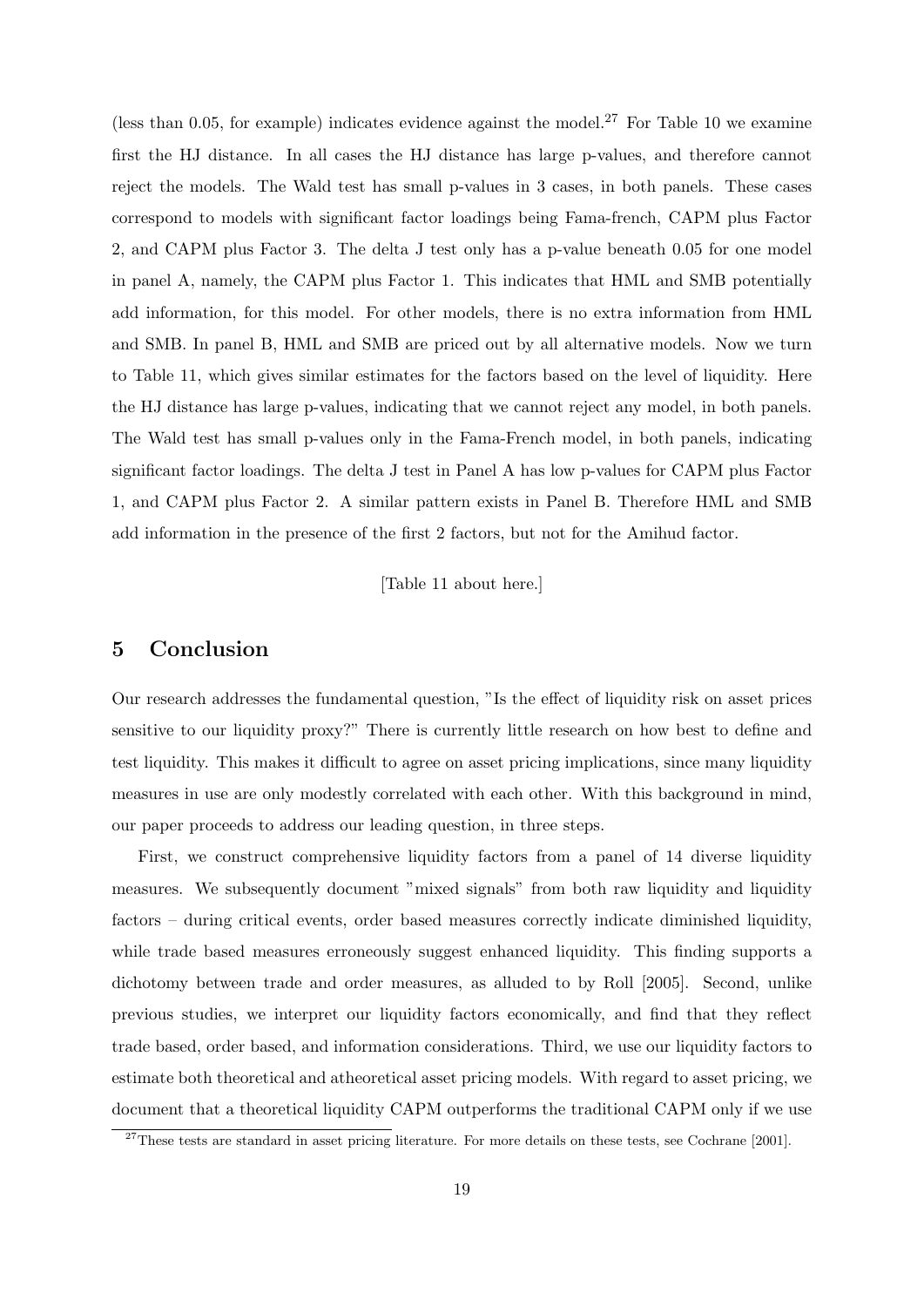(less than 0.05, for example) indicates evidence against the model.[27] For Table 10 we examine first the HJ distance. In all cases the HJ distance has large p-values, and therefore cannot reject the models. The Wald test has small p-values in 3 cases, in both panels. These cases correspond to models with significant factor loadings being Fama-french, CAPM plus Factor 2, and CAPM plus Factor 3. The delta J test only has a p-value beneath 0.05 for one model in panel A, namely, the CAPM plus Factor 1. This indicates that HML and SMB potentially add information, for this model. For other models, there is no extra information from HML and SMB. In panel B, HML and SMB are priced out by all alternative models. Now we turn to Table 11, which gives similar estimates for the factors based on the level of liquidity. Here the HJ distance has large p-values, indicating that we cannot reject any model, in both panels. The Wald test has small p-values only in the Fama-French model, in both panels, indicating significant factor loadings. The delta J test in Panel A has low p-values for CAPM plus Factor 1, and CAPM plus Factor 2. A similar pattern exists in Panel B. Therefore HML and SMB add information in the presence of the first 2 factors, but not for the Amihud factor.

[Table 11 about here.]

## 5 Conclusion

Our research addresses the fundamental question, "Is the effect of liquidity risk on asset prices sensitive to our liquidity proxy?" There is currently little research on how best to define and test liquidity. This makes it difficult to agree on asset pricing implications, since many liquidity measures in use are only modestly correlated with each other. With this background in mind, our paper proceeds to address our leading question, in three steps.

First, we construct comprehensive liquidity factors from a panel of 14 diverse liquidity measures. We subsequently document "mixed signals" from both raw liquidity and liquidity factors – during critical events, order based measures correctly indicate diminished liquidity, while trade based measures erroneously suggest enhanced liquidity. This finding supports a dichotomy between trade and order measures, as alluded to by Roll [2005]. Second, unlike previous studies, we interpret our liquidity factors economically, and find that they reflect trade based, order based, and information considerations. Third, we use our liquidity factors to estimate both theoretical and atheoretical asset pricing models. With regard to asset pricing, we document that a theoretical liquidity CAPM outperforms the traditional CAPM only if we use

[27]These tests are standard in asset pricing literature. For more details on these tests, see Cochrane [2001].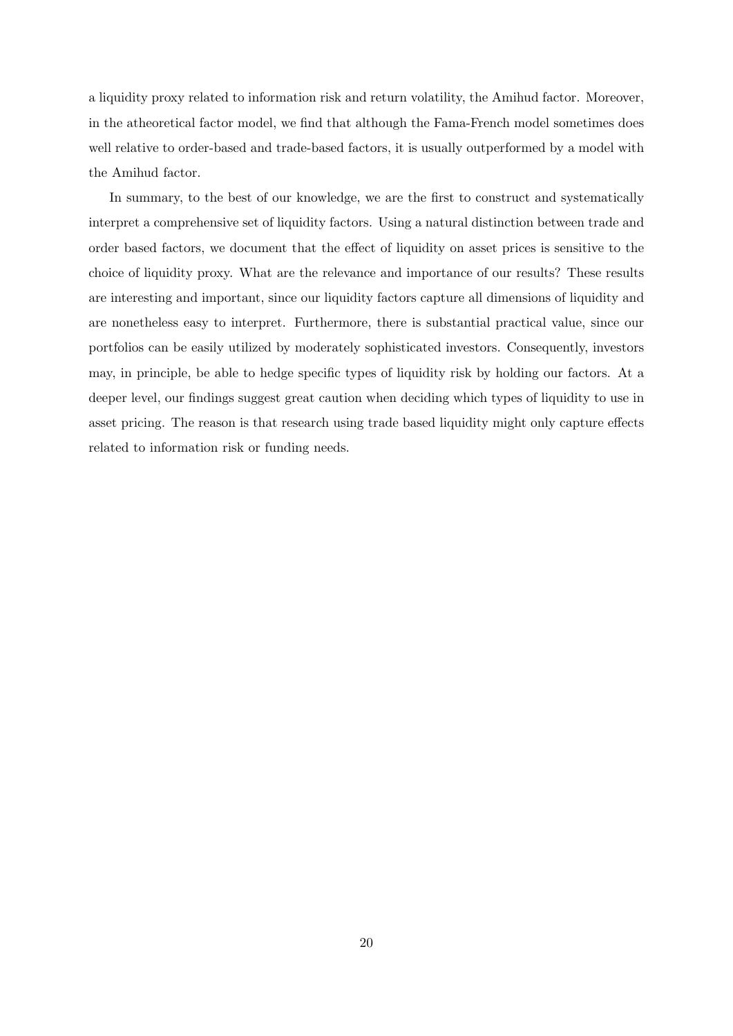a liquidity proxy related to information risk and return volatility, the Amihud factor. Moreover, in the atheoretical factor model, we find that although the Fama-French model sometimes does well relative to order-based and trade-based factors, it is usually outperformed by a model with the Amihud factor.

In summary, to the best of our knowledge, we are the first to construct and systematically interpret a comprehensive set of liquidity factors. Using a natural distinction between trade and order based factors, we document that the effect of liquidity on asset prices is sensitive to the choice of liquidity proxy. What are the relevance and importance of our results? These results are interesting and important, since our liquidity factors capture all dimensions of liquidity and are nonetheless easy to interpret. Furthermore, there is substantial practical value, since our portfolios can be easily utilized by moderately sophisticated investors. Consequently, investors may, in principle, be able to hedge specific types of liquidity risk by holding our factors. At a deeper level, our findings suggest great caution when deciding which types of liquidity to use in asset pricing. The reason is that research using trade based liquidity might only capture effects related to information risk or funding needs.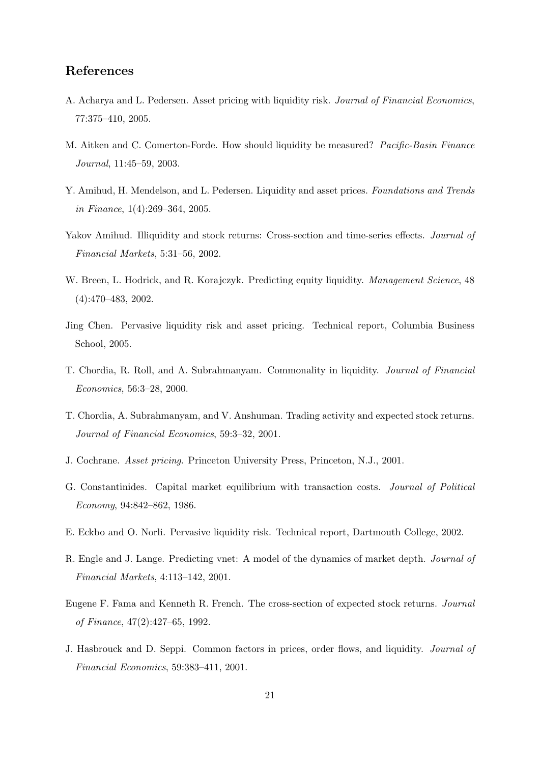## References

A. Acharya and L. Pedersen. Asset pricing with liquidity risk. *Journal of Financial Economics*, 77:375–410, 2005.

M. Aitken and C. Comerton-Forde. How should liquidity be measured? *Pacific-Basin Finance Journal*, 11:45–59, 2003.

Y. Amihud, H. Mendelson, and L. Pedersen. Liquidity and asset prices. *Foundations and Trends in Finance*, 1(4):269–364, 2005.

Yakov Amihud. Illiquidity and stock returns: Cross-section and time-series effects. *Journal of Financial Markets*, 5:31–56, 2002.

W. Breen, L. Hodrick, and R. Korajczyk. Predicting equity liquidity. *Management Science*, 48 (4):470–483, 2002.

Jing Chen. Pervasive liquidity risk and asset pricing. Technical report, Columbia Business School, 2005.

T. Chordia, R. Roll, and A. Subrahmanyam. Commonality in liquidity. *Journal of Financial Economics*, 56:3–28, 2000.

T. Chordia, A. Subrahmanyam, and V. Anshuman. Trading activity and expected stock returns. *Journal of Financial Economics*, 59:3–32, 2001.

J. Cochrane. *Asset pricing*. Princeton University Press, Princeton, N.J., 2001.

G. Constantinides. Capital market equilibrium with transaction costs. *Journal of Political Economy*, 94:842–862, 1986.

E. Eckbo and O. Norli. Pervasive liquidity risk. Technical report, Dartmouth College, 2002.

R. Engle and J. Lange. Predicting vnet: A model of the dynamics of market depth. *Journal of Financial Markets*, 4:113–142, 2001.

Eugene F. Fama and Kenneth R. French. The cross-section of expected stock returns. *Journal of Finance*, 47(2):427–65, 1992.

J. Hasbrouck and D. Seppi. Common factors in prices, order flows, and liquidity. *Journal of Financial Economics*, 59:383–411, 2001.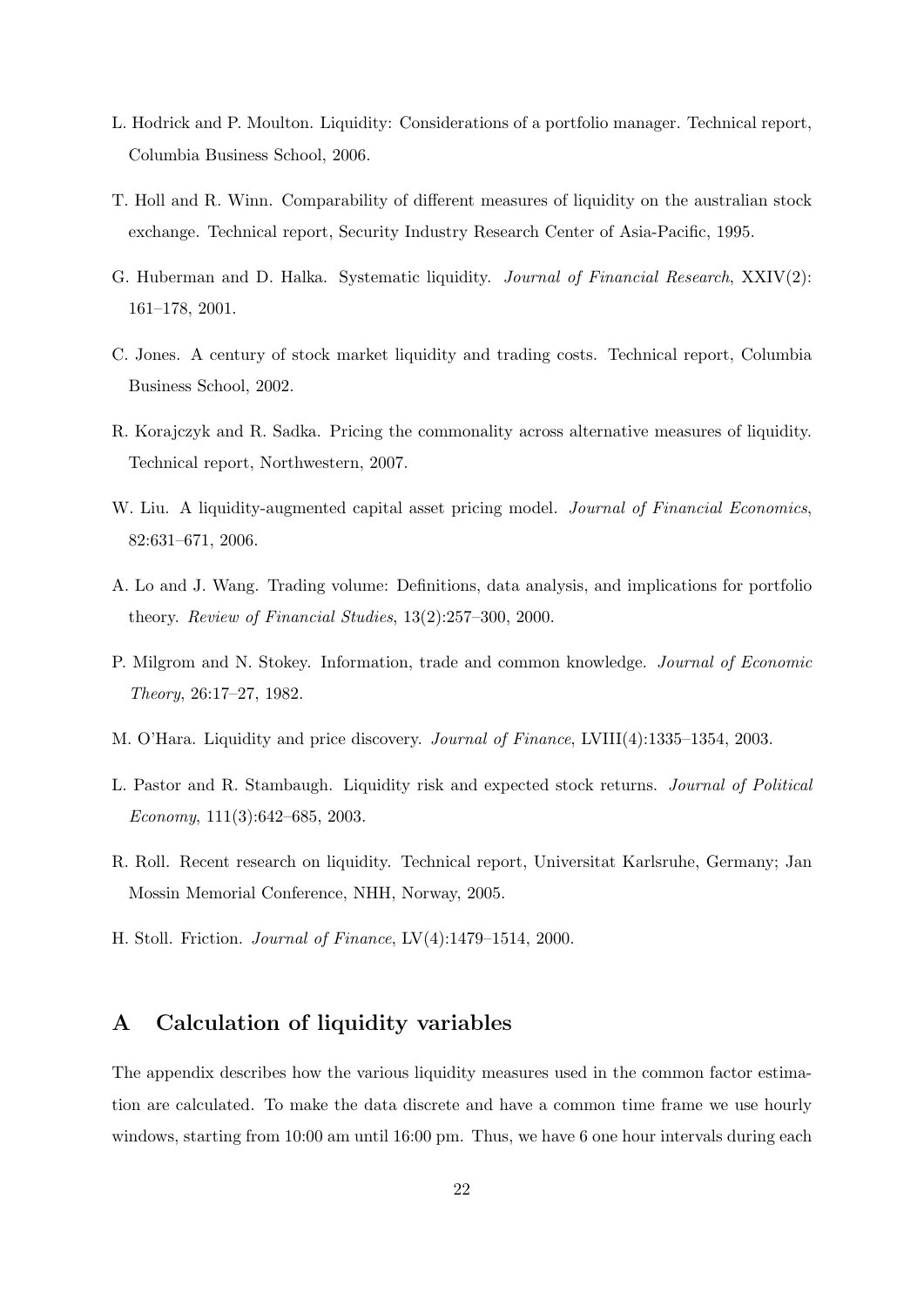L. Hodrick and P. Moulton. Liquidity: Considerations of a portfolio manager. Technical report, Columbia Business School, 2006.

T. Holl and R. Winn. Comparability of different measures of liquidity on the australian stock exchange. Technical report, Security Industry Research Center of Asia-Pacific, 1995.

G. Huberman and D. Halka. Systematic liquidity. *Journal of Financial Research*, XXIV(2): 161–178, 2001.

C. Jones. A century of stock market liquidity and trading costs. Technical report, Columbia Business School, 2002.

R. Korajczyk and R. Sadka. Pricing the commonality across alternative measures of liquidity. Technical report, Northwestern, 2007.

W. Liu. A liquidity-augmented capital asset pricing model. *Journal of Financial Economics*, 82:631–671, 2006.

A. Lo and J. Wang. Trading volume: Definitions, data analysis, and implications for portfolio theory. *Review of Financial Studies*, 13(2):257–300, 2000.

P. Milgrom and N. Stokey. Information, trade and common knowledge. *Journal of Economic Theory*, 26:17–27, 1982.

M. O'Hara. Liquidity and price discovery. *Journal of Finance*, LVIII(4):1335–1354, 2003.

L. Pastor and R. Stambaugh. Liquidity risk and expected stock returns. *Journal of Political Economy*, 111(3):642–685, 2003.

R. Roll. Recent research on liquidity. Technical report, Universitat Karlsruhe, Germany; Jan Mossin Memorial Conference, NHH, Norway, 2005.

H. Stoll. Friction. *Journal of Finance*, LV(4):1479–1514, 2000.

## A Calculation of liquidity variables

The appendix describes how the various liquidity measures used in the common factor estimation are calculated. To make the data discrete and have a common time frame we use hourly windows, starting from 10:00 am until 16:00 pm. Thus, we have 6 one hour intervals during each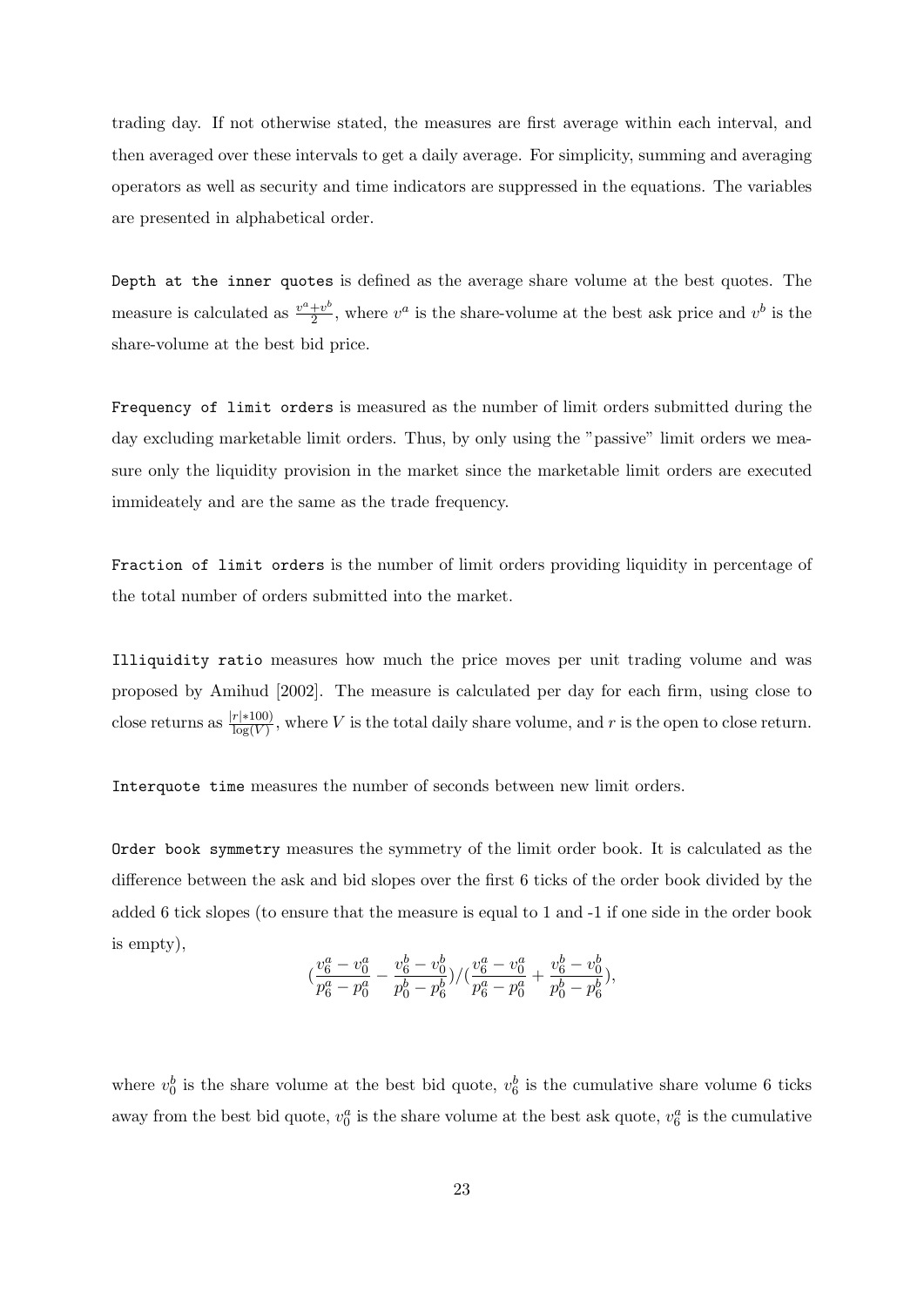trading day. If not otherwise stated, the measures are first average within each interval, and then averaged over these intervals to get a daily average. For simplicity, summing and averaging operators as well as security and time indicators are suppressed in the equations. The variables are presented in alphabetical order.

`Depth at the inner quotes` is defined as the average share volume at the best quotes. The measure is calculated as $\frac{v^a+v^b}{2}$, where $v^a$ is the share-volume at the best ask price and $v^b$ is the share-volume at the best bid price.

`Frequency of limit orders` is measured as the number of limit orders submitted during the day excluding marketable limit orders. Thus, by only using the "passive" limit orders we measure only the liquidity provision in the market since the marketable limit orders are executed immideately and are the same as the trade frequency.

`Fraction of limit orders` is the number of limit orders providing liquidity in percentage of the total number of orders submitted into the market.

`Illiquidity ratio` measures how much the price moves per unit trading volume and was proposed by Amihud [2002]. The measure is calculated per day for each firm, using close to close returns as $\frac{|r|*100)}{\log(V)}$, where $V$ is the total daily share volume, and $r$ is the open to close return.

`Interquote time` measures the number of seconds between new limit orders.

`Order book symmetry` measures the symmetry of the limit order book. It is calculated as the difference between the ask and bid slopes over the first 6 ticks of the order book divided by the added 6 tick slopes (to ensure that the measure is equal to 1 and -1 if one side in the order book is empty),

$$(\frac{v_6^a - v_0^a}{p_6^a - p_0^a} - \frac{v_6^b - v_0^b}{p_0^b - p_6^b})/(\frac{v_6^a - v_0^a}{p_6^a - p_0^a} + \frac{v_6^b - v_0^b}{p_0^b - p_6^b}),$$

where $v_0^b$ is the share volume at the best bid quote, $v_6^b$ is the cumulative share volume 6 ticks away from the best bid quote, $v_0^a$ is the share volume at the best ask quote, $v_6^a$ is the cumulative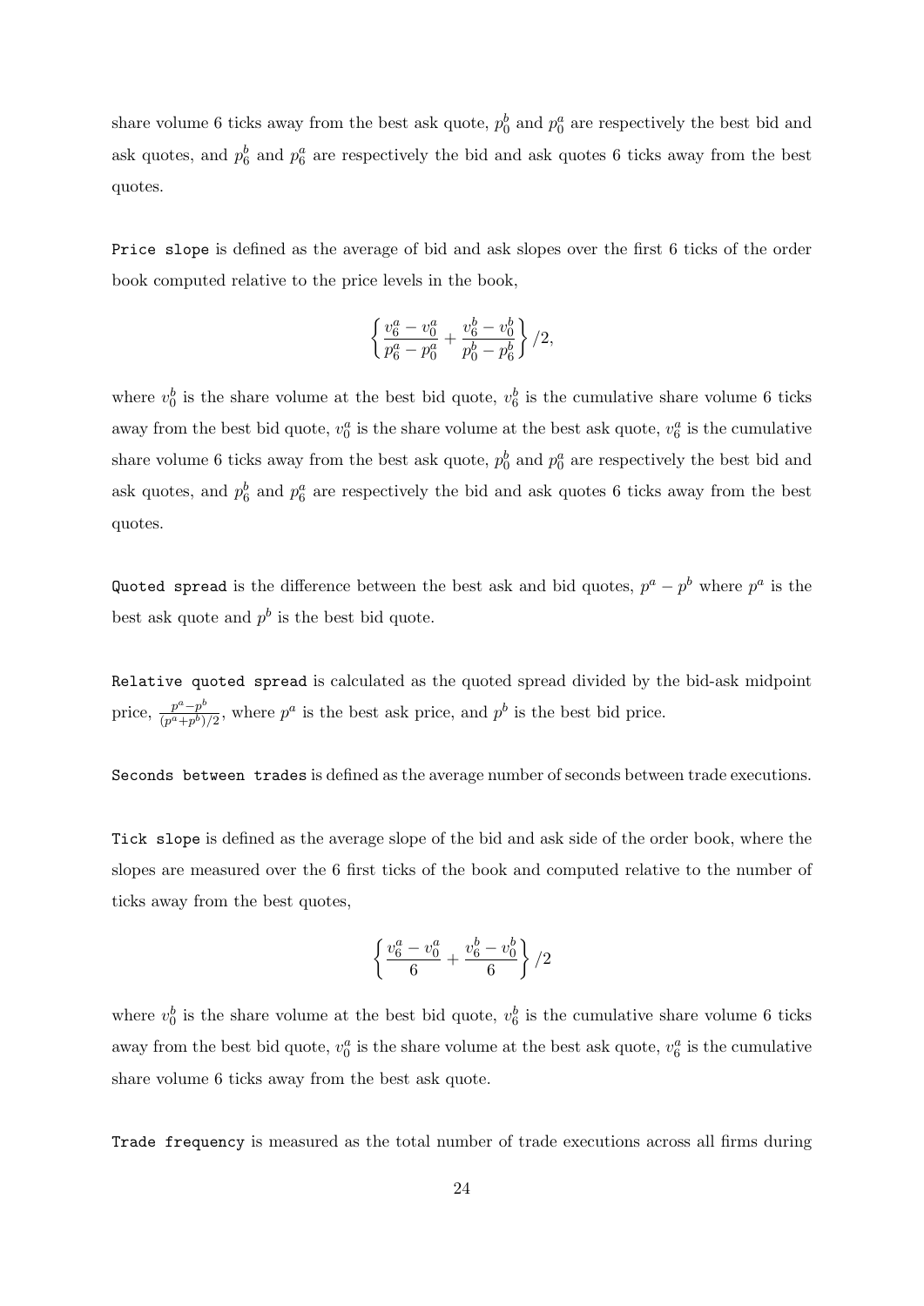share volume 6 ticks away from the best ask quote, $p_0^b$ and $p_0^a$ are respectively the best bid and ask quotes, and $p_6^b$ and $p_6^a$ are respectively the bid and ask quotes 6 ticks away from the best quotes.

`Price slope` is defined as the average of bid and ask slopes over the first 6 ticks of the order book computed relative to the price levels in the book,

$$\left\{ \frac{v_6^a - v_0^a}{p_6^a - p_0^a} + \frac{v_6^b - v_0^b}{p_0^b - p_6^b} \right\} /2,$$

where $v_0^b$ is the share volume at the best bid quote, $v_6^b$ is the cumulative share volume 6 ticks away from the best bid quote, $v_0^a$ is the share volume at the best ask quote, $v_6^a$ is the cumulative share volume 6 ticks away from the best ask quote, $p_0^b$ and $p_0^a$ are respectively the best bid and ask quotes, and $p_6^b$ and $p_6^a$ are respectively the bid and ask quotes 6 ticks away from the best quotes.

`Quoted spread` is the difference between the best ask and bid quotes, $p^a - p^b$ where $p^a$ is the best ask quote and $p^b$ is the best bid quote.

`Relative quoted spread` is calculated as the quoted spread divided by the bid-ask midpoint price, $\frac{p^a - p^b}{(p^a + p^b)/2}$, where $p^a$ is the best ask price, and $p^b$ is the best bid price.

`Seconds between trades` is defined as the average number of seconds between trade executions.

`Tick slope` is defined as the average slope of the bid and ask side of the order book, where the slopes are measured over the 6 first ticks of the book and computed relative to the number of ticks away from the best quotes,

$$\left\{ \frac{v_6^a - v_0^a}{6} + \frac{v_6^b - v_0^b}{6} \right\} /2$$

where $v_0^b$ is the share volume at the best bid quote, $v_6^b$ is the cumulative share volume 6 ticks away from the best bid quote, $v_0^a$ is the share volume at the best ask quote, $v_6^a$ is the cumulative share volume 6 ticks away from the best ask quote.

`Trade frequency` is measured as the total number of trade executions across all firms during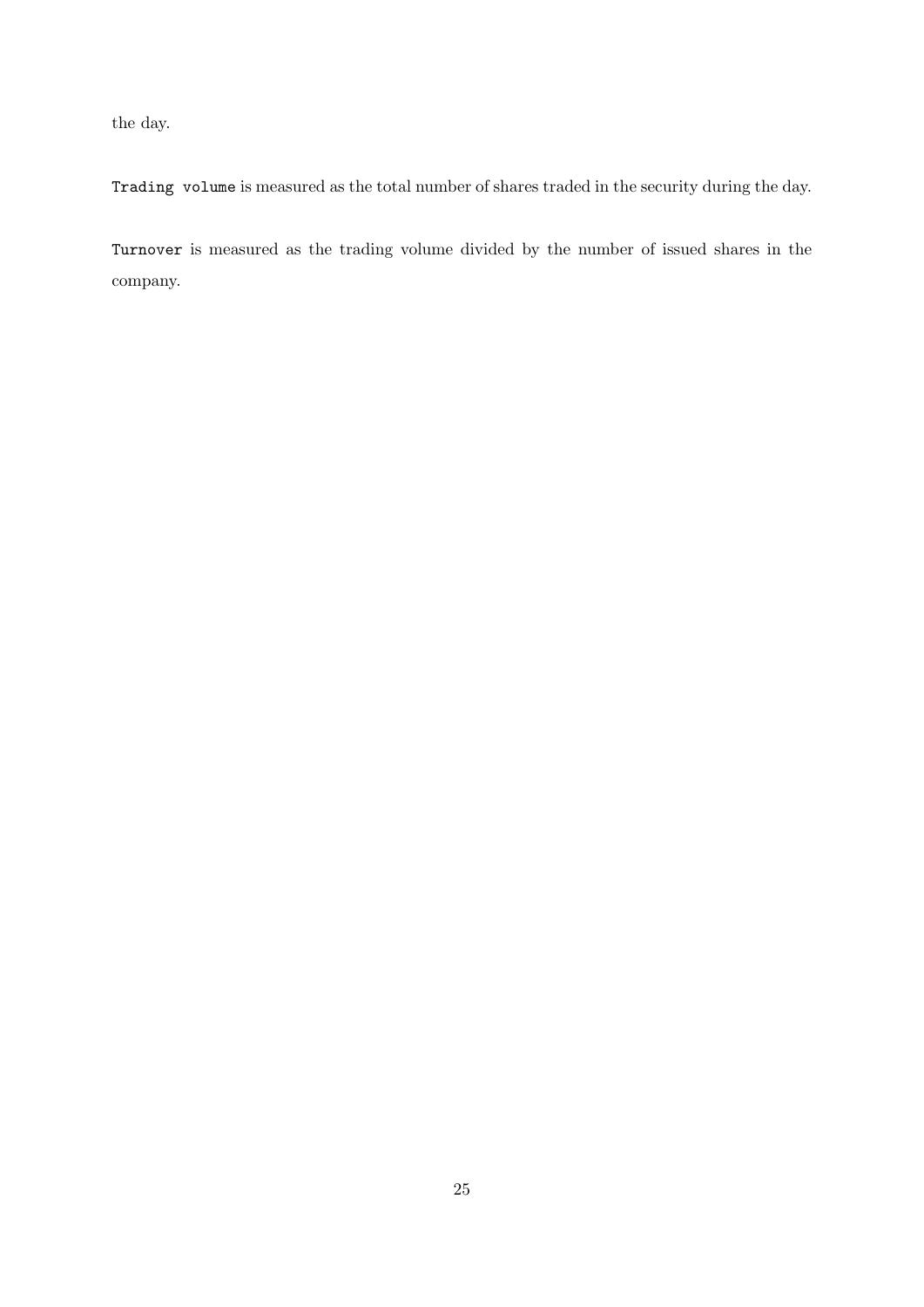the day.

`Trading volume` is measured as the total number of shares traded in the security during the day.

`Turnover` is measured as the trading volume divided by the number of issued shares in the company.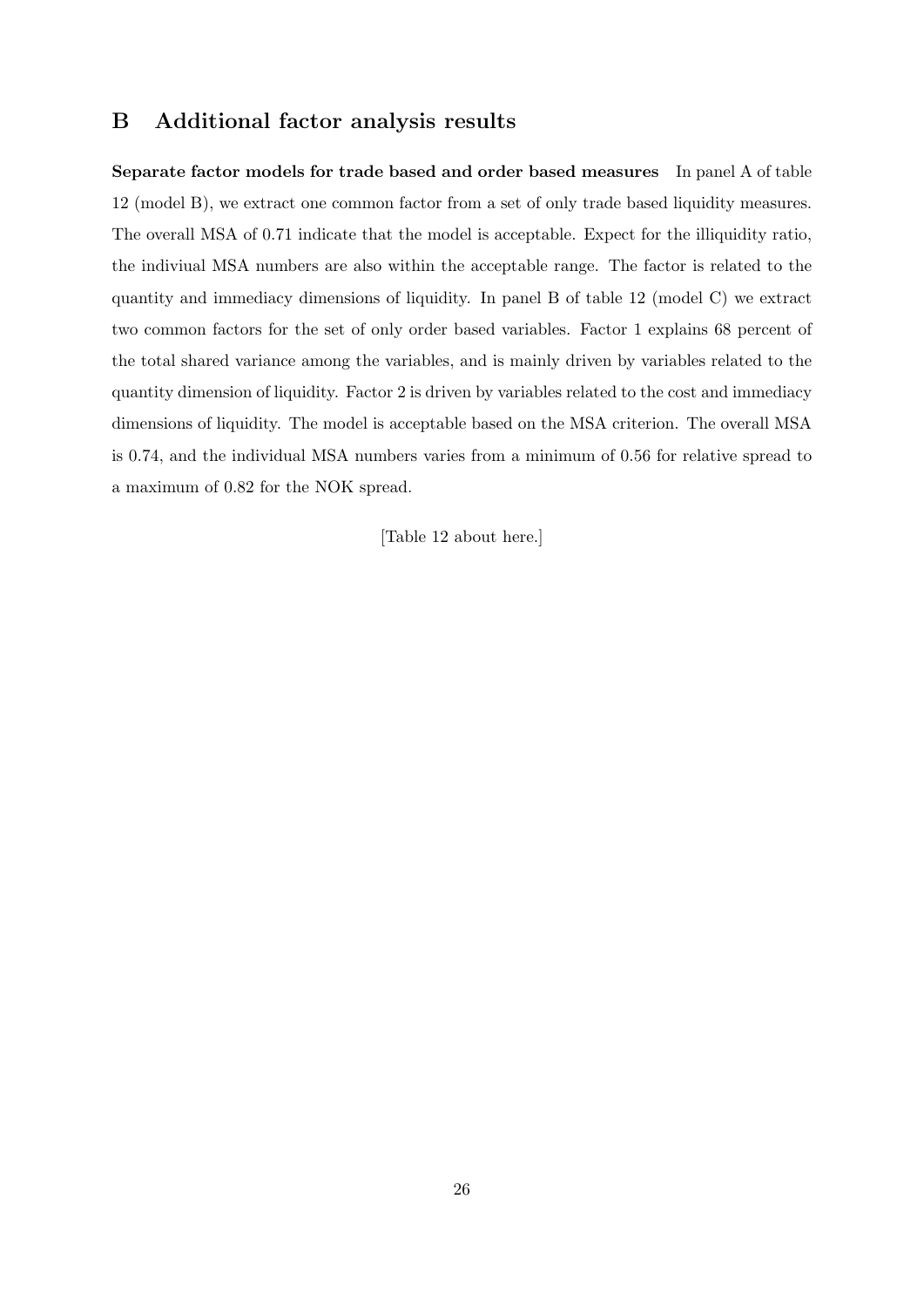# B Additional factor analysis results

**Separate factor models for trade based and order based measures** In panel A of table 12 (model B), we extract one common factor from a set of only trade based liquidity measures. The overall MSA of 0.71 indicate that the model is acceptable. Expect for the illiquidity ratio, the indiviual MSA numbers are also within the acceptable range. The factor is related to the quantity and immediacy dimensions of liquidity. In panel B of table 12 (model C) we extract two common factors for the set of only order based variables. Factor 1 explains 68 percent of the total shared variance among the variables, and is mainly driven by variables related to the quantity dimension of liquidity. Factor 2 is driven by variables related to the cost and immediacy dimensions of liquidity. The model is acceptable based on the MSA criterion. The overall MSA is 0.74, and the individual MSA numbers varies from a minimum of 0.56 for relative spread to a maximum of 0.82 for the NOK spread.

[Table 12 about here.]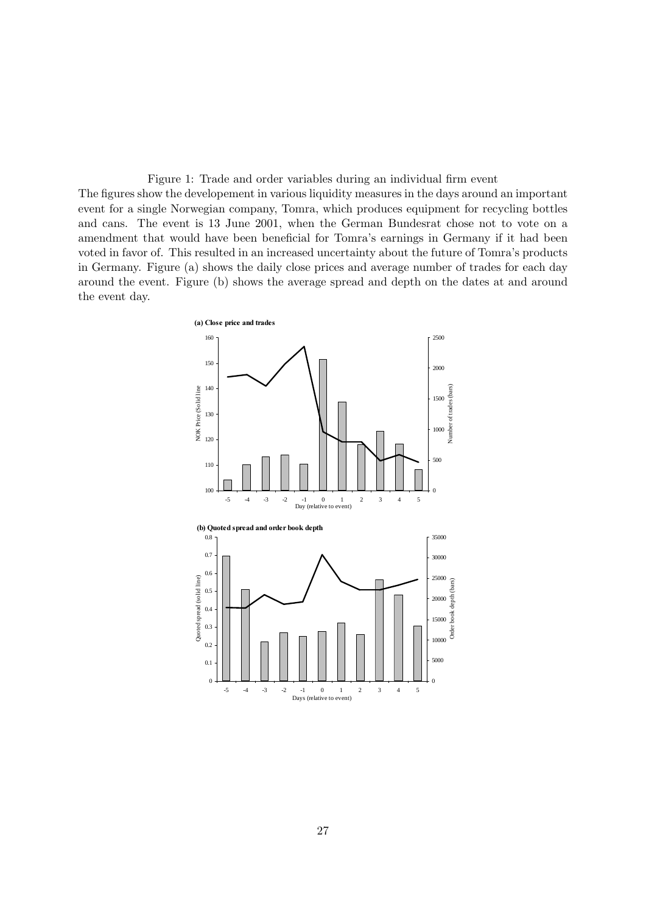Figure 1: Trade and order variables during an individual firm event

The figures show the developement in various liquidity measures in the days around an important event for a single Norwegian company, Tomra, which produces equipment for recycling bottles and cans. The event is 13 June 2001, when the German Bundesrat chose not to vote on a amendment that would have been beneficial for Tomra's earnings in Germany if it had been voted in favor of. This resulted in an increased uncertainty about the future of Tomra's products in Germany. Figure (a) shows the daily close prices and average number of trades for each day around the event. Figure (b) shows the average spread and depth on the dates at and around the event day.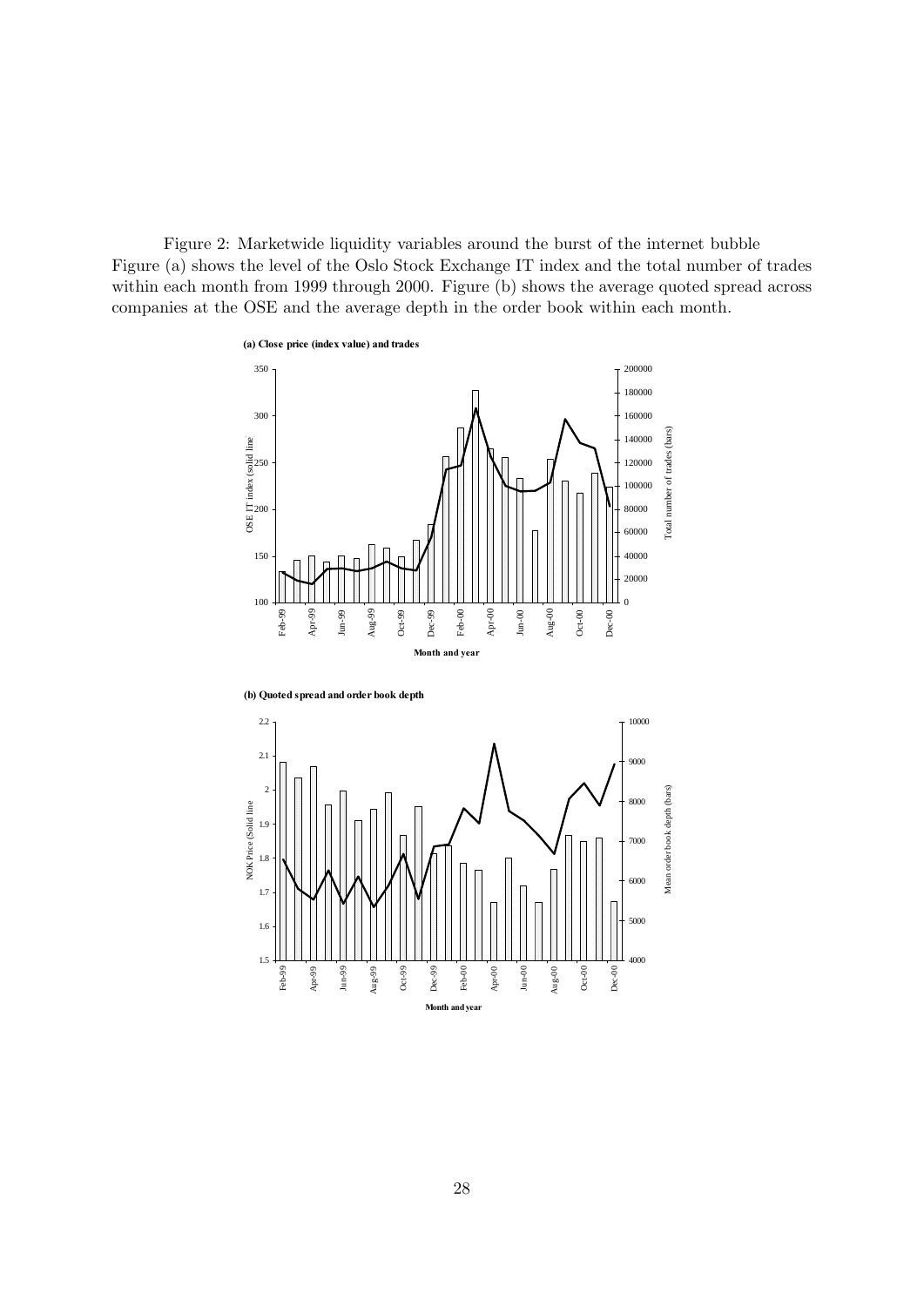Figure 2: Marketwide liquidity variables around the burst of the internet bubble
Figure (a) shows the level of the Oslo Stock Exchange IT index and the total number of trades within each month from 1999 through 2000. Figure (b) shows the average quoted spread across companies at the OSE and the average depth in the order book within each month.

**(a) Close price (index value) and trades**

**(b) Quoted spread and order book depth**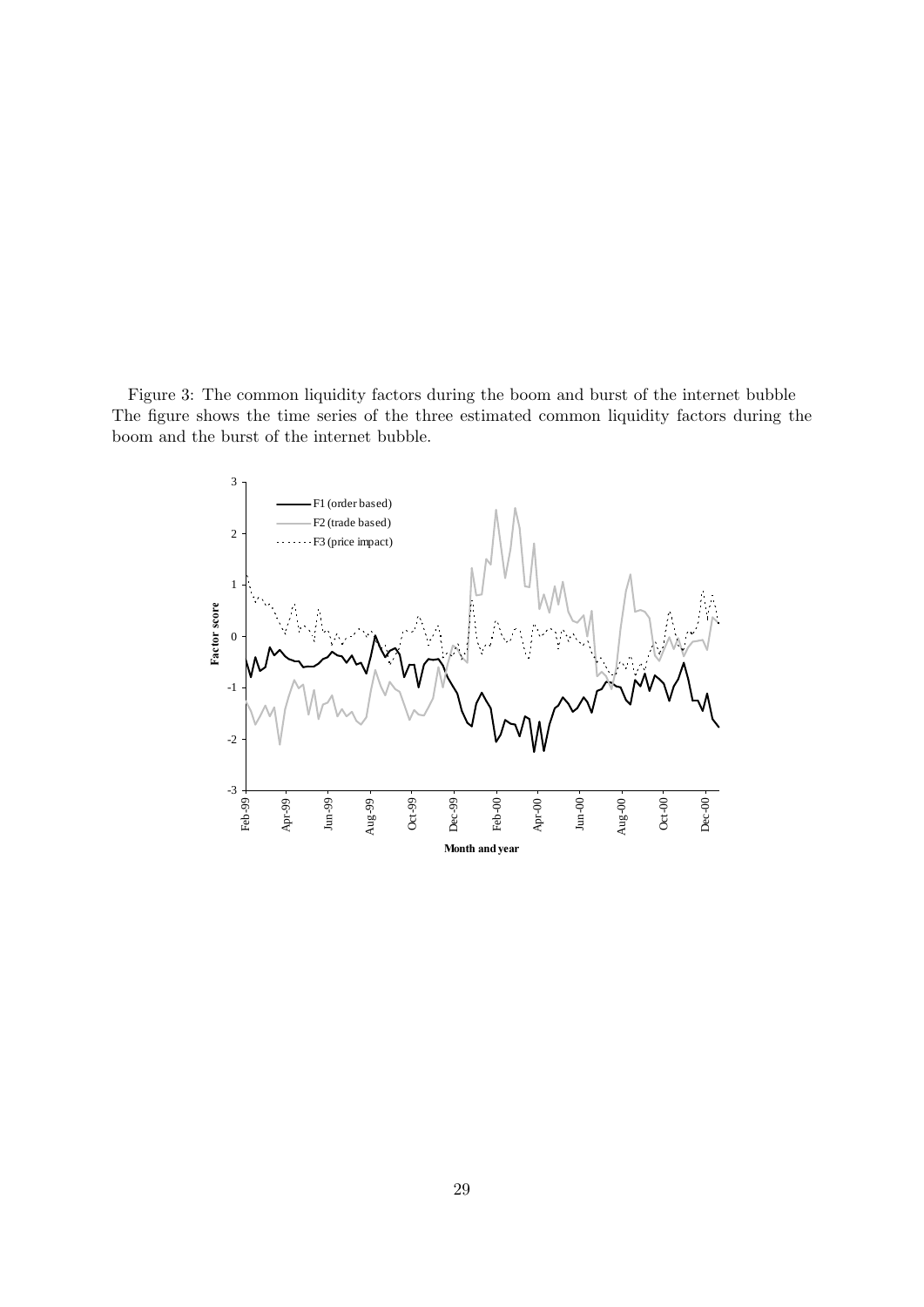Figure 3: The common liquidity factors during the boom and burst of the internet bubble
The figure shows the time series of the three estimated common liquidity factors during the boom and the burst of the internet bubble.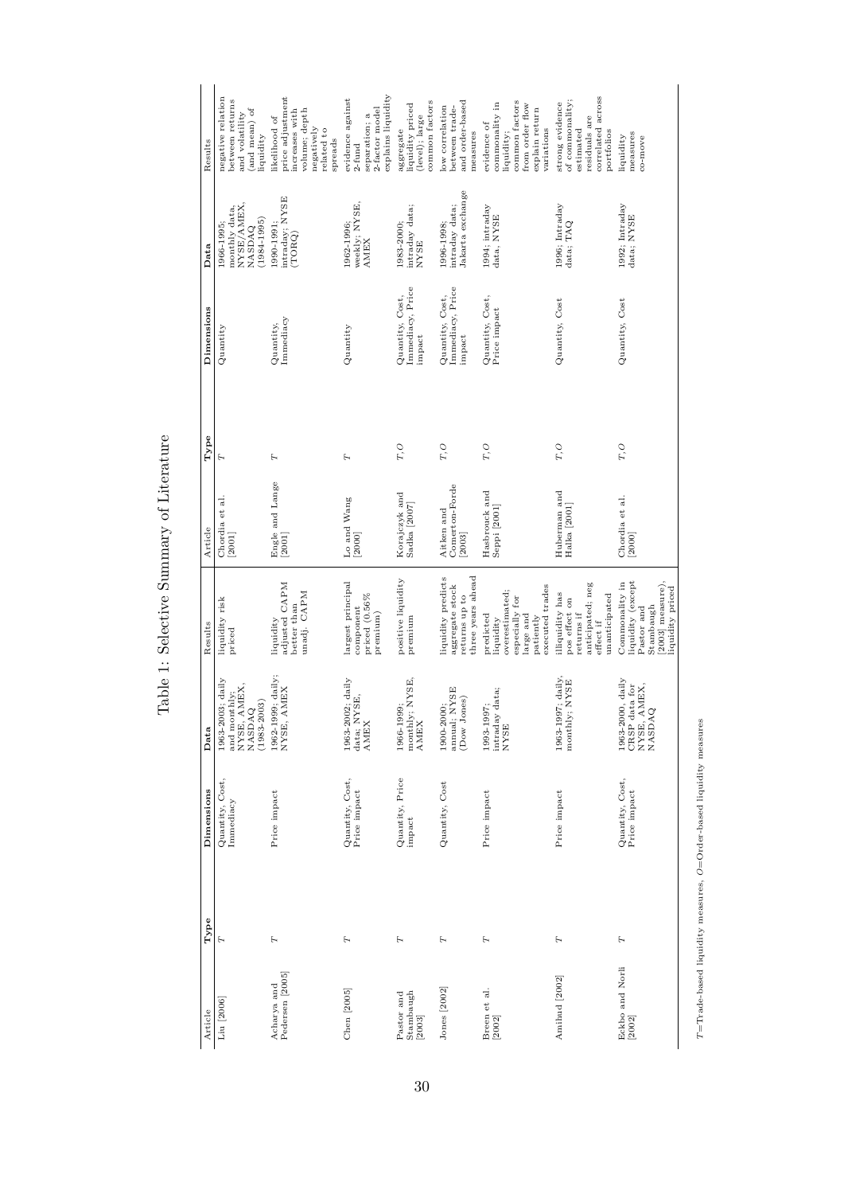# Table 1: Selective Summary of Literature

| Article | Type | Dimensions | Data | Results | Article | Type | Dimensions | Data | Results |
|---|---|---|---|---|---|---|---|---|---|
| Liu [2006] | $T$ | Quantity, Cost, Immediacy | 1963-2003; daily and monthly; NYSE, AMEX, NASDAQ (1983-2003) | liquidity risk priced | Chordia et al. [2001] | $T$ | Quantity | 1966-1995; monthly data, NYSE/AMEX, NASDAQ (1984-1995) | negative relation between returns and volatility (and mean) of liquidity |
| Acharya and Pedersen [2005] | $T$ | Price impact | 1962-1999; daily; NYSE, AMEX | liquidity adjusted CAPM better than unadj. CAPM | Engle and Lange [2001] | $T$ | Quantity, Immediacy | 1990-1991; intraday; NYSE (TORQ) | likelihood of price adjustment increases with volume; depth negatively related to spreads |
| Chen [2005] | $T$ | Quantity, Cost, Price impact | 1963-2002; daily data; NYSE, AMEX | largest principal component priced (0.56% premium) | Lo and Wang [2000] | $T$ | Quantity | 1962-1996; weekly; NYSE, AMEX | evidence against 2-fund separation; a 2-factor model explains liquidity |
| Pastor and Stambaugh [2003] | $T$ | Quantity, Price impact | 1966-1999; monthly; NYSE, AMEX | positive liquidity premium | Korajczyk and Sadka [2007] | $T,O$ | Quantity, Cost, Immediacy, Price impact | 1983-2000; intraday data; NYSE | aggregate liquidity priced (level); large common factors |
| Jones [2002] | $T$ | Quantity, Cost | 1900-2000; annual; NYSE (Dow Jones) | liquidity predicts aggregate stock returns up to three years ahead | Aitken and Comerton-Forde [2003] | $T,O$ | Quantity, Cost, Immediacy, Price impact | 1996-1998; intraday data; Jakarta exchange | low correlation between trade- and order-based measures |
| Breen et al. [2002] | $T$ | Price impact | 1993-1997; intraday data; NYSE | predicted liquidity overestimated; especially for large and patiently executed trades | Hasbrouck and Seppi [2001] | $T,O$ | Quantity, Cost, Price impact | 1994; intraday data, NYSE | evidence of commonality in liquidity; common factors from order flow explain return variations |
| Amihud [2002] | $T$ | Price impact | 1963-1997; daily, monthly; NYSE | illiquidity has pos effect on returns if anticipated; neg effect if unanticipated | Huberman and Halka [2001] | $T,O$ | Quantity, Cost | 1996; Intraday data; TAQ | strong evidence of commonality; estimated residuals are correlated across portfolios |
| Eckbo and Norli [2002] | $T$ | Quantity, Cost, Price impact | 1963-2000, daily CRSP data for NYSE, AMEX, NASDAQ | Commonality in liquidity (except Pastor and Stambaugh [2003] measure), liquidity priced | Chordia et al. [2000] | $T,O$ | Quantity, Cost | 1992; Intraday data; NYSE | liquidity measures co-move |

$T$=Trade-based liquidity measures, $O$=Order-based liquidity measures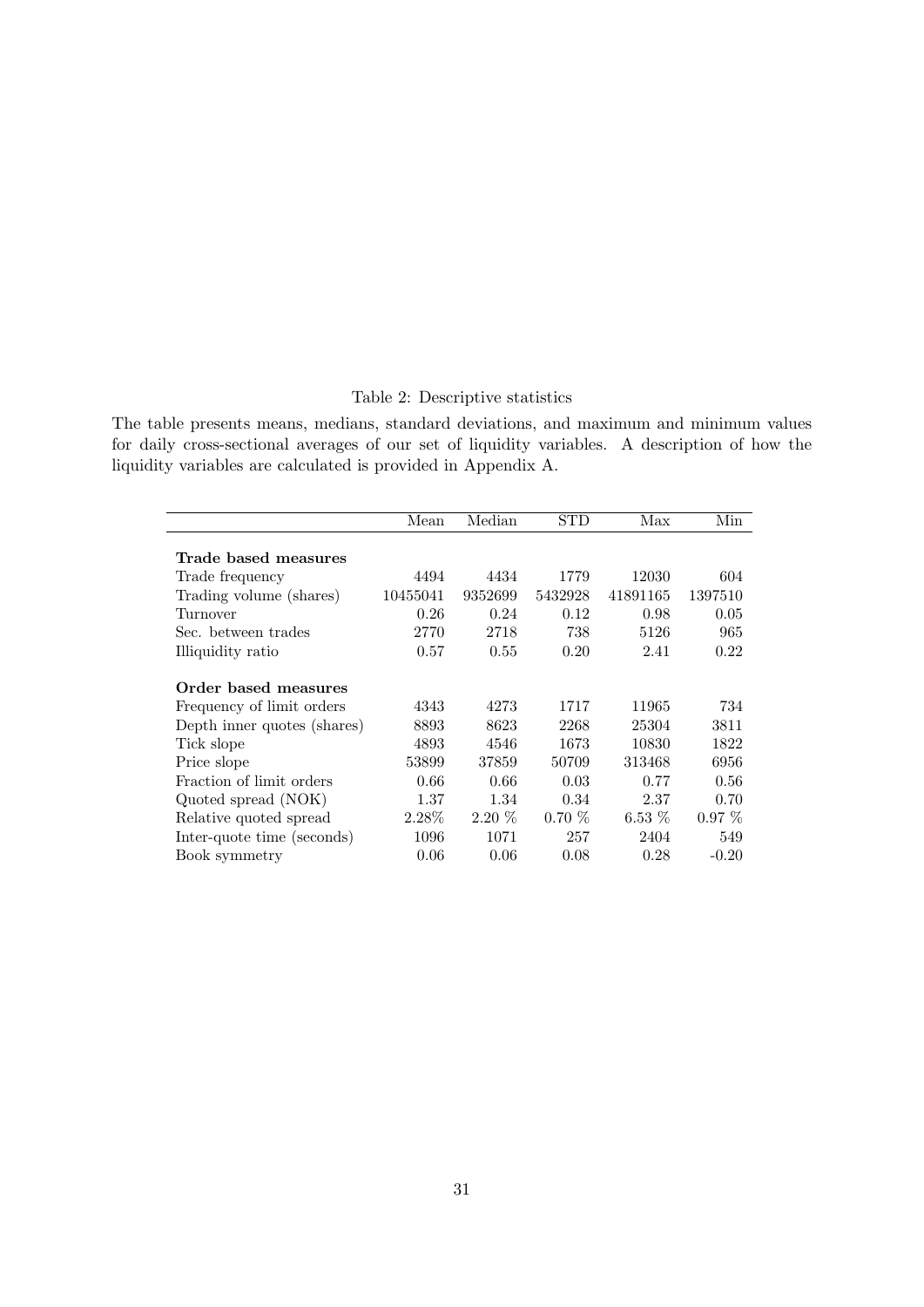Table 2: Descriptive statistics

The table presents means, medians, standard deviations, and maximum and minimum values for daily cross-sectional averages of our set of liquidity variables. A description of how the liquidity variables are calculated is provided in Appendix A.

| | Mean | Median | STD | Max | Min |
|---|---|---|---|---|---|
| **Trade based measures** | | | | | |
| Trade frequency | 4494 | 4434 | 1779 | 12030 | 604 |
| Trading volume (shares) | 10455041 | 9352699 | 5432928 | 41891165 | 1397510 |
| Turnover | 0.26 | 0.24 | 0.12 | 0.98 | 0.05 |
| Sec. between trades | 2770 | 2718 | 738 | 5126 | 965 |
| Illiquidity ratio | 0.57 | 0.55 | 0.20 | 2.41 | 0.22 |
| **Order based measures** | | | | | |
| Frequency of limit orders | 4343 | 4273 | 1717 | 11965 | 734 |
| Depth inner quotes (shares) | 8893 | 8623 | 2268 | 25304 | 3811 |
| Tick slope | 4893 | 4546 | 1673 | 10830 | 1822 |
| Price slope | 53899 | 37859 | 50709 | 313468 | 6956 |
| Fraction of limit orders | 0.66 | 0.66 | 0.03 | 0.77 | 0.56 |
| Quoted spread (NOK) | 1.37 | 1.34 | 0.34 | 2.37 | 0.70 |
| Relative quoted spread | 2.28% | 2.20 % | 0.70 % | 6.53 % | 0.97 % |
| Inter-quote time (seconds) | 1096 | 1071 | 257 | 2404 | 549 |
| Book symmetry | 0.06 | 0.06 | 0.08 | 0.28 | -0.20 |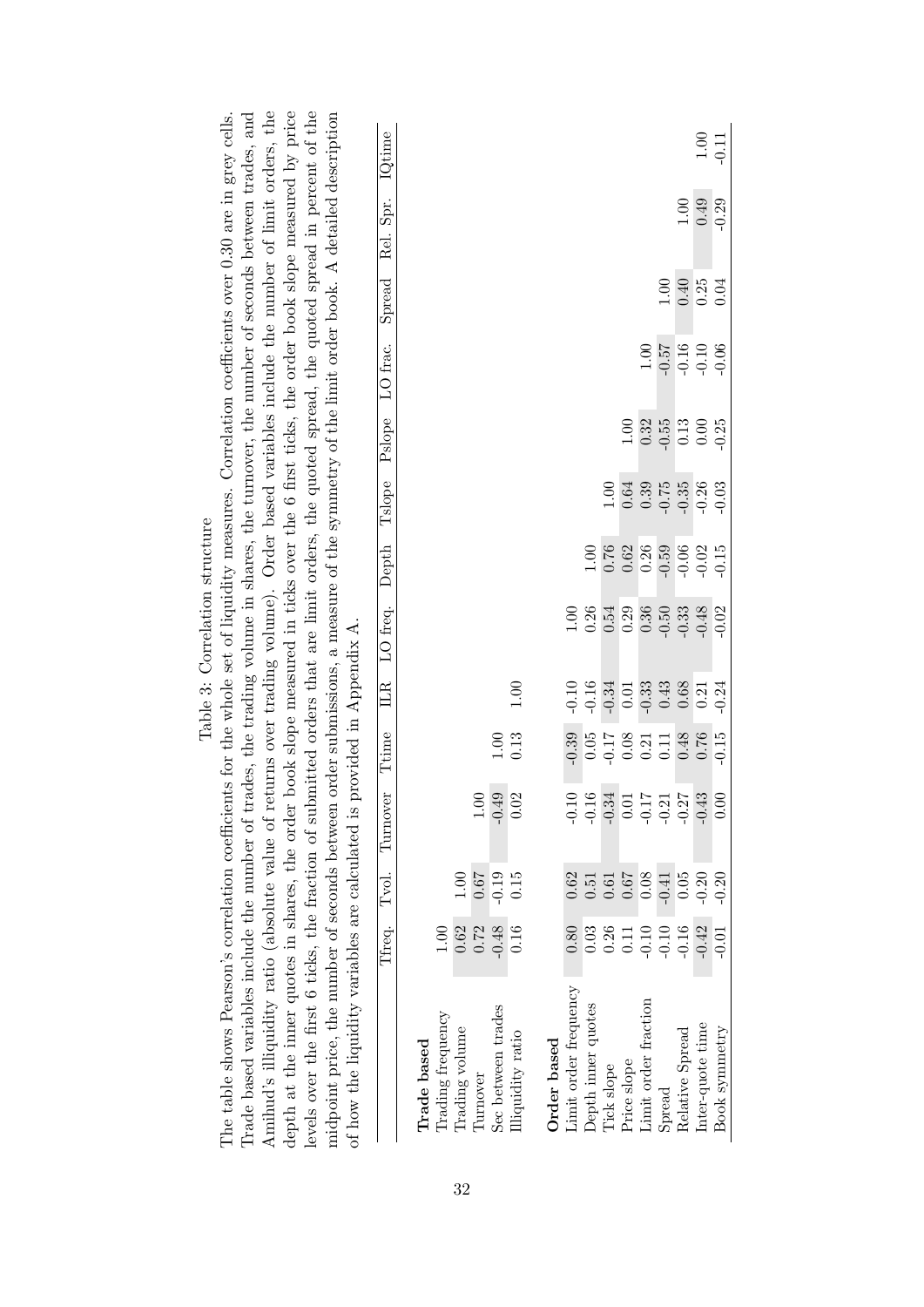Table 3: Correlation structure

The table shows Pearson's correlation coefficients for the whole set of liquidity measures. Correlation coefficients over 0.30 are in grey cells. Trade based variables include the number of trades, the trading volume in shares, the turnover, the number of seconds between trades, and Amihud's illiquidity ratio (absolute value of returns over trading volume). Order based variables include the number of limit orders, the depth at the inner quotes in shares, the order book slope measured in ticks over the 6 first ticks, the order book slope measured by price levels over the first 6 ticks, the fraction of submitted orders that are limit orders, the quoted spread, the quoted spread in percent of the midpoint price, the number of seconds between order submissions, a measure of the symmetry of the limit order book. A detailed description of how the liquidity variables are calculated is provided in Appendix A.

| | Tfreq. | Tvol. | Turnover | Ttime | ILR | LO freq. | Depth | Tslope | Pslope | LO frac. | Spread | Rel. Spr. | IQtime |
|---|---|---|---|---|---|---|---|---|---|---|---|---|---|
| **Trade based** | | | | | | | | | | | | | |
| Trading frequency | 1.00 | | | | | | | | | | | | |
| Trading volume | 0.62 | 1.00 | | | | | | | | | | | |
| Turnover | 0.72 | 0.67 | 1.00 | | | | | | | | | | |
| Sec between trades | -0.48 | -0.19 | -0.49 | 1.00 | | | | | | | | | |
| Illiquidity ratio | 0.16 | 0.15 | 0.02 | 0.13 | 1.00 | | | | | | | | |
| **Order based** | | | | | | | | | | | | | |
| Limit order frequency | 0.80 | 0.62 | -0.10 | -0.39 | -0.10 | 1.00 | | | | | | | |
| Depth inner quotes | 0.03 | 0.51 | -0.16 | 0.05 | -0.16 | 0.26 | 1.00 | | | | | | |
| Tick slope | 0.26 | 0.61 | -0.34 | -0.17 | -0.34 | 0.54 | 0.76 | 1.00 | | | | | |
| Price slope | 0.11 | 0.67 | 0.01 | 0.08 | 0.01 | 0.29 | 0.62 | 0.64 | 1.00 | | | | |
| Limit order fraction | -0.10 | 0.08 | -0.17 | 0.21 | -0.33 | 0.36 | 0.26 | 0.39 | 0.32 | 1.00 | | | |
| Spread | -0.10 | -0.41 | -0.21 | 0.11 | 0.43 | -0.50 | -0.59 | -0.75 | -0.55 | -0.57 | 1.00 | | |
| Relative Spread | -0.16 | 0.05 | -0.27 | 0.48 | 0.68 | -0.33 | -0.06 | -0.35 | 0.13 | -0.16 | 0.40 | 1.00 | |
| Inter-quote time | -0.42 | -0.20 | -0.43 | 0.76 | 0.21 | -0.48 | -0.02 | -0.26 | 0.00 | -0.10 | 0.25 | 0.49 | 1.00 |
| Book symmetry | -0.01 | -0.20 | 0.00 | -0.15 | -0.24 | -0.02 | -0.15 | -0.03 | -0.25 | -0.06 | 0.04 | -0.29 | -0.11 |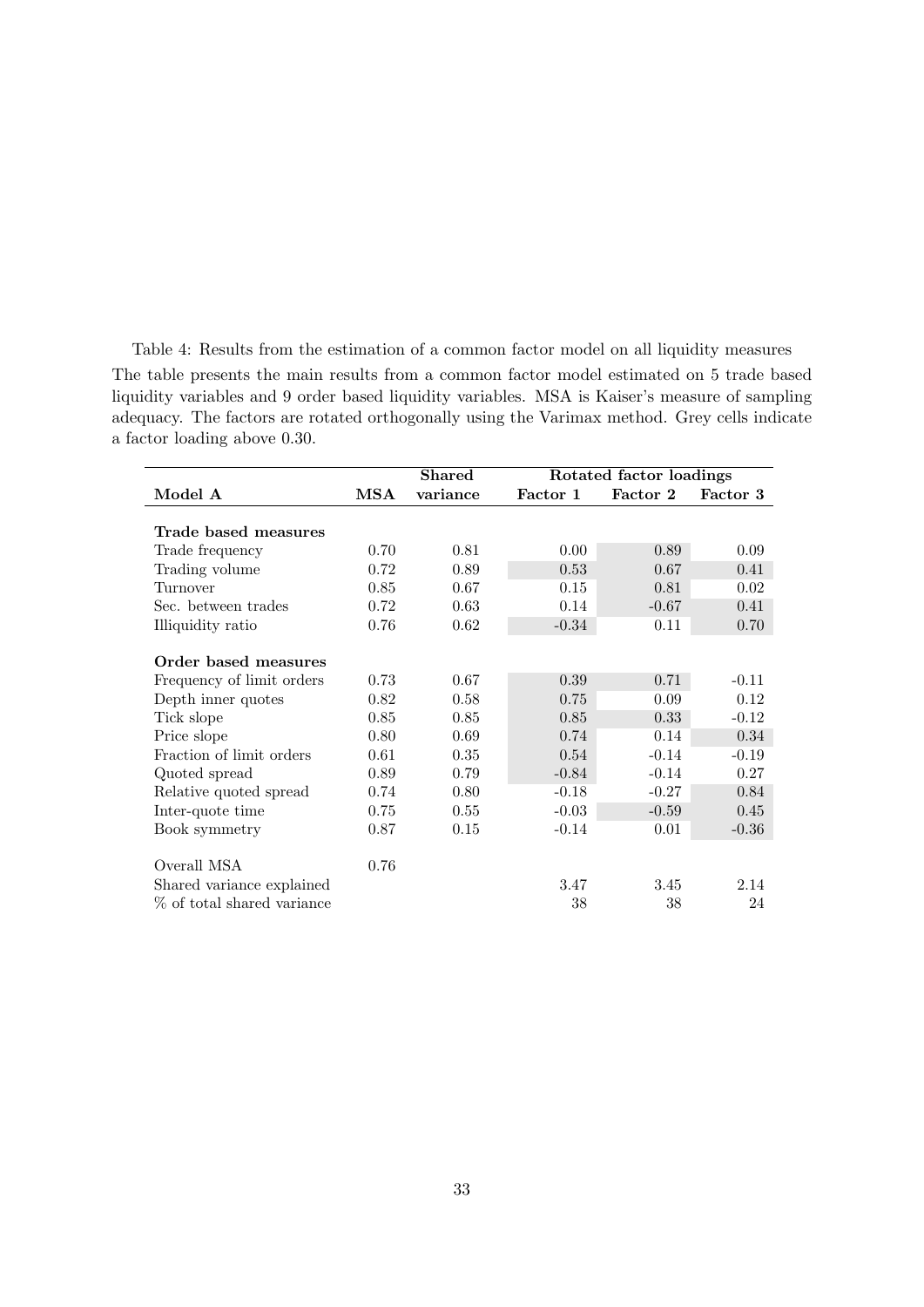Table 4: Results from the estimation of a common factor model on all liquidity measures

The table presents the main results from a common factor model estimated on 5 trade based liquidity variables and 9 order based liquidity variables. MSA is Kaiser's measure of sampling adequacy. The factors are rotated orthogonally using the Varimax method. Grey cells indicate a factor loading above 0.30.

| | | Shared | Rotated factor loadings | | |
|---|---|---|---|---|---|
| **Model A** | **MSA** | **variance** | **Factor 1** | **Factor 2** | **Factor 3** |
| **Trade based measures** | | | | | |
| Trade frequency | 0.70 | 0.81 | 0.00 | 0.89 | 0.09 |
| Trading volume | 0.72 | 0.89 | 0.53 | 0.67 | 0.41 |
| Turnover | 0.85 | 0.67 | 0.15 | 0.81 | 0.02 |
| Sec. between trades | 0.72 | 0.63 | 0.14 | -0.67 | 0.41 |
| Illiquidity ratio | 0.76 | 0.62 | -0.34 | 0.11 | 0.70 |
| **Order based measures** | | | | | |
| Frequency of limit orders | 0.73 | 0.67 | 0.39 | 0.71 | -0.11 |
| Depth inner quotes | 0.82 | 0.58 | 0.75 | 0.09 | 0.12 |
| Tick slope | 0.85 | 0.85 | 0.85 | 0.33 | -0.12 |
| Price slope | 0.80 | 0.69 | 0.74 | 0.14 | 0.34 |
| Fraction of limit orders | 0.61 | 0.35 | 0.54 | -0.14 | -0.19 |
| Quoted spread | 0.89 | 0.79 | -0.84 | -0.14 | 0.27 |
| Relative quoted spread | 0.74 | 0.80 | -0.18 | -0.27 | 0.84 |
| Inter-quote time | 0.75 | 0.55 | -0.03 | -0.59 | 0.45 |
| Book symmetry | 0.87 | 0.15 | -0.14 | 0.01 | -0.36 |
| Overall MSA | 0.76 | | | | |
| Shared variance explained | | | 3.47 | 3.45 | 2.14 |
| % of total shared variance | | | 38 | 38 | 24 |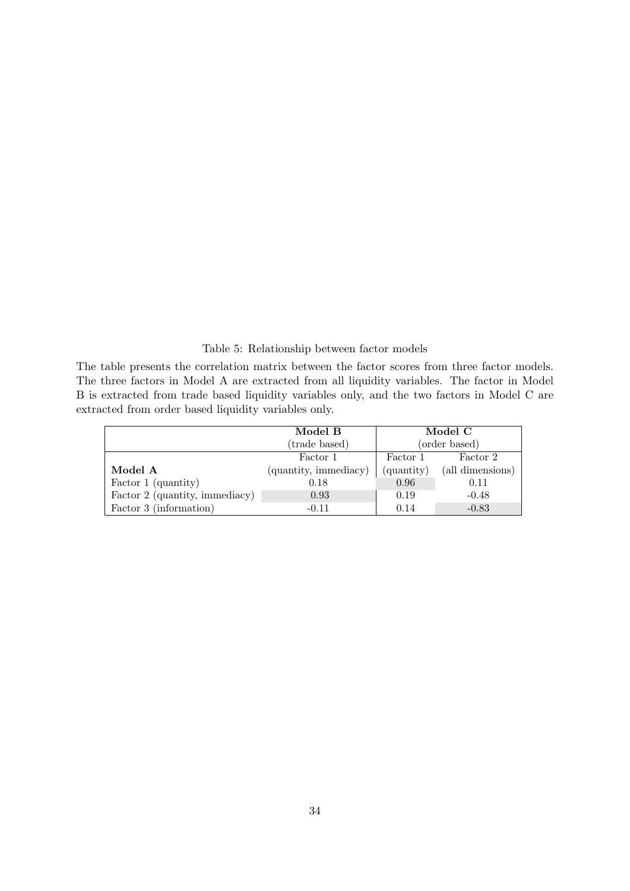Table 5: Relationship between factor models

The table presents the correlation matrix between the factor scores from three factor models. The three factors in Model A are extracted from all liquidity variables. The factor in Model B is extracted from trade based liquidity variables only, and the two factors in Model C are extracted from order based liquidity variables only.

| | **Model B** (trade based) | **Model C** (order based) | |
|---|---|---|---|
| | Factor 1 | Factor 1 | Factor 2 |
| **Model A** | (quantity, immediacy) | (quantity) | (all dimensions) |
| Factor 1 (quantity) | 0.18 | 0.96 | 0.11 |
| Factor 2 (quantity, immediacy) | 0.93 | 0.19 | -0.48 |
| Factor 3 (information) | -0.11 | 0.14 | -0.83 |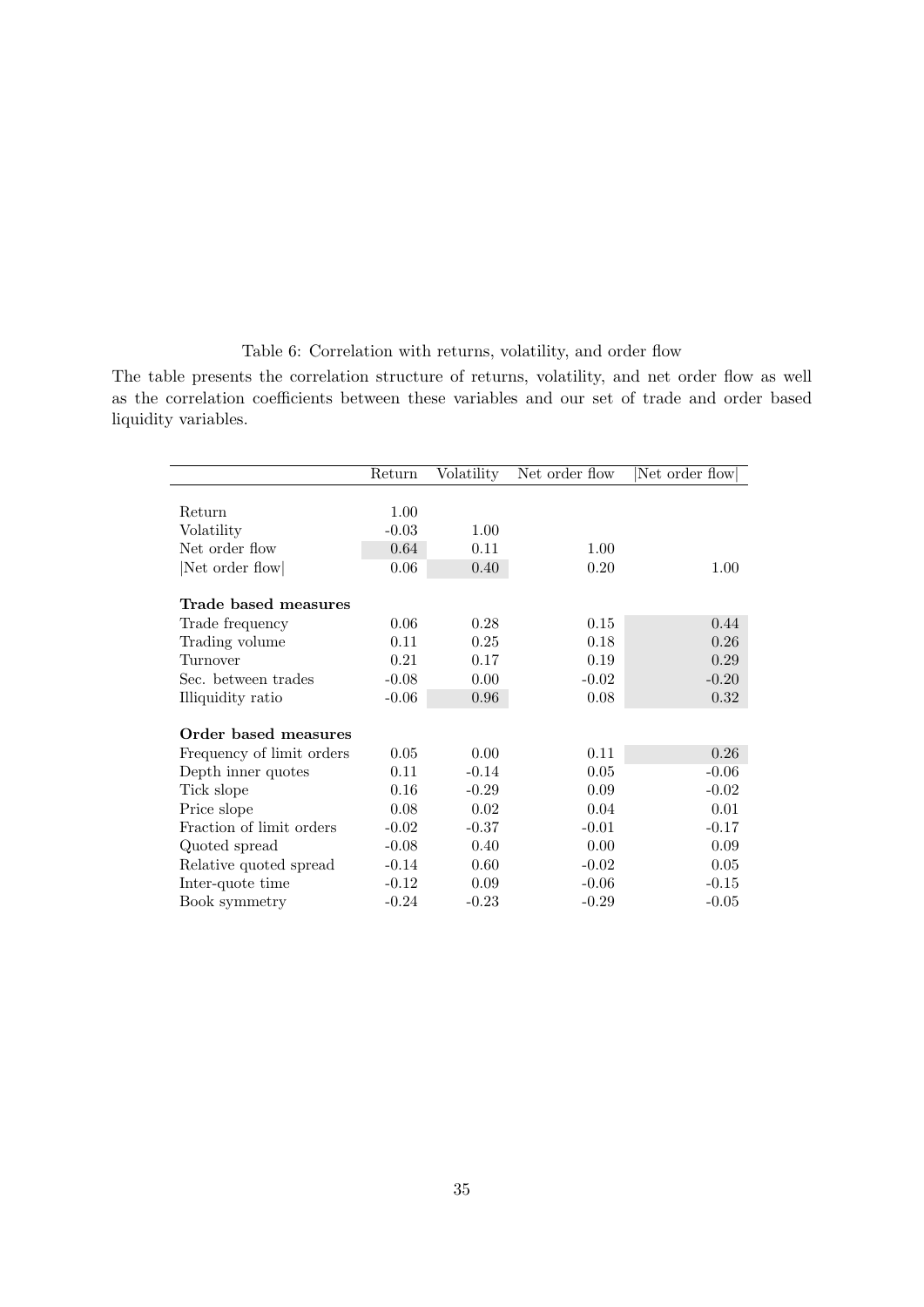Table 6: Correlation with returns, volatility, and order flow

The table presents the correlation structure of returns, volatility, and net order flow as well as the correlation coefficients between these variables and our set of trade and order based liquidity variables.

| | Return | Volatility | Net order flow | \|Net order flow\| |
|---|---|---|---|---|
| Return | 1.00 | | | |
| Volatility | -0.03 | 1.00 | | |
| Net order flow | 0.64 | 0.11 | 1.00 | |
| \|Net order flow\| | 0.06 | 0.40 | 0.20 | 1.00 |
| **Trade based measures** | | | | |
| Trade frequency | 0.06 | 0.28 | 0.15 | 0.44 |
| Trading volume | 0.11 | 0.25 | 0.18 | 0.26 |
| Turnover | 0.21 | 0.17 | 0.19 | 0.29 |
| Sec. between trades | -0.08 | 0.00 | -0.02 | -0.20 |
| Illiquidity ratio | -0.06 | 0.96 | 0.08 | 0.32 |
| **Order based measures** | | | | |
| Frequency of limit orders | 0.05 | 0.00 | 0.11 | 0.26 |
| Depth inner quotes | 0.11 | -0.14 | 0.05 | -0.06 |
| Tick slope | 0.16 | -0.29 | 0.09 | -0.02 |
| Price slope | 0.08 | 0.02 | 0.04 | 0.01 |
| Fraction of limit orders | -0.02 | -0.37 | -0.01 | -0.17 |
| Quoted spread | -0.08 | 0.40 | 0.00 | 0.09 |
| Relative quoted spread | -0.14 | 0.60 | -0.02 | 0.05 |
| Inter-quote time | -0.12 | 0.09 | -0.06 | -0.15 |
| Book symmetry | -0.24 | -0.23 | -0.29 | -0.05 |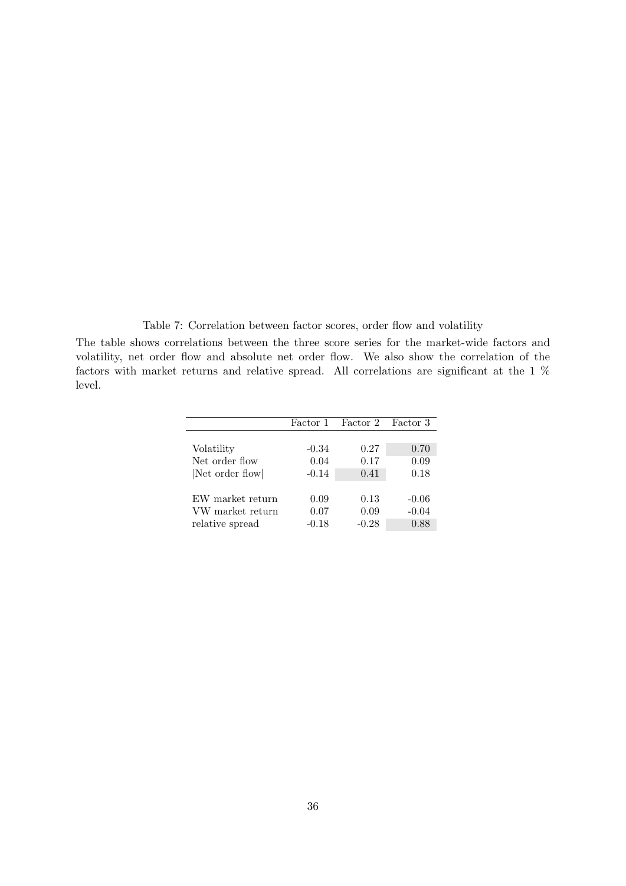Table 7: Correlation between factor scores, order flow and volatility

The table shows correlations between the three score series for the market-wide factors and volatility, net order flow and absolute net order flow. We also show the correlation of the factors with market returns and relative spread. All correlations are significant at the 1 % level.

| | Factor 1 | Factor 2 | Factor 3 |
|---|---|---|---|
| Volatility | -0.34 | 0.27 | 0.70 |
| Net order flow | 0.04 | 0.17 | 0.09 |
| \|Net order flow\| | -0.14 | 0.41 | 0.18 |
| EW market return | 0.09 | 0.13 | -0.06 |
| VW market return | 0.07 | 0.09 | -0.04 |
| relative spread | -0.18 | -0.28 | 0.88 |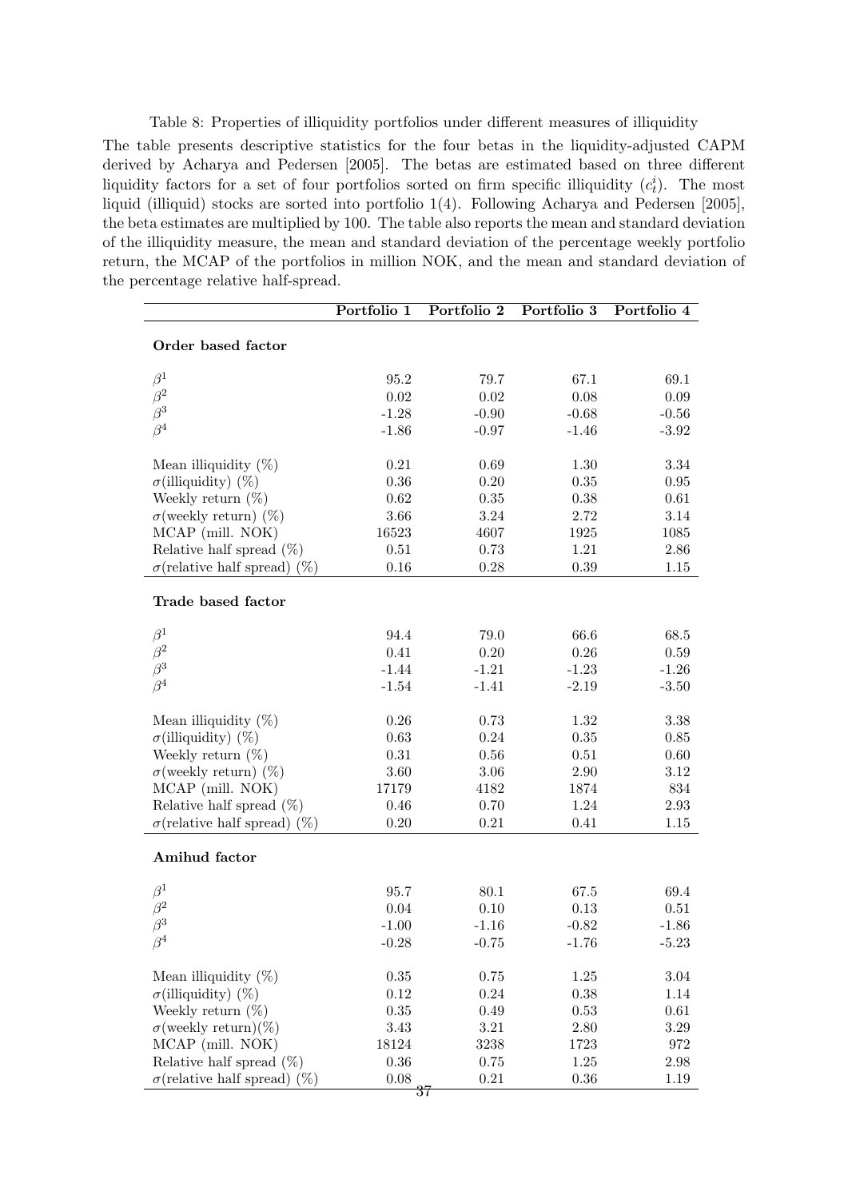Table 8: Properties of illiquidity portfolios under different measures of illiquidity

The table presents descriptive statistics for the four betas in the liquidity-adjusted CAPM derived by Acharya and Pedersen [2005]. The betas are estimated based on three different liquidity factors for a set of four portfolios sorted on firm specific illiquidity ($c_t^i$). The most liquid (illiquid) stocks are sorted into portfolio 1(4). Following Acharya and Pedersen [2005], the beta estimates are multiplied by 100. The table also reports the mean and standard deviation of the illiquidity measure, the mean and standard deviation of the percentage weekly portfolio return, the MCAP of the portfolios in million NOK, and the mean and standard deviation of the percentage relative half-spread.

| | Portfolio 1 | Portfolio 2 | Portfolio 3 | Portfolio 4 |
|---|---|---|---|---|
| **Order based factor** | | | | |
| $\beta^1$ | 95.2 | 79.7 | 67.1 | 69.1 |
| $\beta^2$ | 0.02 | 0.02 | 0.08 | 0.09 |
| $\beta^3$ | -1.28 | -0.90 | -0.68 | -0.56 |
| $\beta^4$ | -1.86 | -0.97 | -1.46 | -3.92 |
| Mean illiquidity (%) | 0.21 | 0.69 | 1.30 | 3.34 |
| $\sigma$(illiquidity) (%) | 0.36 | 0.20 | 0.35 | 0.95 |
| Weekly return (%) | 0.62 | 0.35 | 0.38 | 0.61 |
| $\sigma$(weekly return) (%) | 3.66 | 3.24 | 2.72 | 3.14 |
| MCAP (mill. NOK) | 16523 | 4607 | 1925 | 1085 |
| Relative half spread (%) | 0.51 | 0.73 | 1.21 | 2.86 |
| $\sigma$(relative half spread) (%) | 0.16 | 0.28 | 0.39 | 1.15 |
| **Trade based factor** | | | | |
| $\beta^1$ | 94.4 | 79.0 | 66.6 | 68.5 |
| $\beta^2$ | 0.41 | 0.20 | 0.26 | 0.59 |
| $\beta^3$ | -1.44 | -1.21 | -1.23 | -1.26 |
| $\beta^4$ | -1.54 | -1.41 | -2.19 | -3.50 |
| Mean illiquidity (%) | 0.26 | 0.73 | 1.32 | 3.38 |
| $\sigma$(illiquidity) (%) | 0.63 | 0.24 | 0.35 | 0.85 |
| Weekly return (%) | 0.31 | 0.56 | 0.51 | 0.60 |
| $\sigma$(weekly return) (%) | 3.60 | 3.06 | 2.90 | 3.12 |
| MCAP (mill. NOK) | 17179 | 4182 | 1874 | 834 |
| Relative half spread (%) | 0.46 | 0.70 | 1.24 | 2.93 |
| $\sigma$(relative half spread) (%) | 0.20 | 0.21 | 0.41 | 1.15 |
| **Amihud factor** | | | | |
| $\beta^1$ | 95.7 | 80.1 | 67.5 | 69.4 |
| $\beta^2$ | 0.04 | 0.10 | 0.13 | 0.51 |
| $\beta^3$ | -1.00 | -1.16 | -0.82 | -1.86 |
| $\beta^4$ | -0.28 | -0.75 | -1.76 | -5.23 |
| Mean illiquidity (%) | 0.35 | 0.75 | 1.25 | 3.04 |
| $\sigma$(illiquidity) (%) | 0.12 | 0.24 | 0.38 | 1.14 |
| Weekly return (%) | 0.35 | 0.49 | 0.53 | 0.61 |
| $\sigma$(weekly return)(%) | 3.43 | 3.21 | 2.80 | 3.29 |
| MCAP (mill. NOK) | 18124 | 3238 | 1723 | 972 |
| Relative half spread (%) | 0.36 | 0.75 | 1.25 | 2.98 |
| $\sigma$(relative half spread) (%) | 0.08 | 0.21 | 0.36 | 1.19 |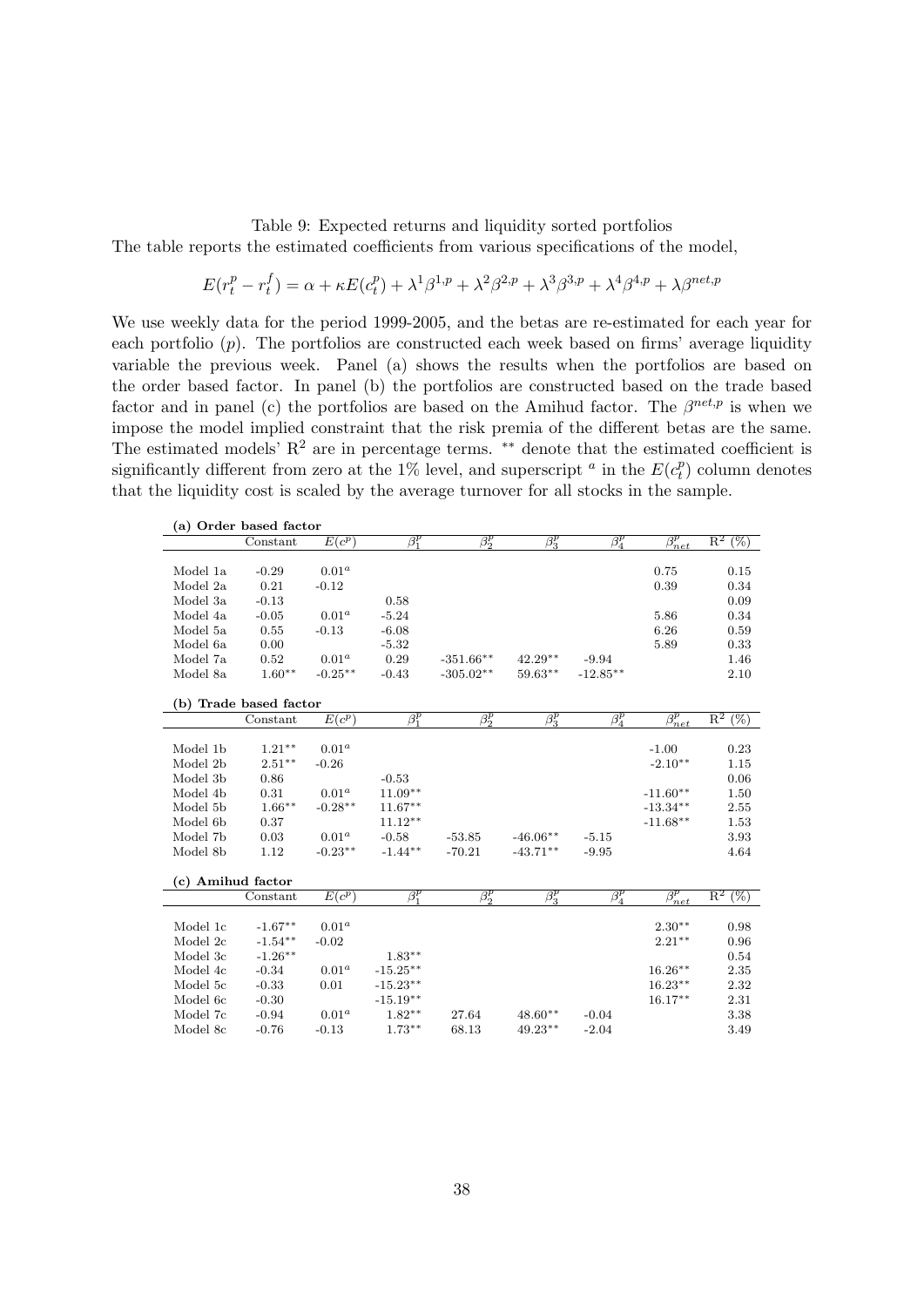Table 9: Expected returns and liquidity sorted portfolios

The table reports the estimated coefficients from various specifications of the model,

$$E(r_t^p - r_t^f) = \alpha + \kappa E(c_t^p) + \lambda^1 \beta^{1,p} + \lambda^2 \beta^{2,p} + \lambda^3 \beta^{3,p} + \lambda^4 \beta^{4,p} + \lambda \beta^{net,p}$$

We use weekly data for the period 1999-2005, and the betas are re-estimated for each year for each portfolio ($p$). The portfolios are constructed each week based on firms' average liquidity variable the previous week. Panel (a) shows the results when the portfolios are based on the order based factor. In panel (b) the portfolios are constructed based on the trade based factor and in panel (c) the portfolios are based on the Amihud factor. The $\beta^{net,p}$ is when we impose the model implied constraint that the risk premia of the different betas are the same. The estimated models' $R^2$ are in percentage terms. ** denote that the estimated coefficient is significantly different from zero at the 1% level, and superscript $^a$ in the $E(c_t^p)$ column denotes that the liquidity cost is scaled by the average turnover for all stocks in the sample.

**(a) Order based factor**

| | Constant | $E(c^p)$ | $\beta_1^p$ | $\beta_2^p$ | $\beta_3^p$ | $\beta_4^p$ | $\beta_{net}^p$ | $R^2$ (%) |
|---|---|---|---|---|---|---|---|---|
| Model 1a | -0.29 | $0.01^a$ | | | | | 0.75 | 0.15 |
| Model 2a | 0.21 | -0.12 | | | | | 0.39 | 0.34 |
| Model 3a | -0.13 | | 0.58 | | | | | 0.09 |
| Model 4a | -0.05 | $0.01^a$ | -5.24 | | | | 5.86 | 0.34 |
| Model 5a | 0.55 | -0.13 | -6.08 | | | | 6.26 | 0.59 |
| Model 6a | 0.00 | | -5.32 | | | | 5.89 | 0.33 |
| Model 7a | 0.52 | $0.01^a$ | 0.29 | -351.66** | 42.29** | -9.94 | | 1.46 |
| Model 8a | 1.60** | -0.25** | -0.43 | -305.02** | 59.63** | -12.85** | | 2.10 |

**(b) Trade based factor**

| | Constant | $E(c^p)$ | $\beta_1^p$ | $\beta_2^p$ | $\beta_3^p$ | $\beta_4^p$ | $\beta_{net}^p$ | $R^2$ (%) |
|---|---|---|---|---|---|---|---|---|
| Model 1b | 1.21** | $0.01^a$ | | | | | -1.00 | 0.23 |
| Model 2b | 2.51** | -0.26 | | | | | -2.10** | 1.15 |
| Model 3b | 0.86 | | -0.53 | | | | | 0.06 |
| Model 4b | 0.31 | $0.01^a$ | 11.09** | | | | -11.60** | 1.50 |
| Model 5b | 1.66** | -0.28** | 11.67** | | | | -13.34** | 2.55 |
| Model 6b | 0.37 | | 11.12** | | | | -11.68** | 1.53 |
| Model 7b | 0.03 | $0.01^a$ | -0.58 | -53.85 | -46.06** | -5.15 | | 3.93 |
| Model 8b | 1.12 | -0.23** | -1.44** | -70.21 | -43.71** | -9.95 | | 4.64 |

**(c) Amihud factor**

| | Constant | $E(c^p)$ | $\beta_1^p$ | $\beta_2^p$ | $\beta_3^p$ | $\beta_4^p$ | $\beta_{net}^p$ | $R^2$ (%) |
|---|---|---|---|---|---|---|---|---|
| Model 1c | -1.67** | $0.01^a$ | | | | | 2.30** | 0.98 |
| Model 2c | -1.54** | -0.02 | | | | | 2.21** | 0.96 |
| Model 3c | -1.26** | | 1.83** | | | | | 0.54 |
| Model 4c | -0.34 | $0.01^a$ | -15.25** | | | | 16.26** | 2.35 |
| Model 5c | -0.33 | 0.01 | -15.23** | | | | 16.23** | 2.32 |
| Model 6c | -0.30 | | -15.19** | | | | 16.17** | 2.31 |
| Model 7c | -0.94 | $0.01^a$ | 1.82** | 27.64 | 48.60** | -0.04 | | 3.38 |
| Model 8c | -0.76 | -0.13 | 1.73** | 68.13 | 49.23** | -2.04 | | 3.49 |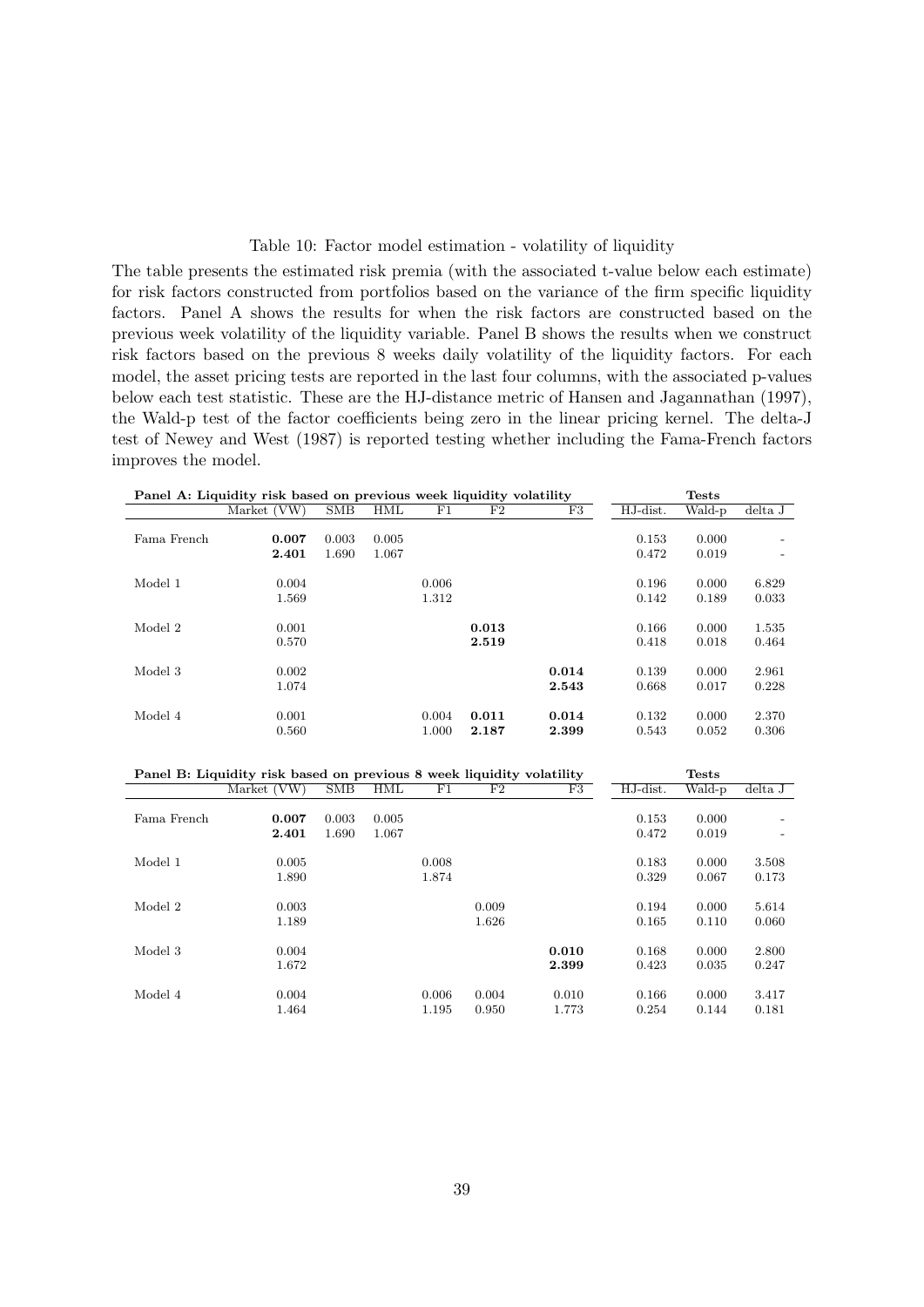Table 10: Factor model estimation - volatility of liquidity

The table presents the estimated risk premia (with the associated t-value below each estimate) for risk factors constructed from portfolios based on the variance of the firm specific liquidity factors. Panel A shows the results for when the risk factors are constructed based on the previous week volatility of the liquidity variable. Panel B shows the results when we construct risk factors based on the previous 8 weeks daily volatility of the liquidity factors. For each model, the asset pricing tests are reported in the last four columns, with the associated p-values below each test statistic. These are the HJ-distance metric of Hansen and Jagannathan (1997), the Wald-p test of the factor coefficients being zero in the linear pricing kernel. The delta-J test of Newey and West (1987) is reported testing whether including the Fama-French factors improves the model.

| **Panel A: Liquidity risk based on previous week liquidity volatility** | | | | | | | **Tests** | | |
|---|---|---|---|---|---|---|---|---|---|
| | Market (VW) | SMB | HML | F1 | F2 | F3 | HJ-dist. | Wald-p | delta J |
| Fama French | **0.007** | 0.003 | 0.005 | | | | 0.153 | 0.000 | - |
| | **2.401** | 1.690 | 1.067 | | | | 0.472 | 0.019 | - |
| Model 1 | 0.004 | | | 0.006 | | | 0.196 | 0.000 | 6.829 |
| | 1.569 | | | 1.312 | | | 0.142 | 0.189 | 0.033 |
| Model 2 | 0.001 | | | | **0.013** | | 0.166 | 0.000 | 1.535 |
| | 0.570 | | | | **2.519** | | 0.418 | 0.018 | 0.464 |
| Model 3 | 0.002 | | | | | **0.014** | 0.139 | 0.000 | 2.961 |
| | 1.074 | | | | | **2.543** | 0.668 | 0.017 | 0.228 |
| Model 4 | 0.001 | | | 0.004 | **0.011** | **0.014** | 0.132 | 0.000 | 2.370 |
| | 0.560 | | | 1.000 | **2.187** | **2.399** | 0.543 | 0.052 | 0.306 |

| **Panel B: Liquidity risk based on previous 8 week liquidity volatility** | | | | | | | **Tests** | | |
|---|---|---|---|---|---|---|---|---|---|
| | Market (VW) | SMB | HML | F1 | F2 | F3 | HJ-dist. | Wald-p | delta J |
| Fama French | **0.007** | 0.003 | 0.005 | | | | 0.153 | 0.000 | - |
| | **2.401** | 1.690 | 1.067 | | | | 0.472 | 0.019 | - |
| Model 1 | 0.005 | | | 0.008 | | | 0.183 | 0.000 | 3.508 |
| | 1.890 | | | 1.874 | | | 0.329 | 0.067 | 0.173 |
| Model 2 | 0.003 | | | | 0.009 | | 0.194 | 0.000 | 5.614 |
| | 1.189 | | | | 1.626 | | 0.165 | 0.110 | 0.060 |
| Model 3 | 0.004 | | | | | **0.010** | 0.168 | 0.000 | 2.800 |
| | 1.672 | | | | | **2.399** | 0.423 | 0.035 | 0.247 |
| Model 4 | 0.004 | | | 0.006 | 0.004 | 0.010 | 0.166 | 0.000 | 3.417 |
| | 1.464 | | | 1.195 | 0.950 | 1.773 | 0.254 | 0.144 | 0.181 |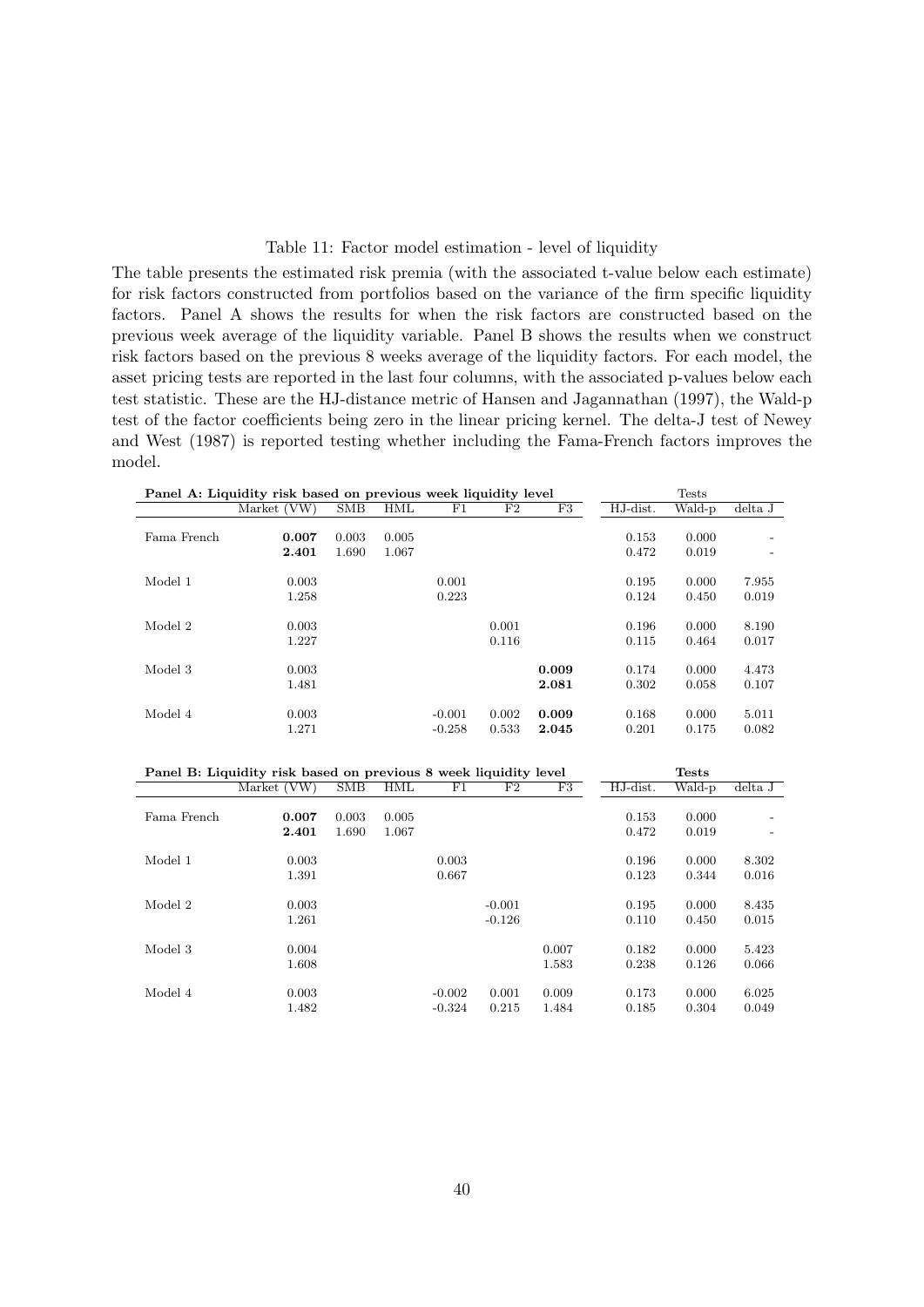Table 11: Factor model estimation - level of liquidity

The table presents the estimated risk premia (with the associated t-value below each estimate) for risk factors constructed from portfolios based on the variance of the firm specific liquidity factors. Panel A shows the results for when the risk factors are constructed based on the previous week average of the liquidity variable. Panel B shows the results when we construct risk factors based on the previous 8 weeks average of the liquidity factors. For each model, the asset pricing tests are reported in the last four columns, with the associated p-values below each test statistic. These are the HJ-distance metric of Hansen and Jagannathan (1997), the Wald-p test of the factor coefficients being zero in the linear pricing kernel. The delta-J test of Newey and West (1987) is reported testing whether including the Fama-French factors improves the model.

| **Panel A: Liquidity risk based on previous week liquidity level** | | | | | | | Tests | | |
|---|---|---|---|---|---|---|---|---|---|
| | Market (VW) | SMB | HML | F1 | F2 | F3 | HJ-dist. | Wald-p | delta J |
| Fama French | **0.007** | 0.003 | 0.005 | | | | 0.153 | 0.000 | - |
| | **2.401** | 1.690 | 1.067 | | | | 0.472 | 0.019 | - |
| Model 1 | 0.003 | | | 0.001 | | | 0.195 | 0.000 | 7.955 |
| | 1.258 | | | 0.223 | | | 0.124 | 0.450 | 0.019 |
| Model 2 | 0.003 | | | | 0.001 | | 0.196 | 0.000 | 8.190 |
| | 1.227 | | | | 0.116 | | 0.115 | 0.464 | 0.017 |
| Model 3 | 0.003 | | | | | **0.009** | 0.174 | 0.000 | 4.473 |
| | 1.481 | | | | | **2.081** | 0.302 | 0.058 | 0.107 |
| Model 4 | 0.003 | | | -0.001 | 0.002 | **0.009** | 0.168 | 0.000 | 5.011 |
| | 1.271 | | | -0.258 | 0.533 | **2.045** | 0.201 | 0.175 | 0.082 |

| **Panel B: Liquidity risk based on previous 8 week liquidity level** | | | | | | | **Tests** | | |
|---|---|---|---|---|---|---|---|---|---|
| | Market (VW) | SMB | HML | F1 | F2 | F3 | HJ-dist. | Wald-p | delta J |
| Fama French | **0.007** | 0.003 | 0.005 | | | | 0.153 | 0.000 | - |
| | **2.401** | 1.690 | 1.067 | | | | 0.472 | 0.019 | - |
| Model 1 | 0.003 | | | 0.003 | | | 0.196 | 0.000 | 8.302 |
| | 1.391 | | | 0.667 | | | 0.123 | 0.344 | 0.016 |
| Model 2 | 0.003 | | | | -0.001 | | 0.195 | 0.000 | 8.435 |
| | 1.261 | | | | -0.126 | | 0.110 | 0.450 | 0.015 |
| Model 3 | 0.004 | | | | | 0.007 | 0.182 | 0.000 | 5.423 |
| | 1.608 | | | | | 1.583 | 0.238 | 0.126 | 0.066 |
| Model 4 | 0.003 | | | -0.002 | 0.001 | 0.009 | 0.173 | 0.000 | 6.025 |
| | 1.482 | | | -0.324 | 0.215 | 1.484 | 0.185 | 0.304 | 0.049 |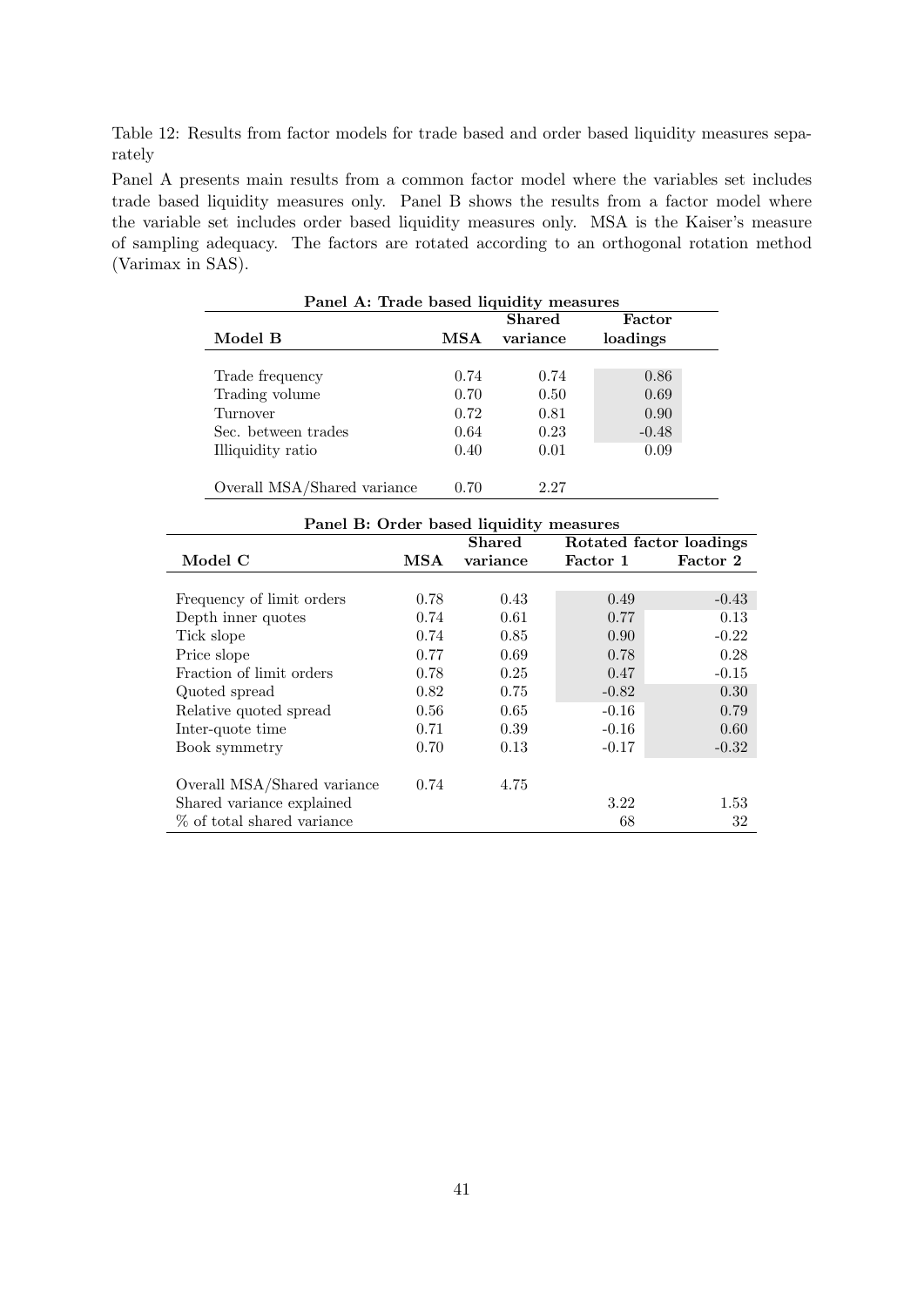Table 12: Results from factor models for trade based and order based liquidity measures separately

Panel A presents main results from a common factor model where the variables set includes trade based liquidity measures only. Panel B shows the results from a factor model where the variable set includes order based liquidity measures only. MSA is the Kaiser's measure of sampling adequacy. The factors are rotated according to an orthogonal rotation method (Varimax in SAS).

**Panel A: Trade based liquidity measures**

| Model B | MSA | Shared variance | Factor loadings |
|---|---|---|---|
| Trade frequency | 0.74 | 0.74 | 0.86 |
| Trading volume | 0.70 | 0.50 | 0.69 |
| Turnover | 0.72 | 0.81 | 0.90 |
| Sec. between trades | 0.64 | 0.23 | -0.48 |
| Illiquidity ratio | 0.40 | 0.01 | 0.09 |
| Overall MSA/Shared variance | 0.70 | 2.27 | |

**Panel B: Order based liquidity measures**

| | | | Rotated factor loadings | |
|---|---|---|---|---|
| Model C | MSA | Shared variance | Factor 1 | Factor 2 |
| Frequency of limit orders | 0.78 | 0.43 | 0.49 | -0.43 |
| Depth inner quotes | 0.74 | 0.61 | 0.77 | 0.13 |
| Tick slope | 0.74 | 0.85 | 0.90 | -0.22 |
| Price slope | 0.77 | 0.69 | 0.78 | 0.28 |
| Fraction of limit orders | 0.78 | 0.25 | 0.47 | -0.15 |
| Quoted spread | 0.82 | 0.75 | -0.82 | 0.30 |
| Relative quoted spread | 0.56 | 0.65 | -0.16 | 0.79 |
| Inter-quote time | 0.71 | 0.39 | -0.16 | 0.60 |
| Book symmetry | 0.70 | 0.13 | -0.17 | -0.32 |
| Overall MSA/Shared variance | 0.74 | 4.75 | | |
| Shared variance explained | | | 3.22 | 1.53 |
| % of total shared variance | | | 68 | 32 |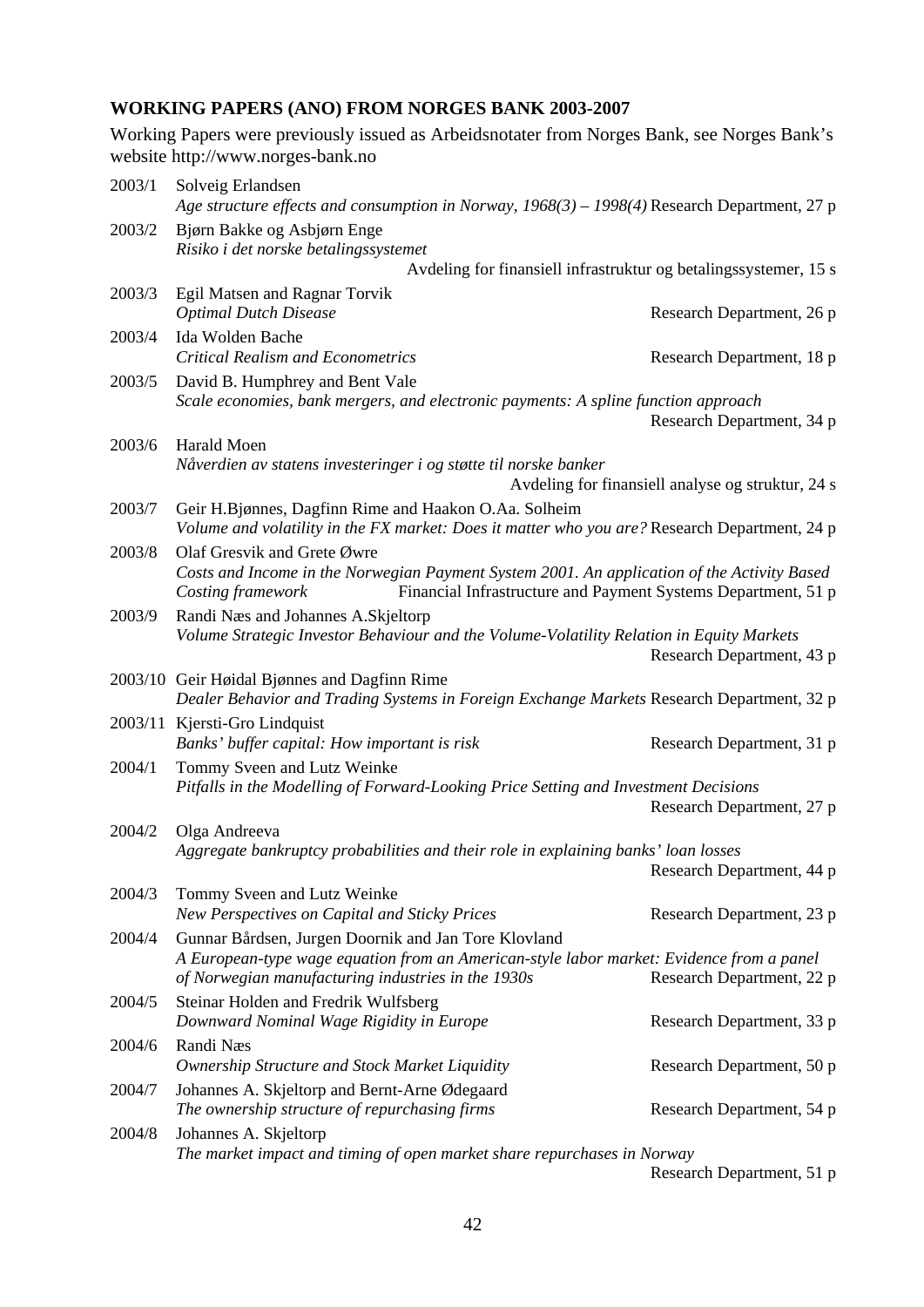## WORKING PAPERS (ANO) FROM NORGES BANK 2003-2007

Working Papers were previously issued as Arbeidsnotater from Norges Bank, see Norges Bank's website http://www.norges-bank.no

2003/1 Solveig Erlandsen
*Age structure effects and consumption in Norway, 1968(3) – 1998(4)* Research Department, 27 p

2003/2 Bjørn Bakke og Asbjørn Enge
*Risiko i det norske betalingssystemet*
Avdeling for finansiell infrastruktur og betalingssystemer, 15 s

2003/3 Egil Matsen and Ragnar Torvik
*Optimal Dutch Disease* Research Department, 26 p

2003/4 Ida Wolden Bache
*Critical Realism and Econometrics* Research Department, 18 p

2003/5 David B. Humphrey and Bent Vale
*Scale economies, bank mergers, and electronic payments: A spline function approach*
Research Department, 34 p

2003/6 Harald Moen
*Nåverdien av statens investeringer i og støtte til norske banker*
Avdeling for finansiell analyse og struktur, 24 s

2003/7 Geir H.Bjønnes, Dagfinn Rime and Haakon O.Aa. Solheim
*Volume and volatility in the FX market: Does it matter who you are?* Research Department, 24 p

2003/8 Olaf Gresvik and Grete Øwre
*Costs and Income in the Norwegian Payment System 2001. An application of the Activity Based Costing framework* Financial Infrastructure and Payment Systems Department, 51 p

2003/9 Randi Næs and Johannes A.Skjeltorp
*Volume Strategic Investor Behaviour and the Volume-Volatility Relation in Equity Markets*
Research Department, 43 p

2003/10 Geir Høidal Bjønnes and Dagfinn Rime
*Dealer Behavior and Trading Systems in Foreign Exchange Markets* Research Department, 32 p

2003/11 Kjersti-Gro Lindquist
*Banks' buffer capital: How important is risk* Research Department, 31 p

2004/1 Tommy Sveen and Lutz Weinke
*Pitfalls in the Modelling of Forward-Looking Price Setting and Investment Decisions*
Research Department, 27 p

2004/2 Olga Andreeva
*Aggregate bankruptcy probabilities and their role in explaining banks' loan losses*
Research Department, 44 p

2004/3 Tommy Sveen and Lutz Weinke
*New Perspectives on Capital and Sticky Prices* Research Department, 23 p

2004/4 Gunnar Bårdsen, Jurgen Doornik and Jan Tore Klovland
*A European-type wage equation from an American-style labor market: Evidence from a panel of Norwegian manufacturing industries in the 1930s* Research Department, 22 p

2004/5 Steinar Holden and Fredrik Wulfsberg
*Downward Nominal Wage Rigidity in Europe* Research Department, 33 p

2004/6 Randi Næs
*Ownership Structure and Stock Market Liquidity* Research Department, 50 p

2004/7 Johannes A. Skjeltorp and Bernt-Arne Ødegaard
*The ownership structure of repurchasing firms* Research Department, 54 p

2004/8 Johannes A. Skjeltorp
*The market impact and timing of open market share repurchases in Norway*
Research Department, 51 p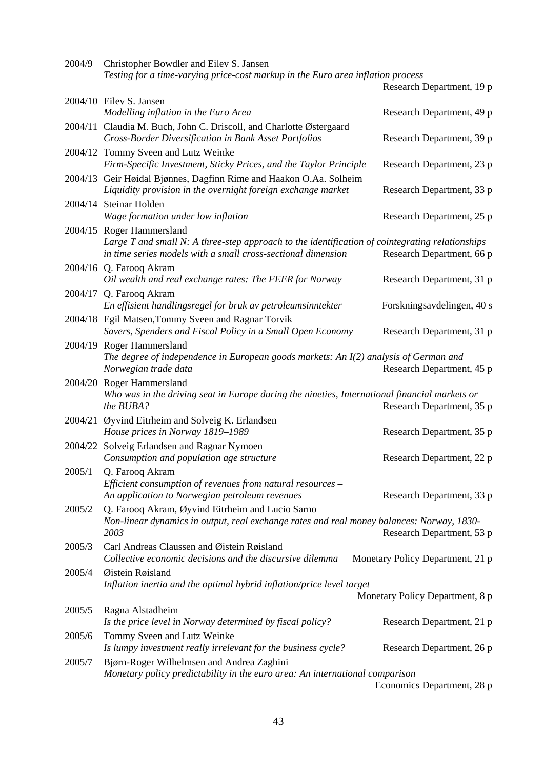2004/9 Christopher Bowdler and Eilev S. Jansen
*Testing for a time-varying price-cost markup in the Euro area inflation process*
Research Department, 19 p

2004/10 Eilev S. Jansen
*Modelling inflation in the Euro Area* Research Department, 49 p

2004/11 Claudia M. Buch, John C. Driscoll, and Charlotte Østergaard
*Cross-Border Diversification in Bank Asset Portfolios* Research Department, 39 p

2004/12 Tommy Sveen and Lutz Weinke
*Firm-Specific Investment, Sticky Prices, and the Taylor Principle* Research Department, 23 p

2004/13 Geir Høidal Bjønnes, Dagfinn Rime and Haakon O.Aa. Solheim
*Liquidity provision in the overnight foreign exchange market* Research Department, 33 p

2004/14 Steinar Holden
*Wage formation under low inflation* Research Department, 25 p

2004/15 Roger Hammersland
*Large T and small N: A three-step approach to the identification of cointegrating relationships in time series models with a small cross-sectional dimension* Research Department, 66 p

2004/16 Q. Farooq Akram
*Oil wealth and real exchange rates: The FEER for Norway* Research Department, 31 p

2004/17 Q. Farooq Akram
*En effisient handlingsregel for bruk av petroleumsinntekter* Forskningsavdelingen, 40 s

2004/18 Egil Matsen, Tommy Sveen and Ragnar Torvik
*Savers, Spenders and Fiscal Policy in a Small Open Economy* Research Department, 31 p

2004/19 Roger Hammersland
*The degree of independence in European goods markets: An I(2) analysis of German and Norwegian trade data* Research Department, 45 p

2004/20 Roger Hammersland
*Who was in the driving seat in Europe during the nineties, International financial markets or the BUBA?* Research Department, 35 p

2004/21 Øyvind Eitrheim and Solveig K. Erlandsen
*House prices in Norway 1819–1989* Research Department, 35 p

2004/22 Solveig Erlandsen and Ragnar Nymoen
*Consumption and population age structure* Research Department, 22 p

2005/1 Q. Farooq Akram
*Efficient consumption of revenues from natural resources – An application to Norwegian petroleum revenues* Research Department, 33 p

2005/2 Q. Farooq Akram, Øyvind Eitrheim and Lucio Sarno
*Non-linear dynamics in output, real exchange rates and real money balances: Norway, 1830-2003* Research Department, 53 p

2005/3 Carl Andreas Claussen and Øistein Røisland
*Collective economic decisions and the discursive dilemma* Monetary Policy Department, 21 p

2005/4 Øistein Røisland
*Inflation inertia and the optimal hybrid inflation/price level target*
Monetary Policy Department, 8 p

2005/5 Ragna Alstadheim
*Is the price level in Norway determined by fiscal policy?* Research Department, 21 p

2005/6 Tommy Sveen and Lutz Weinke
*Is lumpy investment really irrelevant for the business cycle?* Research Department, 26 p

2005/7 Bjørn-Roger Wilhelmsen and Andrea Zaghini
*Monetary policy predictability in the euro area: An international comparison*
Economics Department, 28 p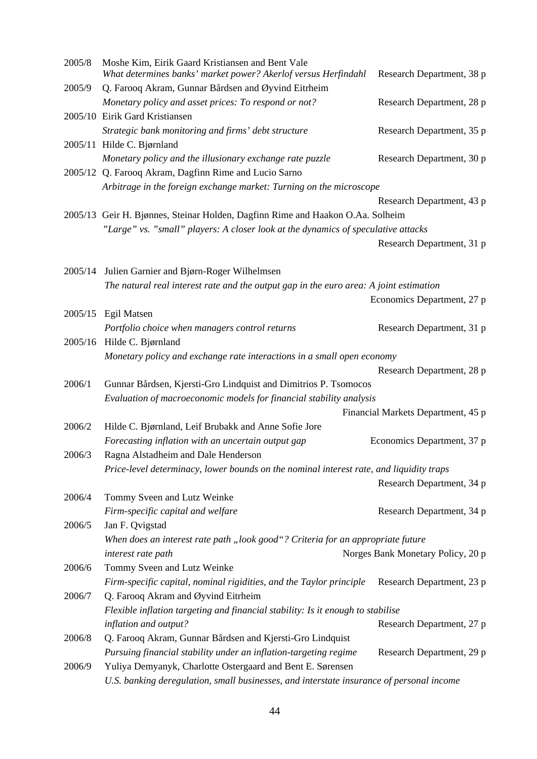2005/8 Moshe Kim, Eirik Gaard Kristiansen and Bent Vale
*What determines banks' market power? Akerlof versus Herfindahl* Research Department, 38 p

2005/9 Q. Farooq Akram, Gunnar Bårdsen and Øyvind Eitrheim
*Monetary policy and asset prices: To respond or not?* Research Department, 28 p

2005/10 Eirik Gard Kristiansen
*Strategic bank monitoring and firms' debt structure* Research Department, 35 p

2005/11 Hilde C. Bjørnland
*Monetary policy and the illusionary exchange rate puzzle* Research Department, 30 p

2005/12 Q. Farooq Akram, Dagfinn Rime and Lucio Sarno
*Arbitrage in the foreign exchange market: Turning on the microscope*
Research Department, 43 p

2005/13 Geir H. Bjønnes, Steinar Holden, Dagfinn Rime and Haakon O.Aa. Solheim
*"Large" vs. "small" players: A closer look at the dynamics of speculative attacks*
Research Department, 31 p

2005/14 Julien Garnier and Bjørn-Roger Wilhelmsen
*The natural real interest rate and the output gap in the euro area: A joint estimation*
Economics Department, 27 p

2005/15 Egil Matsen
*Portfolio choice when managers control returns* Research Department, 31 p

2005/16 Hilde C. Bjørnland
*Monetary policy and exchange rate interactions in a small open economy*
Research Department, 28 p

2006/1 Gunnar Bårdsen, Kjersti-Gro Lindquist and Dimitrios P. Tsomocos
*Evaluation of macroeconomic models for financial stability analysis*
Financial Markets Department, 45 p

2006/2 Hilde C. Bjørnland, Leif Brubakk and Anne Sofie Jore
*Forecasting inflation with an uncertain output gap* Economics Department, 37 p

2006/3 Ragna Alstadheim and Dale Henderson
*Price-level determinacy, lower bounds on the nominal interest rate, and liquidity traps*
Research Department, 34 p

2006/4 Tommy Sveen and Lutz Weinke
*Firm-specific capital and welfare* Research Department, 34 p

2006/5 Jan F. Qvigstad
*When does an interest rate path „look good"? Criteria for an appropriate future interest rate path* Norges Bank Monetary Policy, 20 p

2006/6 Tommy Sveen and Lutz Weinke
*Firm-specific capital, nominal rigidities, and the Taylor principle* Research Department, 23 p

2006/7 Q. Farooq Akram and Øyvind Eitrheim
*Flexible inflation targeting and financial stability: Is it enough to stabilise inflation and output?* Research Department, 27 p

2006/8 Q. Farooq Akram, Gunnar Bårdsen and Kjersti-Gro Lindquist
*Pursuing financial stability under an inflation-targeting regime* Research Department, 29 p

2006/9 Yuliya Demyanyk, Charlotte Ostergaard and Bent E. Sørensen
*U.S. banking deregulation, small businesses, and interstate insurance of personal income*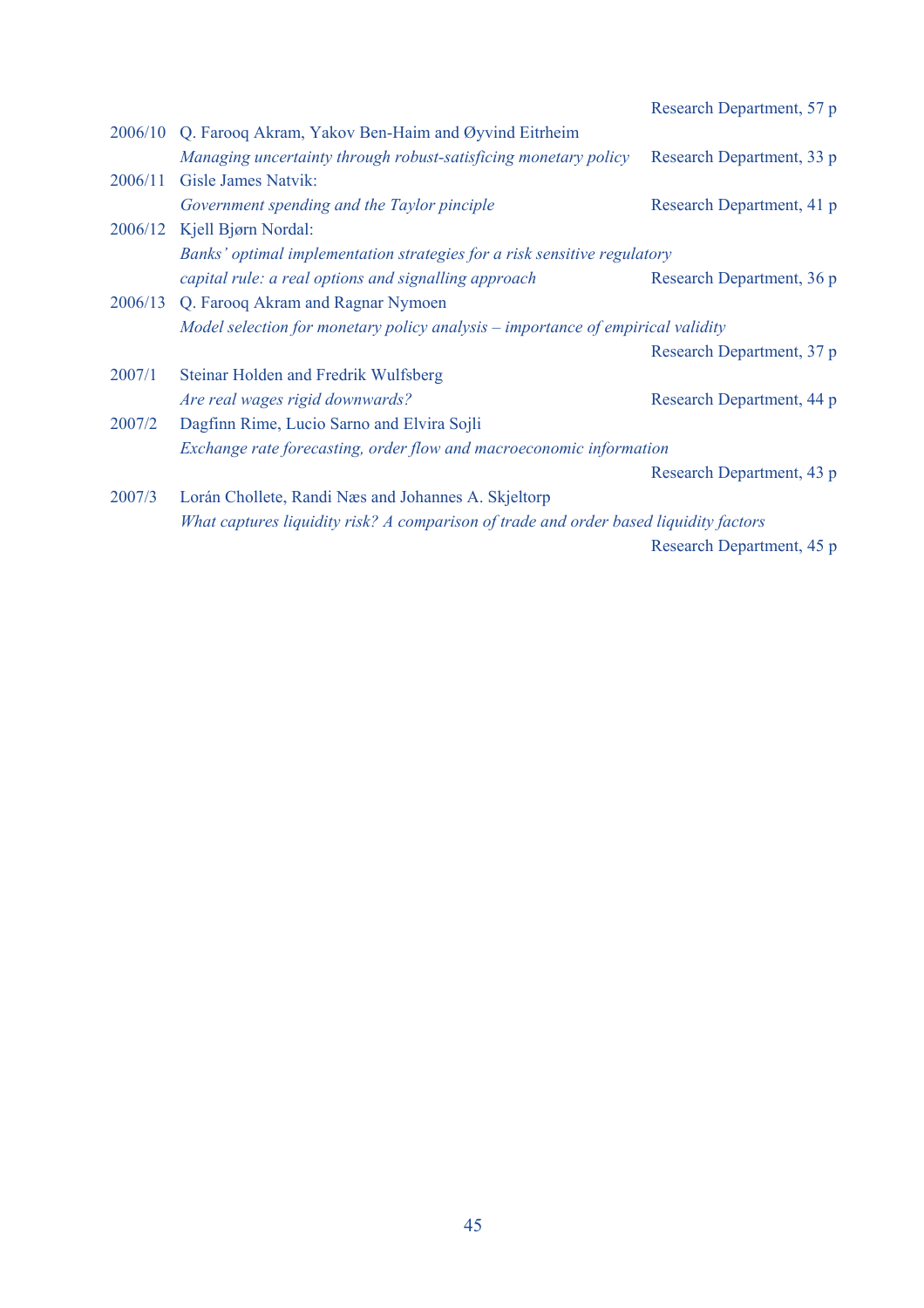Research Department, 57 p

2006/10 Q. Farooq Akram, Yakov Ben-Haim and Øyvind Eitrheim
*Managing uncertainty through robust-satisficing monetary policy* Research Department, 33 p

2006/11 Gisle James Natvik:
*Government spending and the Taylor pinciple* Research Department, 41 p

2006/12 Kjell Bjørn Nordal:
*Banks' optimal implementation strategies for a risk sensitive regulatory capital rule: a real options and signalling approach* Research Department, 36 p

2006/13 Q. Farooq Akram and Ragnar Nymoen
*Model selection for monetary policy analysis – importance of empirical validity*
Research Department, 37 p

2007/1 Steinar Holden and Fredrik Wulfsberg
*Are real wages rigid downwards?* Research Department, 44 p

2007/2 Dagfinn Rime, Lucio Sarno and Elvira Sojli
*Exchange rate forecasting, order flow and macroeconomic information*
Research Department, 43 p

2007/3 Lorán Chollete, Randi Næs and Johannes A. Skjeltorp
*What captures liquidity risk? A comparison of trade and order based liquidity factors*
Research Department, 45 p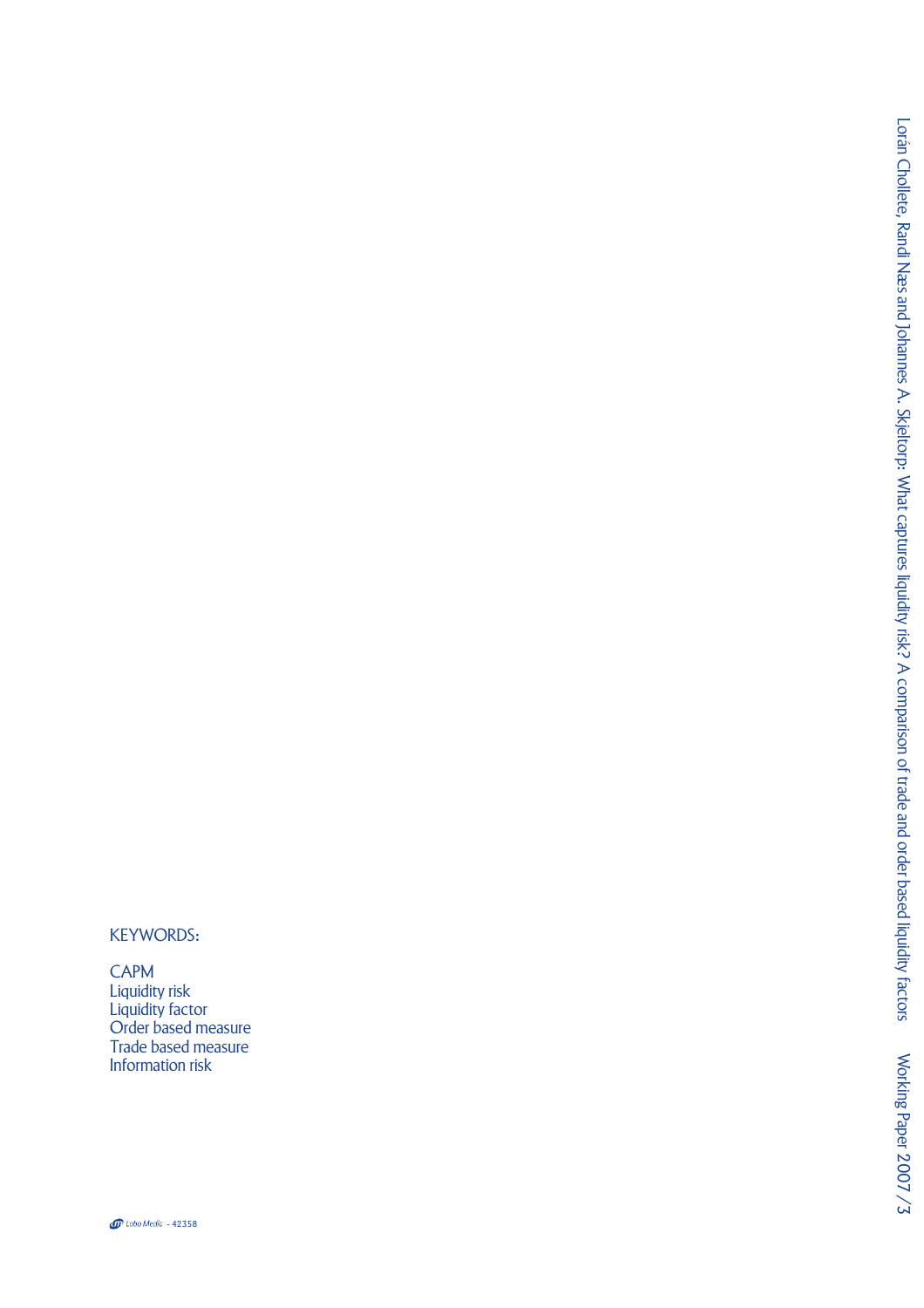KEYWORDS:

CAPM
Liquidity risk
Liquidity factor
Order based measure
Trade based measure
Information risk

Lorán Chollete, Randi Næs and Johannes A. Skjeltorp: What captures liquidity risk? A comparison of trade and order based liquidity factors

Working Paper 2007/3